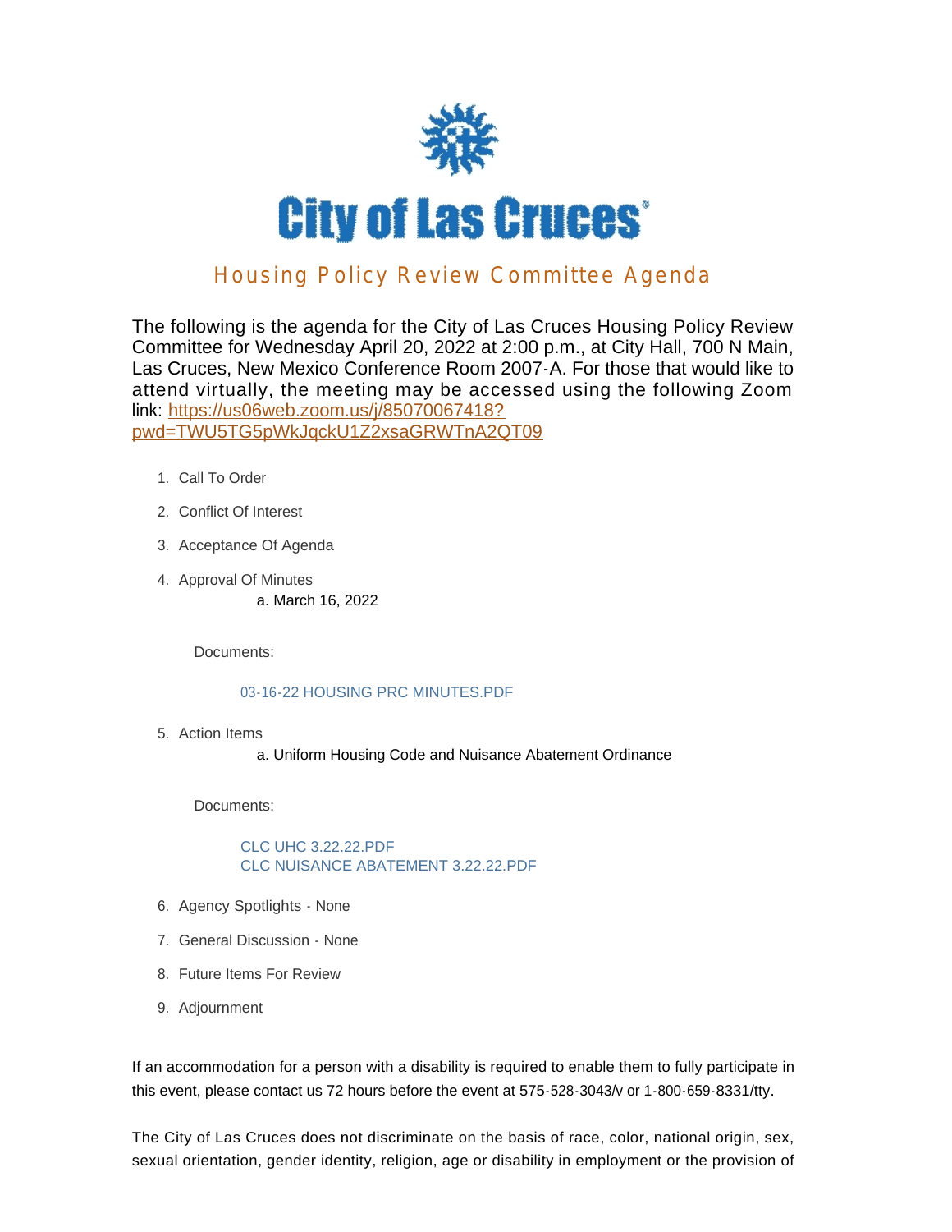# City of Las Cruces

## Housing Policy Review Committee Agenda

The following is the agenda for the City of Las Cruces Housing Policy Review Committee for Wednesday April 20, 2022 at 2:00 p.m., at City Hall, 700 N Main, Las Cruces, New Mexico Conference Room 2007-A. For those that would like to attend virtually, the meeting may be accessed using the following Zoom link: [https://us06web.zoom.us/j/85070067418?pwd=TWU5TG5pWkJqckU1Z2xsaGRWTnA2QT09](https://us06web.zoom.us/j/85070067418?pwd=TWU5TG5pWkJqckU1Z2xsaGRWTnA2QT09)

1. Call To Order
2. Conflict Of Interest
3. Acceptance Of Agenda
4. Approval Of Minutes
   a. March 16, 2022

   Documents:

   03-16-22 HOUSING PRC MINUTES.PDF

5. Action Items
   a. Uniform Housing Code and Nuisance Abatement Ordinance

   Documents:

   CLC UHC 3.22.22.PDF
   CLC NUISANCE ABATEMENT 3.22.22.PDF

6. Agency Spotlights - None
7. General Discussion - None
8. Future Items For Review
9. Adjournment

If an accommodation for a person with a disability is required to enable them to fully participate in this event, please contact us 72 hours before the event at 575-528-3043/v or 1-800-659-8331/tty.

The City of Las Cruces does not discriminate on the basis of race, color, national origin, sex, sexual orientation, gender identity, religion, age or disability in employment or the provision of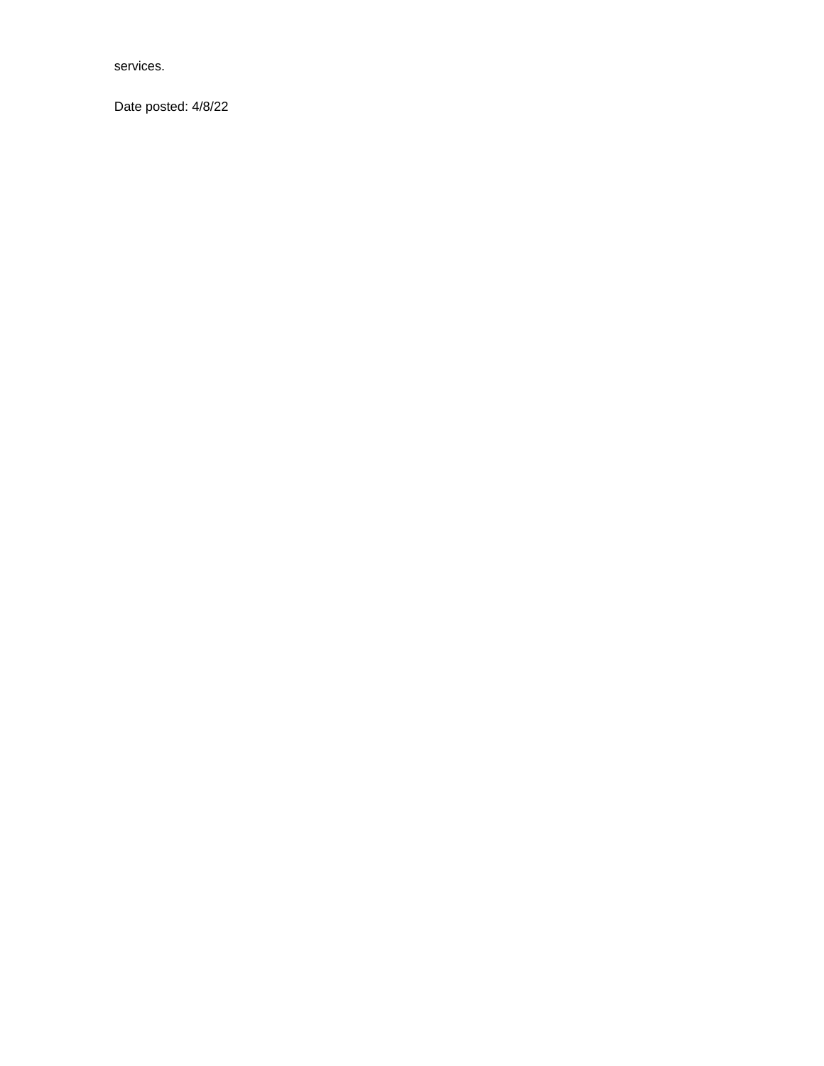services.

Date posted: 4/8/22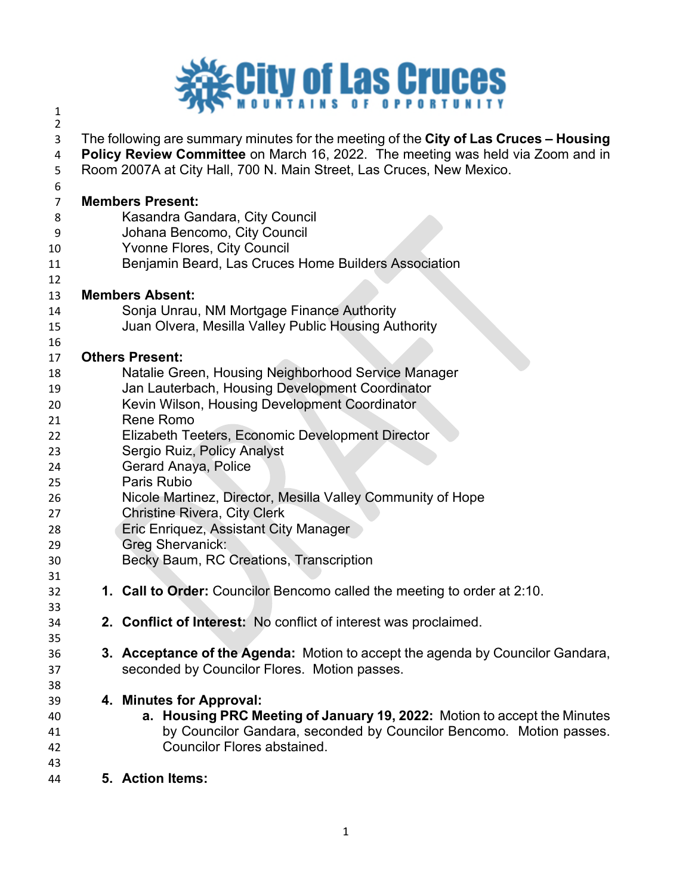# City of Las Cruces
MOUNTAINS OF OPPORTUNITY

The following are summary minutes for the meeting of the **City of Las Cruces – Housing Policy Review Committee** on March 16, 2022. The meeting was held via Zoom and in Room 2007A at City Hall, 700 N. Main Street, Las Cruces, New Mexico.

**Members Present:**
- Kasandra Gandara, City Council
- Johana Bencomo, City Council
- Yvonne Flores, City Council
- Benjamin Beard, Las Cruces Home Builders Association

**Members Absent:**
- Sonja Unrau, NM Mortgage Finance Authority
- Juan Olvera, Mesilla Valley Public Housing Authority

**Others Present:**
- Natalie Green, Housing Neighborhood Service Manager
- Jan Lauterbach, Housing Development Coordinator
- Kevin Wilson, Housing Development Coordinator
- Rene Romo
- Elizabeth Teeters, Economic Development Director
- Sergio Ruiz, Policy Analyst
- Gerard Anaya, Police
- Paris Rubio
- Nicole Martinez, Director, Mesilla Valley Community of Hope
- Christine Rivera, City Clerk
- Eric Enriquez, Assistant City Manager
- Greg Shervanick:
- Becky Baum, RC Creations, Transcription

1. **Call to Order:** Councilor Bencomo called the meeting to order at 2:10.

2. **Conflict of Interest:** No conflict of interest was proclaimed.

3. **Acceptance of the Agenda:** Motion to accept the agenda by Councilor Gandara, seconded by Councilor Flores. Motion passes.

4. **Minutes for Approval:**
   a. **Housing PRC Meeting of January 19, 2022:** Motion to accept the Minutes by Councilor Gandara, seconded by Councilor Bencomo. Motion passes. Councilor Flores abstained.

5. **Action Items:**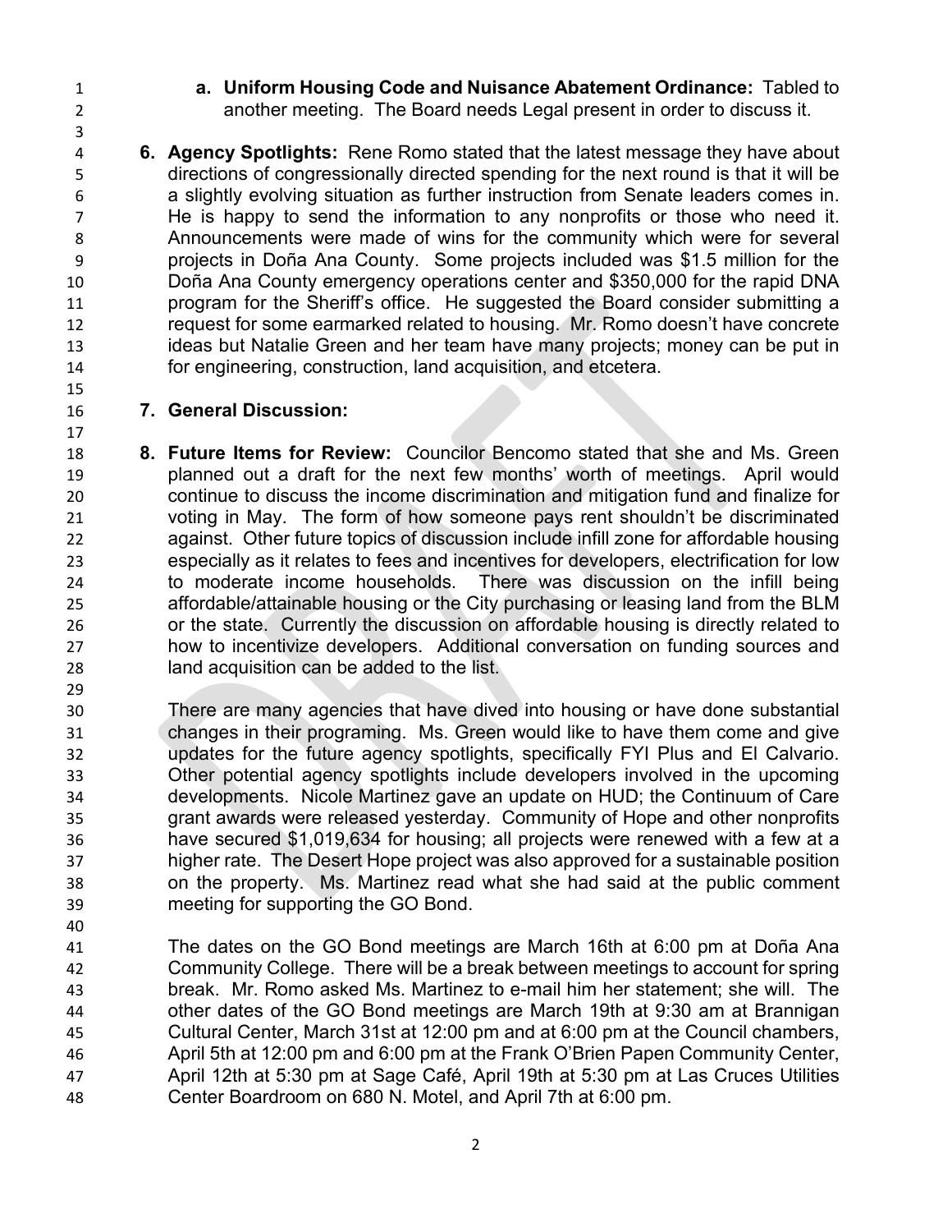**a. Uniform Housing Code and Nuisance Abatement Ordinance:** Tabled to another meeting. The Board needs Legal present in order to discuss it.

**6. Agency Spotlights:** Rene Romo stated that the latest message they have about directions of congressionally directed spending for the next round is that it will be a slightly evolving situation as further instruction from Senate leaders comes in. He is happy to send the information to any nonprofits or those who need it. Announcements were made of wins for the community which were for several projects in Doña Ana County. Some projects included was $1.5 million for the Doña Ana County emergency operations center and $350,000 for the rapid DNA program for the Sheriff's office. He suggested the Board consider submitting a request for some earmarked related to housing. Mr. Romo doesn't have concrete ideas but Natalie Green and her team have many projects; money can be put in for engineering, construction, land acquisition, and etcetera.

**7. General Discussion:**

**8. Future Items for Review:** Councilor Bencomo stated that she and Ms. Green planned out a draft for the next few months' worth of meetings. April would continue to discuss the income discrimination and mitigation fund and finalize for voting in May. The form of how someone pays rent shouldn't be discriminated against. Other future topics of discussion include infill zone for affordable housing especially as it relates to fees and incentives for developers, electrification for low to moderate income households. There was discussion on the infill being affordable/attainable housing or the City purchasing or leasing land from the BLM or the state. Currently the discussion on affordable housing is directly related to how to incentivize developers. Additional conversation on funding sources and land acquisition can be added to the list.

There are many agencies that have dived into housing or have done substantial changes in their programing. Ms. Green would like to have them come and give updates for the future agency spotlights, specifically FYI Plus and El Calvario. Other potential agency spotlights include developers involved in the upcoming developments. Nicole Martinez gave an update on HUD; the Continuum of Care grant awards were released yesterday. Community of Hope and other nonprofits have secured $1,019,634 for housing; all projects were renewed with a few at a higher rate. The Desert Hope project was also approved for a sustainable position on the property. Ms. Martinez read what she had said at the public comment meeting for supporting the GO Bond.

The dates on the GO Bond meetings are March 16th at 6:00 pm at Doña Ana Community College. There will be a break between meetings to account for spring break. Mr. Romo asked Ms. Martinez to e-mail him her statement; she will. The other dates of the GO Bond meetings are March 19th at 9:30 am at Brannigan Cultural Center, March 31st at 12:00 pm and at 6:00 pm at the Council chambers, April 5th at 12:00 pm and 6:00 pm at the Frank O'Brien Papen Community Center, April 12th at 5:30 pm at Sage Café, April 19th at 5:30 pm at Las Cruces Utilities Center Boardroom on 680 N. Motel, and April 7th at 6:00 pm.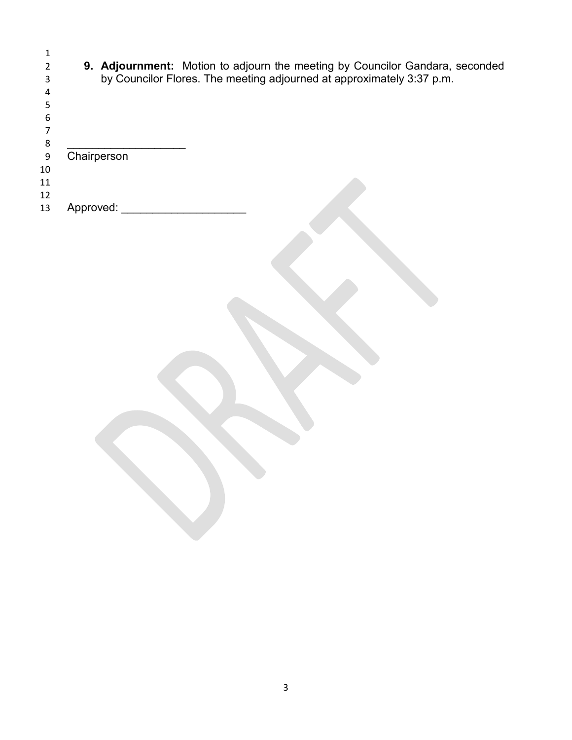9. **Adjournment:** Motion to adjourn the meeting by Councilor Gandara, seconded by Councilor Flores. The meeting adjourned at approximately 3:37 p.m.

___________________
Chairperson

Approved: ___________________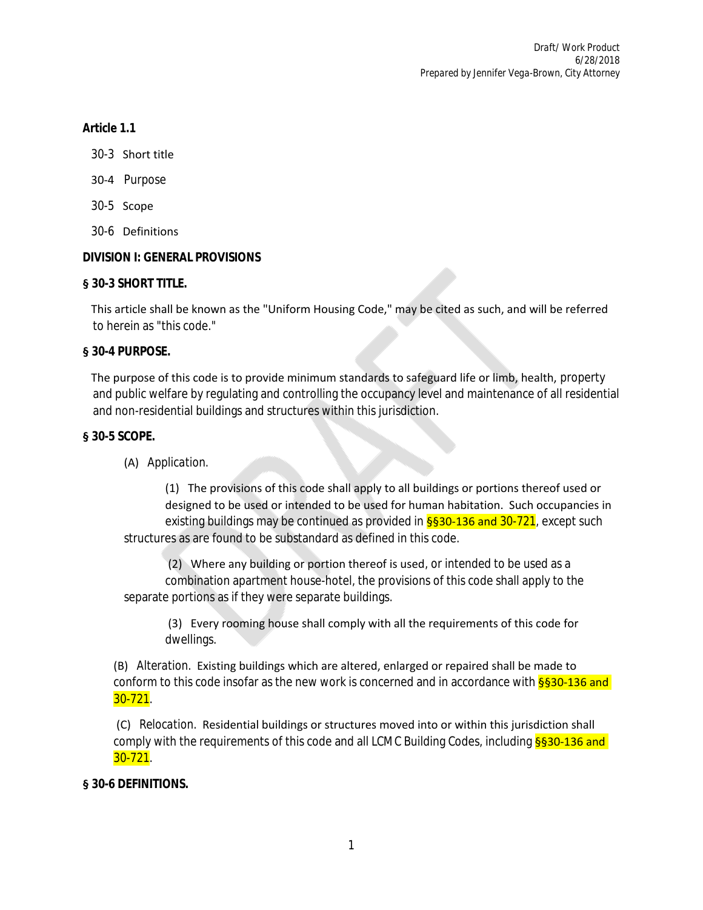Draft/ Work Product
6/28/2018
Prepared by Jennifer Vega-Brown, City Attorney

**Article 1.1**

30-3 Short title

30-4 Purpose

30-5 Scope

30-6 Definitions

**DIVISION I: GENERAL PROVISIONS**

**§ 30-3 SHORT TITLE.**

This article shall be known as the "Uniform Housing Code," may be cited as such, and will be referred to herein as "this code."

**§ 30-4 PURPOSE.**

The purpose of this code is to provide minimum standards to safeguard life or limb, health, property and public welfare by regulating and controlling the occupancy level and maintenance of all residential and non-residential buildings and structures within this jurisdiction.

**§ 30-5 SCOPE.**

(A) Application.

(1) The provisions of this code shall apply to all buildings or portions thereof used or designed to be used or intended to be used for human habitation. Such occupancies in existing buildings may be continued as provided in §§30-136 and 30-721, except such structures as are found to be substandard as defined in this code.

(2) Where any building or portion thereof is used, or intended to be used as a combination apartment house-hotel, the provisions of this code shall apply to the separate portions as if they were separate buildings.

(3) Every rooming house shall comply with all the requirements of this code for dwellings.

(B) Alteration. Existing buildings which are altered, enlarged or repaired shall be made to conform to this code insofar as the new work is concerned and in accordance with §§30-136 and 30-721.

(C) Relocation. Residential buildings or structures moved into or within this jurisdiction shall comply with the requirements of this code and all LCMC Building Codes, including §§30-136 and 30-721.

**§ 30-6 DEFINITIONS.**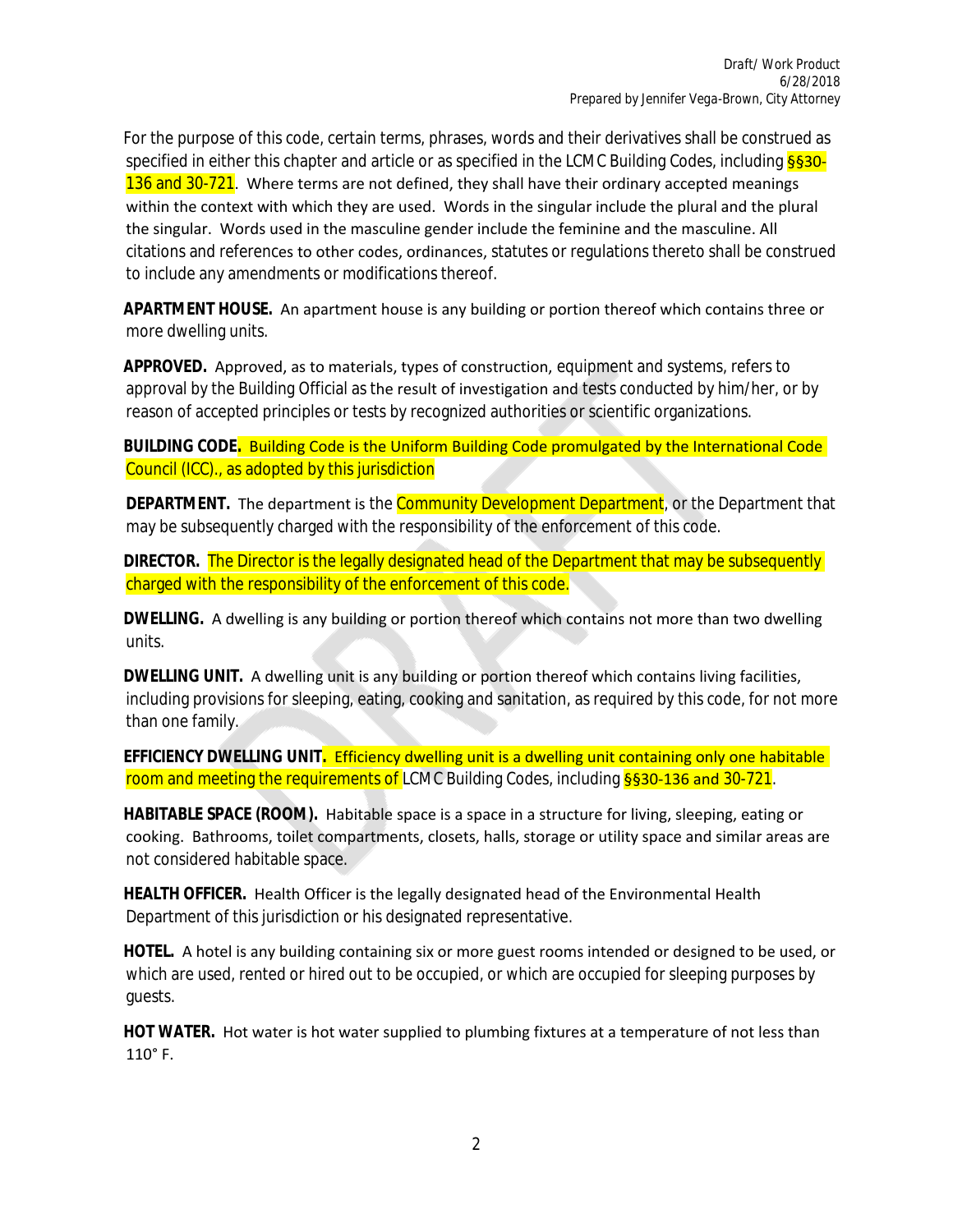For the purpose of this code, certain terms, phrases, words and their derivatives shall be construed as specified in either this chapter and article or as specified in the LCMC Building Codes, including §§30-136 and 30-721. Where terms are not defined, they shall have their ordinary accepted meanings within the context with which they are used. Words in the singular include the plural and the plural the singular. Words used in the masculine gender include the feminine and the masculine. All citations and references to other codes, ordinances, statutes or regulations thereto shall be construed to include any amendments or modifications thereof.

**APARTMENT HOUSE.** An apartment house is any building or portion thereof which contains three or more dwelling units.

**APPROVED.** Approved, as to materials, types of construction, equipment and systems, refers to approval by the Building Official as the result of investigation and tests conducted by him/her, or by reason of accepted principles or tests by recognized authorities or scientific organizations.

**BUILDING CODE.** Building Code is the Uniform Building Code promulgated by the International Code Council (ICC)., as adopted by this jurisdiction

**DEPARTMENT.** The department is the Community Development Department, or the Department that may be subsequently charged with the responsibility of the enforcement of this code.

**DIRECTOR.** The Director is the legally designated head of the Department that may be subsequently charged with the responsibility of the enforcement of this code.

**DWELLING.** A dwelling is any building or portion thereof which contains not more than two dwelling units.

**DWELLING UNIT.** A dwelling unit is any building or portion thereof which contains living facilities, including provisions for sleeping, eating, cooking and sanitation, as required by this code, for not more than one family.

**EFFICIENCY DWELLING UNIT.** Efficiency dwelling unit is a dwelling unit containing only one habitable room and meeting the requirements of LCMC Building Codes, including §§30-136 and 30-721.

**HABITABLE SPACE (ROOM).** Habitable space is a space in a structure for living, sleeping, eating or cooking. Bathrooms, toilet compartments, closets, halls, storage or utility space and similar areas are not considered habitable space.

**HEALTH OFFICER.** Health Officer is the legally designated head of the Environmental Health Department of this jurisdiction or his designated representative.

**HOTEL.** A hotel is any building containing six or more guest rooms intended or designed to be used, or which are used, rented or hired out to be occupied, or which are occupied for sleeping purposes by guests.

**HOT WATER.** Hot water is hot water supplied to plumbing fixtures at a temperature of not less than 110° F.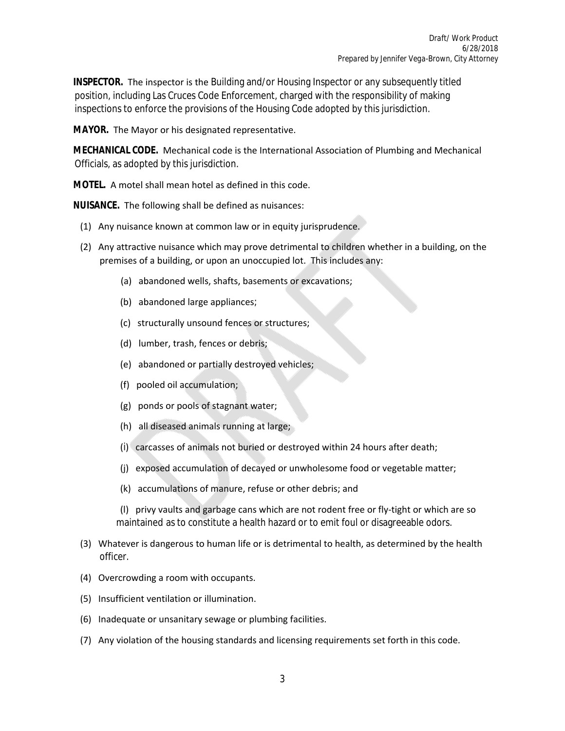**INSPECTOR.** The inspector is the Building and/or Housing Inspector or any subsequently titled position, including Las Cruces Code Enforcement, charged with the responsibility of making inspections to enforce the provisions of the Housing Code adopted by this jurisdiction.

**MAYOR.** The Mayor or his designated representative.

**MECHANICAL CODE.** Mechanical code is the International Association of Plumbing and Mechanical Officials, as adopted by this jurisdiction.

**MOTEL.** A motel shall mean hotel as defined in this code.

**NUISANCE.** The following shall be defined as nuisances:

(1) Any nuisance known at common law or in equity jurisprudence.

(2) Any attractive nuisance which may prove detrimental to children whether in a building, on the premises of a building, or upon an unoccupied lot. This includes any:

  (a) abandoned wells, shafts, basements or excavations;

  (b) abandoned large appliances;

  (c) structurally unsound fences or structures;

  (d) lumber, trash, fences or debris;

  (e) abandoned or partially destroyed vehicles;

  (f) pooled oil accumulation;

  (g) ponds or pools of stagnant water;

  (h) all diseased animals running at large;

  (i) carcasses of animals not buried or destroyed within 24 hours after death;

  (j) exposed accumulation of decayed or unwholesome food or vegetable matter;

  (k) accumulations of manure, refuse or other debris; and

  (l) privy vaults and garbage cans which are not rodent free or fly-tight or which are so maintained as to constitute a health hazard or to emit foul or disagreeable odors.

(3) Whatever is dangerous to human life or is detrimental to health, as determined by the health officer.

(4) Overcrowding a room with occupants.

(5) Insufficient ventilation or illumination.

(6) Inadequate or unsanitary sewage or plumbing facilities.

(7) Any violation of the housing standards and licensing requirements set forth in this code.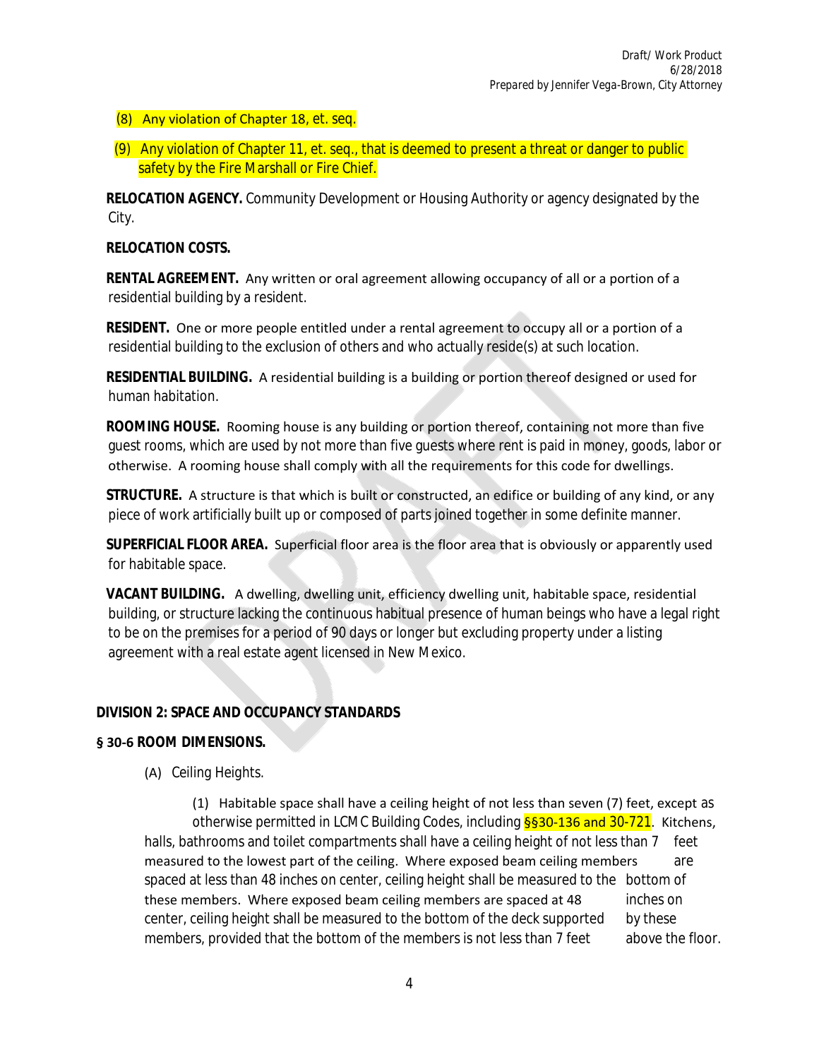(8) Any violation of Chapter 18, et. seq.

(9) Any violation of Chapter 11, et. seq., that is deemed to present a threat or danger to public safety by the Fire Marshall or Fire Chief.

**RELOCATION AGENCY.** Community Development or Housing Authority or agency designated by the City.

**RELOCATION COSTS.**

**RENTAL AGREEMENT.** Any written or oral agreement allowing occupancy of all or a portion of a residential building by a resident.

**RESIDENT.** One or more people entitled under a rental agreement to occupy all or a portion of a residential building to the exclusion of others and who actually reside(s) at such location.

**RESIDENTIAL BUILDING.** A residential building is a building or portion thereof designed or used for human habitation.

**ROOMING HOUSE.** Rooming house is any building or portion thereof, containing not more than five guest rooms, which are used by not more than five guests where rent is paid in money, goods, labor or otherwise. A rooming house shall comply with all the requirements for this code for dwellings.

**STRUCTURE.** A structure is that which is built or constructed, an edifice or building of any kind, or any piece of work artificially built up or composed of parts joined together in some definite manner.

**SUPERFICIAL FLOOR AREA.** Superficial floor area is the floor area that is obviously or apparently used for habitable space.

**VACANT BUILDING.** A dwelling, dwelling unit, efficiency dwelling unit, habitable space, residential building, or structure lacking the continuous habitual presence of human beings who have a legal right to be on the premises for a period of 90 days or longer but excluding property under a listing agreement with a real estate agent licensed in New Mexico.

## DIVISION 2: SPACE AND OCCUPANCY STANDARDS

### § 30-6 ROOM DIMENSIONS.

(A) Ceiling Heights.

(1) Habitable space shall have a ceiling height of not less than seven (7) feet, except as otherwise permitted in LCMC Building Codes, including §§30-136 and 30-721. Kitchens, halls, bathrooms and toilet compartments shall have a ceiling height of not less than 7 feet measured to the lowest part of the ceiling. Where exposed beam ceiling members are spaced at less than 48 inches on center, ceiling height shall be measured to the bottom of these members. Where exposed beam ceiling members are spaced at 48 inches on center, ceiling height shall be measured to the bottom of the deck supported by these members, provided that the bottom of the members is not less than 7 feet above the floor.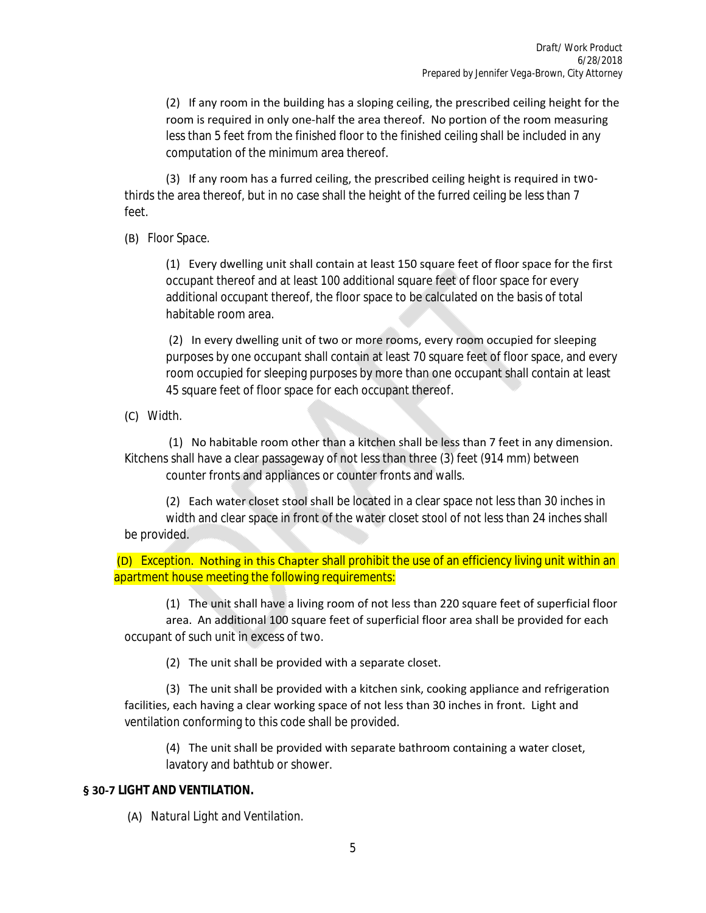(2) If any room in the building has a sloping ceiling, the prescribed ceiling height for the room is required in only one-half the area thereof. No portion of the room measuring less than 5 feet from the finished floor to the finished ceiling shall be included in any computation of the minimum area thereof.

(3) If any room has a furred ceiling, the prescribed ceiling height is required in two-thirds the area thereof, but in no case shall the height of the furred ceiling be less than 7 feet.

(B) *Floor Space.*

(1) Every dwelling unit shall contain at least 150 square feet of floor space for the first occupant thereof and at least 100 additional square feet of floor space for every additional occupant thereof, the floor space to be calculated on the basis of total habitable room area.

(2) In every dwelling unit of two or more rooms, every room occupied for sleeping purposes by one occupant shall contain at least 70 square feet of floor space, and every room occupied for sleeping purposes by more than one occupant shall contain at least 45 square feet of floor space for each occupant thereof.

(C) *Width.*

(1) No habitable room other than a kitchen shall be less than 7 feet in any dimension. Kitchens shall have a clear passageway of not less than three (3) feet (914 mm) between counter fronts and appliances or counter fronts and walls.

(2) Each water closet stool shall be located in a clear space not less than 30 inches in width and clear space in front of the water closet stool of not less than 24 inches shall be provided.

(D) Exception. Nothing in this Chapter shall prohibit the use of an efficiency living unit within an apartment house meeting the following requirements:

(1) The unit shall have a living room of not less than 220 square feet of superficial floor area. An additional 100 square feet of superficial floor area shall be provided for each occupant of such unit in excess of two.

(2) The unit shall be provided with a separate closet.

(3) The unit shall be provided with a kitchen sink, cooking appliance and refrigeration facilities, each having a clear working space of not less than 30 inches in front. Light and ventilation conforming to this code shall be provided.

(4) The unit shall be provided with separate bathroom containing a water closet, lavatory and bathtub or shower.

### § 30-7 LIGHT AND VENTILATION.

(A) *Natural Light and Ventilation.*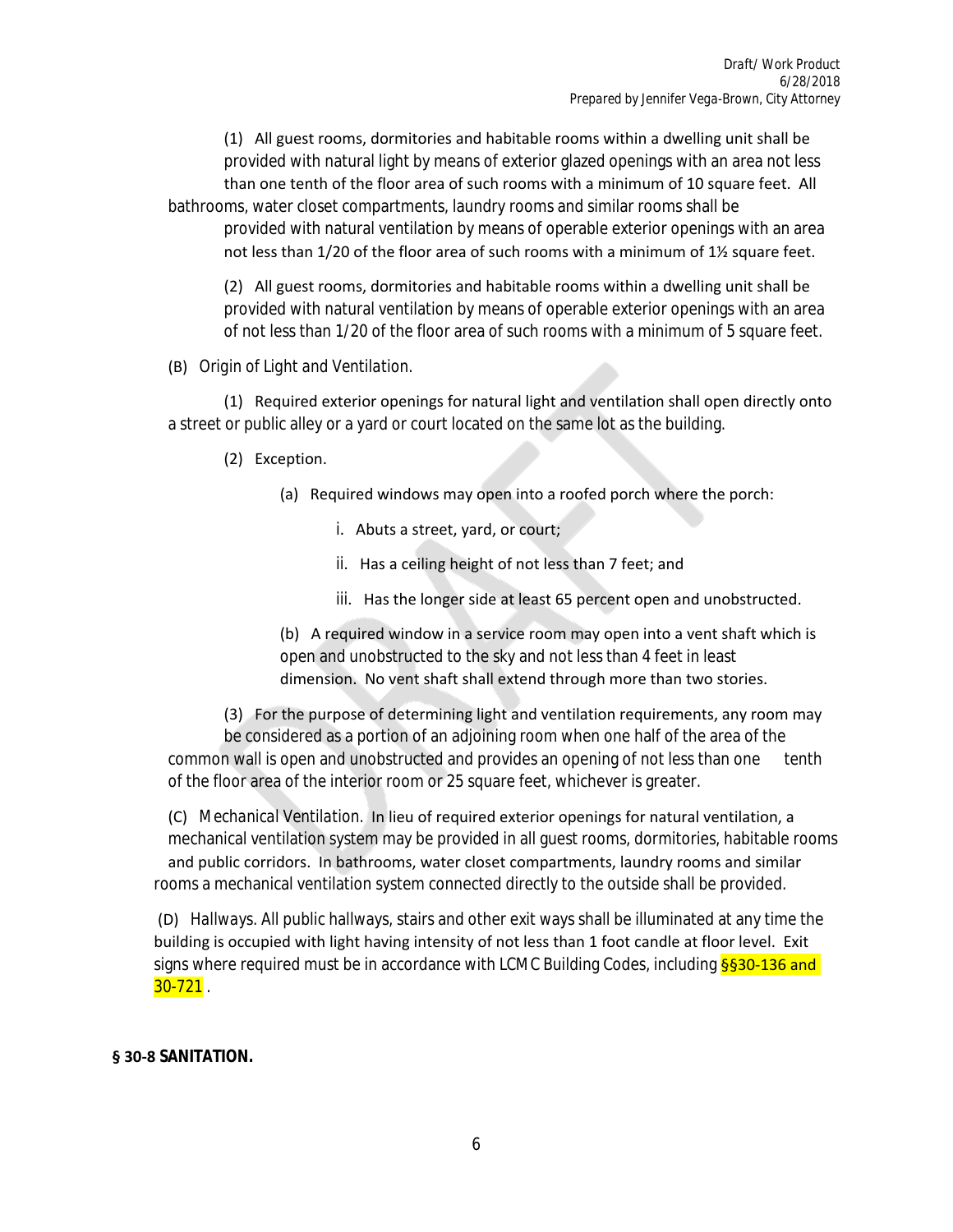(1) All guest rooms, dormitories and habitable rooms within a dwelling unit shall be provided with natural light by means of exterior glazed openings with an area not less than one tenth of the floor area of such rooms with a minimum of 10 square feet. All bathrooms, water closet compartments, laundry rooms and similar rooms shall be provided with natural ventilation by means of operable exterior openings with an area not less than 1/20 of the floor area of such rooms with a minimum of 1½ square feet.

(2) All guest rooms, dormitories and habitable rooms within a dwelling unit shall be provided with natural ventilation by means of operable exterior openings with an area of not less than 1/20 of the floor area of such rooms with a minimum of 5 square feet.

(B) *Origin of Light and Ventilation.*

(1) Required exterior openings for natural light and ventilation shall open directly onto a street or public alley or a yard or court located on the same lot as the building.

(2) Exception.

(a) Required windows may open into a roofed porch where the porch:

i. Abuts a street, yard, or court;

ii. Has a ceiling height of not less than 7 feet; and

iii. Has the longer side at least 65 percent open and unobstructed.

(b) A required window in a service room may open into a vent shaft which is open and unobstructed to the sky and not less than 4 feet in least dimension. No vent shaft shall extend through more than two stories.

(3) For the purpose of determining light and ventilation requirements, any room may be considered as a portion of an adjoining room when one half of the area of the common wall is open and unobstructed and provides an opening of not less than one tenth of the floor area of the interior room or 25 square feet, whichever is greater.

(C) *Mechanical Ventilation.* In lieu of required exterior openings for natural ventilation, a mechanical ventilation system may be provided in all guest rooms, dormitories, habitable rooms and public corridors. In bathrooms, water closet compartments, laundry rooms and similar rooms a mechanical ventilation system connected directly to the outside shall be provided.

(D) *Hallways.* All public hallways, stairs and other exit ways shall be illuminated at any time the building is occupied with light having intensity of not less than 1 foot candle at floor level. Exit signs where required must be in accordance with LCMC Building Codes, including §§30-136 and 30-721 .

**§ 30-8 SANITATION.**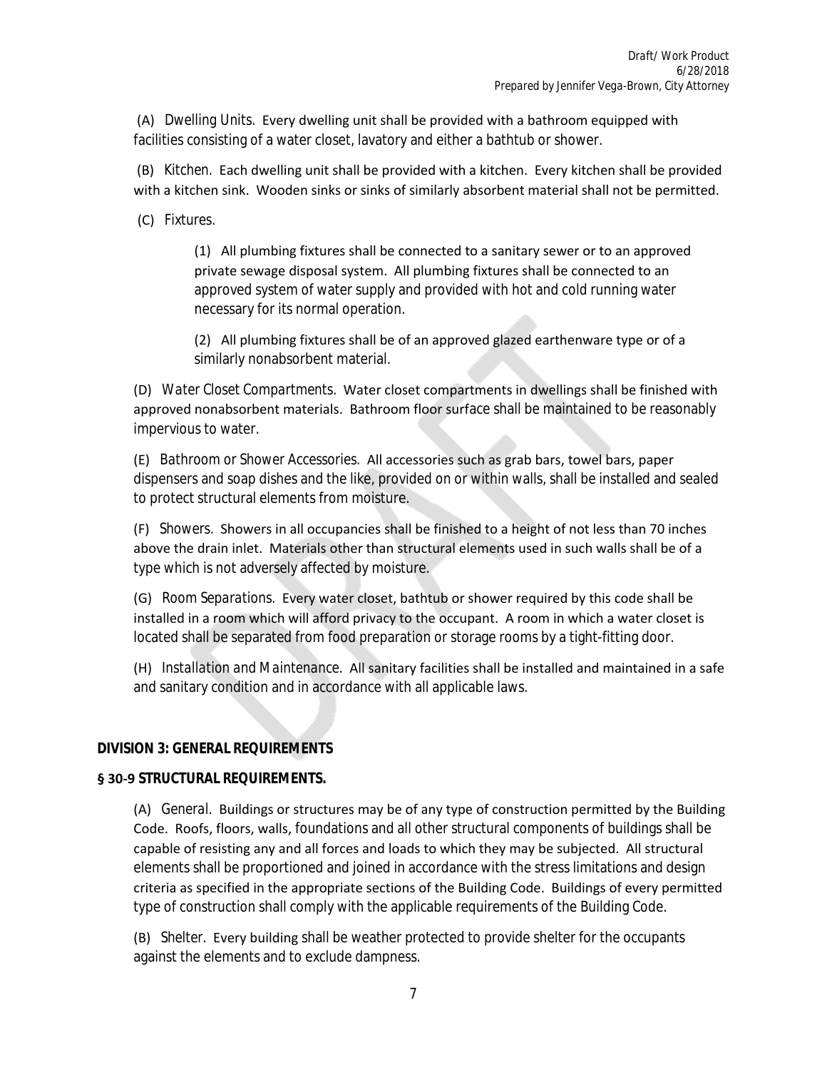(A) *Dwelling Units.* Every dwelling unit shall be provided with a bathroom equipped with facilities consisting of a water closet, lavatory and either a bathtub or shower.

(B) *Kitchen.* Each dwelling unit shall be provided with a kitchen. Every kitchen shall be provided with a kitchen sink. Wooden sinks or sinks of similarly absorbent material shall not be permitted.

(C) *Fixtures.*

> (1) All plumbing fixtures shall be connected to a sanitary sewer or to an approved private sewage disposal system. All plumbing fixtures shall be connected to an approved system of water supply and provided with hot and cold running water necessary for its normal operation.
>
> (2) All plumbing fixtures shall be of an approved glazed earthenware type or of a similarly nonabsorbent material.

(D) *Water Closet Compartments.* Water closet compartments in dwellings shall be finished with approved nonabsorbent materials. Bathroom floor surface shall be maintained to be reasonably impervious to water.

(E) *Bathroom or Shower Accessories.* All accessories such as grab bars, towel bars, paper dispensers and soap dishes and the like, provided on or within walls, shall be installed and sealed to protect structural elements from moisture.

(F) *Showers.* Showers in all occupancies shall be finished to a height of not less than 70 inches above the drain inlet. Materials other than structural elements used in such walls shall be of a type which is not adversely affected by moisture.

(G) *Room Separations.* Every water closet, bathtub or shower required by this code shall be installed in a room which will afford privacy to the occupant. A room in which a water closet is located shall be separated from food preparation or storage rooms by a tight-fitting door.

(H) *Installation and Maintenance.* All sanitary facilities shall be installed and maintained in a safe and sanitary condition and in accordance with all applicable laws.

## DIVISION 3: GENERAL REQUIREMENTS

### § 30-9 STRUCTURAL REQUIREMENTS.

(A) *General.* Buildings or structures may be of any type of construction permitted by the Building Code. Roofs, floors, walls, foundations and all other structural components of buildings shall be capable of resisting any and all forces and loads to which they may be subjected. All structural elements shall be proportioned and joined in accordance with the stress limitations and design criteria as specified in the appropriate sections of the Building Code. Buildings of every permitted type of construction shall comply with the applicable requirements of the Building Code.

(B) *Shelter.* Every building shall be weather protected to provide shelter for the occupants against the elements and to exclude dampness.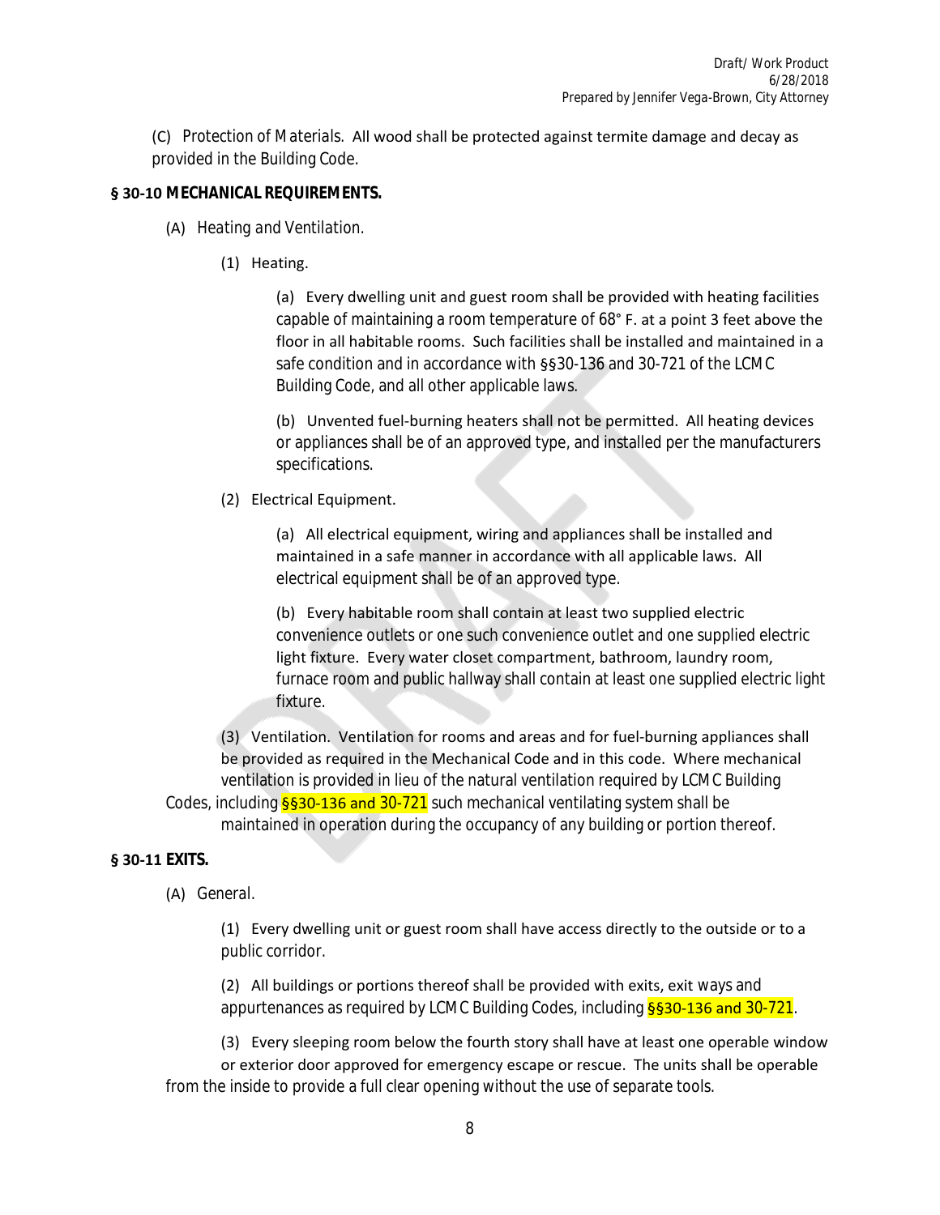(C) Protection of Materials. All wood shall be protected against termite damage and decay as provided in the Building Code.

**§ 30-10 MECHANICAL REQUIREMENTS.**

(A) Heating and Ventilation.

(1) Heating.

(a) Every dwelling unit and guest room shall be provided with heating facilities capable of maintaining a room temperature of 68° F. at a point 3 feet above the floor in all habitable rooms. Such facilities shall be installed and maintained in a safe condition and in accordance with §§30-136 and 30-721 of the LCMC Building Code, and all other applicable laws.

(b) Unvented fuel-burning heaters shall not be permitted. All heating devices or appliances shall be of an approved type, and installed per the manufacturers specifications.

(2) Electrical Equipment.

(a) All electrical equipment, wiring and appliances shall be installed and maintained in a safe manner in accordance with all applicable laws. All electrical equipment shall be of an approved type.

(b) Every habitable room shall contain at least two supplied electric convenience outlets or one such convenience outlet and one supplied electric light fixture. Every water closet compartment, bathroom, laundry room, furnace room and public hallway shall contain at least one supplied electric light fixture.

(3) Ventilation. Ventilation for rooms and areas and for fuel-burning appliances shall be provided as required in the Mechanical Code and in this code. Where mechanical ventilation is provided in lieu of the natural ventilation required by LCMC Building Codes, including §§30-136 and 30-721 such mechanical ventilating system shall be maintained in operation during the occupancy of any building or portion thereof.

**§ 30-11 EXITS.**

(A) General.

(1) Every dwelling unit or guest room shall have access directly to the outside or to a public corridor.

(2) All buildings or portions thereof shall be provided with exits, exit ways and appurtenances as required by LCMC Building Codes, including §§30-136 and 30-721.

(3) Every sleeping room below the fourth story shall have at least one operable window or exterior door approved for emergency escape or rescue. The units shall be operable from the inside to provide a full clear opening without the use of separate tools.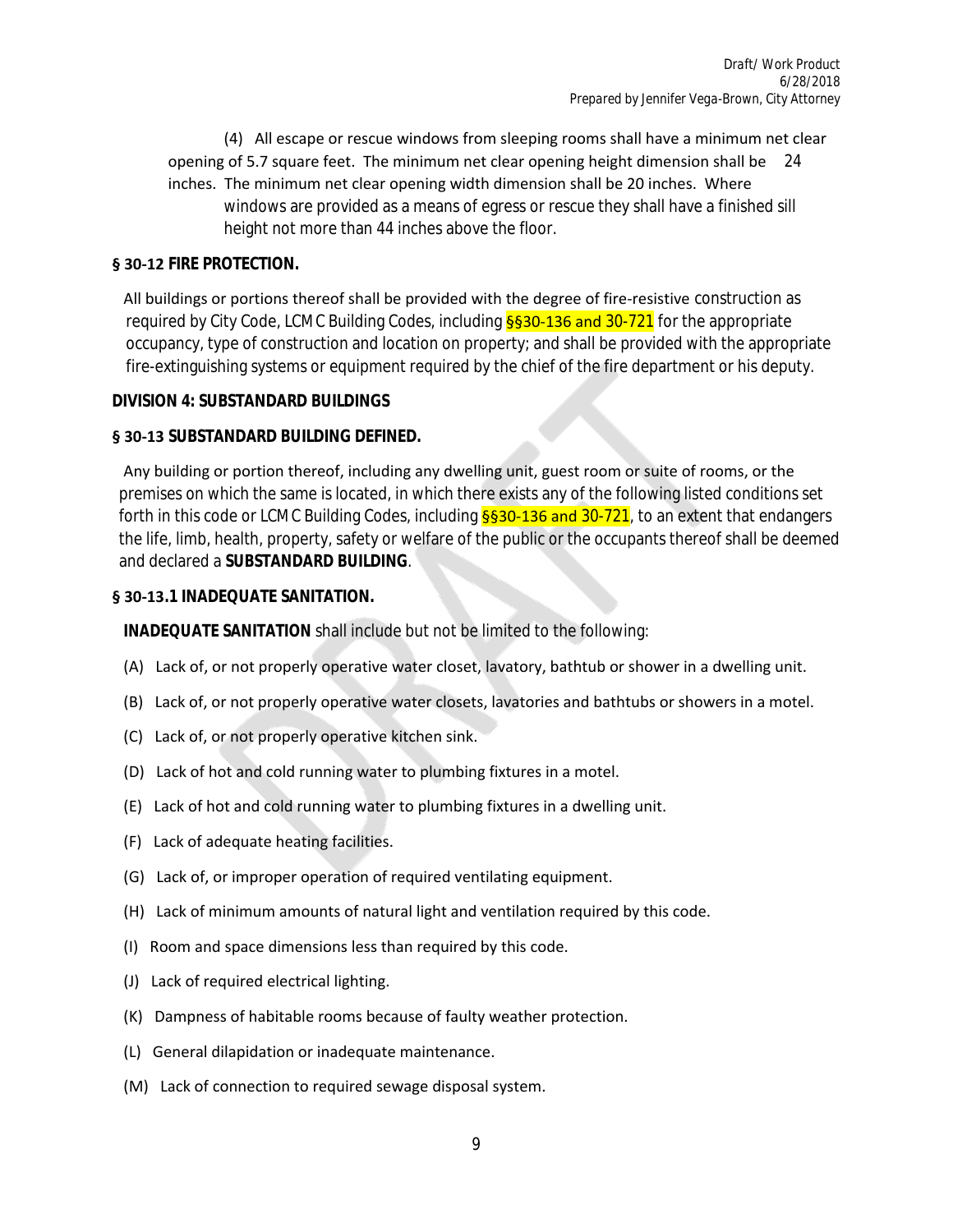(4) All escape or rescue windows from sleeping rooms shall have a minimum net clear opening of 5.7 square feet. The minimum net clear opening height dimension shall be 24 inches. The minimum net clear opening width dimension shall be 20 inches. Where windows are provided as a means of egress or rescue they shall have a finished sill height not more than 44 inches above the floor.

### § 30-12 FIRE PROTECTION.

All buildings or portions thereof shall be provided with the degree of fire-resistive construction as required by City Code, LCMC Building Codes, including §§30-136 and 30-721 for the appropriate occupancy, type of construction and location on property; and shall be provided with the appropriate fire-extinguishing systems or equipment required by the chief of the fire department or his deputy.

## DIVISION 4: SUBSTANDARD BUILDINGS

### § 30-13 SUBSTANDARD BUILDING DEFINED.

Any building or portion thereof, including any dwelling unit, guest room or suite of rooms, or the premises on which the same is located, in which there exists any of the following listed conditions set forth in this code or LCMC Building Codes, including §§30-136 and 30-721, to an extent that endangers the life, limb, health, property, safety or welfare of the public or the occupants thereof shall be deemed and declared a **SUBSTANDARD BUILDING**.

### § 30-13.1 INADEQUATE SANITATION.

**INADEQUATE SANITATION** shall include but not be limited to the following:

(A) Lack of, or not properly operative water closet, lavatory, bathtub or shower in a dwelling unit.

(B) Lack of, or not properly operative water closets, lavatories and bathtubs or showers in a motel.

(C) Lack of, or not properly operative kitchen sink.

(D) Lack of hot and cold running water to plumbing fixtures in a motel.

(E) Lack of hot and cold running water to plumbing fixtures in a dwelling unit.

(F) Lack of adequate heating facilities.

(G) Lack of, or improper operation of required ventilating equipment.

(H) Lack of minimum amounts of natural light and ventilation required by this code.

(I) Room and space dimensions less than required by this code.

(J) Lack of required electrical lighting.

(K) Dampness of habitable rooms because of faulty weather protection.

(L) General dilapidation or inadequate maintenance.

(M) Lack of connection to required sewage disposal system.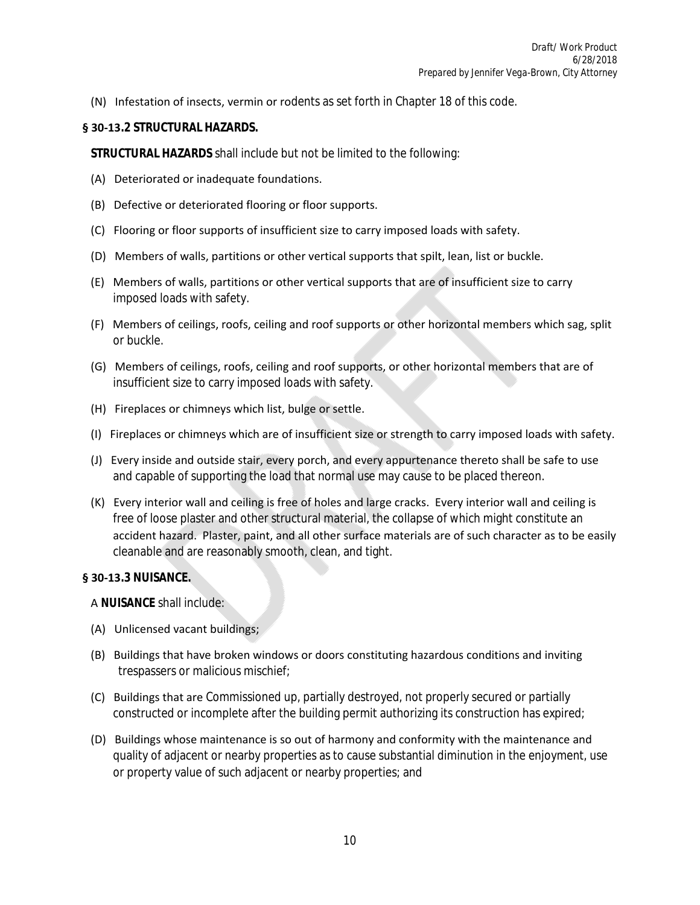(N) Infestation of insects, vermin or rodents as set forth in Chapter 18 of this code.

**§ 30-13.2 STRUCTURAL HAZARDS.**

**STRUCTURAL HAZARDS** shall include but not be limited to the following:

(A) Deteriorated or inadequate foundations.

(B) Defective or deteriorated flooring or floor supports.

(C) Flooring or floor supports of insufficient size to carry imposed loads with safety.

(D) Members of walls, partitions or other vertical supports that spilt, lean, list or buckle.

(E) Members of walls, partitions or other vertical supports that are of insufficient size to carry imposed loads with safety.

(F) Members of ceilings, roofs, ceiling and roof supports or other horizontal members which sag, split or buckle.

(G) Members of ceilings, roofs, ceiling and roof supports, or other horizontal members that are of insufficient size to carry imposed loads with safety.

(H) Fireplaces or chimneys which list, bulge or settle.

(I) Fireplaces or chimneys which are of insufficient size or strength to carry imposed loads with safety.

(J) Every inside and outside stair, every porch, and every appurtenance thereto shall be safe to use and capable of supporting the load that normal use may cause to be placed thereon.

(K) Every interior wall and ceiling is free of holes and large cracks. Every interior wall and ceiling is free of loose plaster and other structural material, the collapse of which might constitute an accident hazard. Plaster, paint, and all other surface materials are of such character as to be easily cleanable and are reasonably smooth, clean, and tight.

**§ 30-13.3 NUISANCE.**

A **NUISANCE** shall include:

(A) Unlicensed vacant buildings;

(B) Buildings that have broken windows or doors constituting hazardous conditions and inviting trespassers or malicious mischief;

(C) Buildings that are Commissioned up, partially destroyed, not properly secured or partially constructed or incomplete after the building permit authorizing its construction has expired;

(D) Buildings whose maintenance is so out of harmony and conformity with the maintenance and quality of adjacent or nearby properties as to cause substantial diminution in the enjoyment, use or property value of such adjacent or nearby properties; and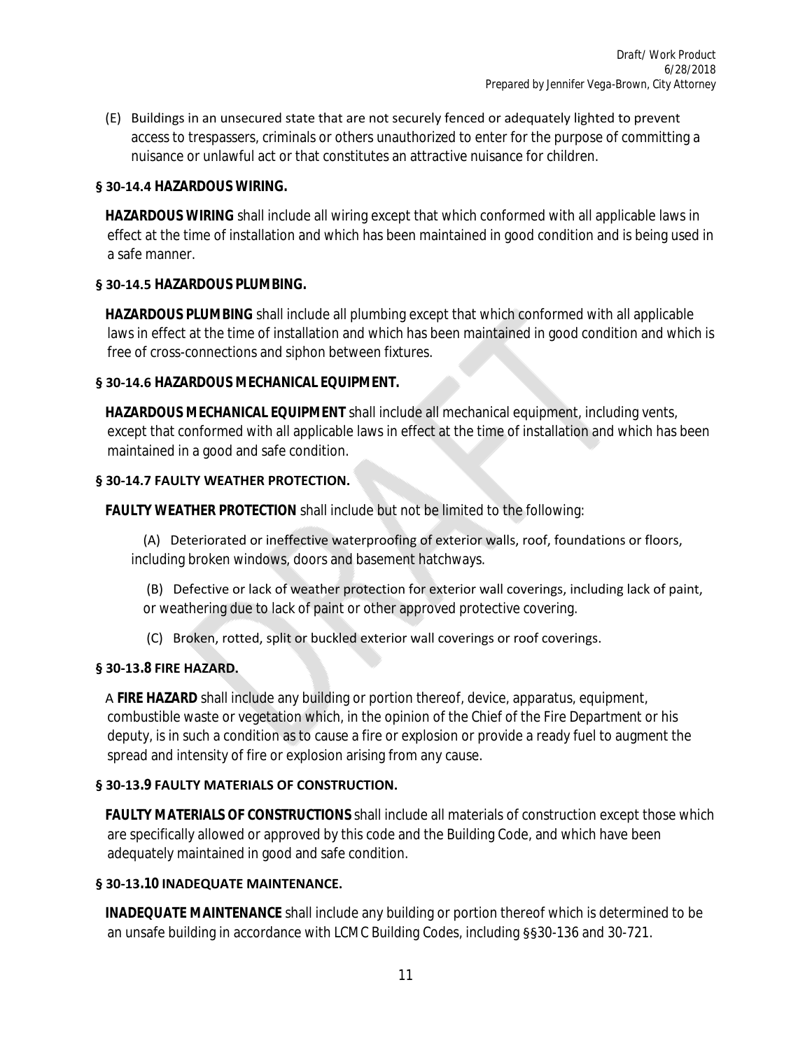(E) Buildings in an unsecured state that are not securely fenced or adequately lighted to prevent access to trespassers, criminals or others unauthorized to enter for the purpose of committing a nuisance or unlawful act or that constitutes an attractive nuisance for children.

### § 30-14.4 HAZARDOUS WIRING.

**HAZARDOUS WIRING** shall include all wiring except that which conformed with all applicable laws in effect at the time of installation and which has been maintained in good condition and is being used in a safe manner.

### § 30-14.5 HAZARDOUS PLUMBING.

**HAZARDOUS PLUMBING** shall include all plumbing except that which conformed with all applicable laws in effect at the time of installation and which has been maintained in good condition and which is free of cross-connections and siphon between fixtures.

### § 30-14.6 HAZARDOUS MECHANICAL EQUIPMENT.

**HAZARDOUS MECHANICAL EQUIPMENT** shall include all mechanical equipment, including vents, except that conformed with all applicable laws in effect at the time of installation and which has been maintained in a good and safe condition.

### § 30-14.7 FAULTY WEATHER PROTECTION.

**FAULTY WEATHER PROTECTION** shall include but not be limited to the following:

(A) Deteriorated or ineffective waterproofing of exterior walls, roof, foundations or floors, including broken windows, doors and basement hatchways.

(B) Defective or lack of weather protection for exterior wall coverings, including lack of paint, or weathering due to lack of paint or other approved protective covering.

(C) Broken, rotted, split or buckled exterior wall coverings or roof coverings.

### § 30-13.8 FIRE HAZARD.

A **FIRE HAZARD** shall include any building or portion thereof, device, apparatus, equipment, combustible waste or vegetation which, in the opinion of the Chief of the Fire Department or his deputy, is in such a condition as to cause a fire or explosion or provide a ready fuel to augment the spread and intensity of fire or explosion arising from any cause.

### § 30-13.9 FAULTY MATERIALS OF CONSTRUCTION.

**FAULTY MATERIALS OF CONSTRUCTIONS** shall include all materials of construction except those which are specifically allowed or approved by this code and the Building Code, and which have been adequately maintained in good and safe condition.

### § 30-13.10 INADEQUATE MAINTENANCE.

**INADEQUATE MAINTENANCE** shall include any building or portion thereof which is determined to be an unsafe building in accordance with LCMC Building Codes, including §§30-136 and 30-721.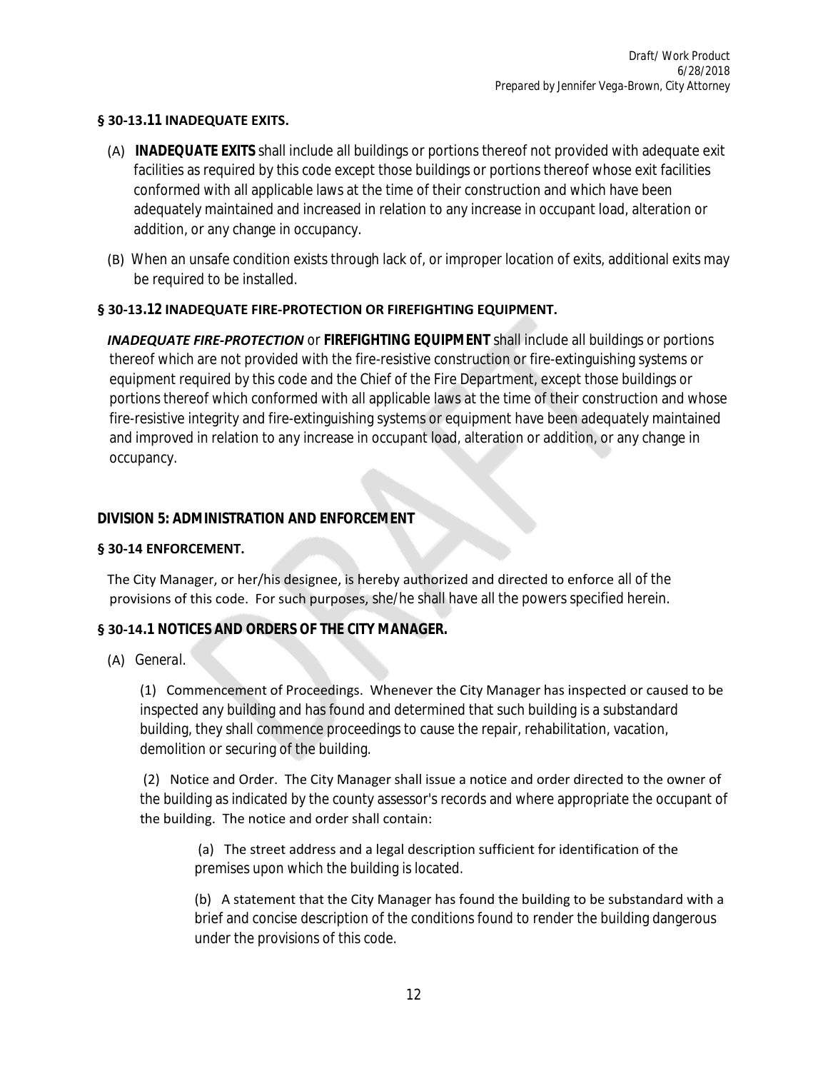**§ 30-13.11 INADEQUATE EXITS.**

(A) **INADEQUATE EXITS** shall include all buildings or portions thereof not provided with adequate exit facilities as required by this code except those buildings or portions thereof whose exit facilities conformed with all applicable laws at the time of their construction and which have been adequately maintained and increased in relation to any increase in occupant load, alteration or addition, or any change in occupancy.

(B) When an unsafe condition exists through lack of, or improper location of exits, additional exits may be required to be installed.

**§ 30-13.12 INADEQUATE FIRE-PROTECTION OR FIREFIGHTING EQUIPMENT.**

***INADEQUATE FIRE-PROTECTION*** or **FIREFIGHTING EQUIPMENT** shall include all buildings or portions thereof which are not provided with the fire-resistive construction or fire-extinguishing systems or equipment required by this code and the Chief of the Fire Department, except those buildings or portions thereof which conformed with all applicable laws at the time of their construction and whose fire-resistive integrity and fire-extinguishing systems or equipment have been adequately maintained and improved in relation to any increase in occupant load, alteration or addition, or any change in occupancy.

**DIVISION 5: ADMINISTRATION AND ENFORCEMENT**

**§ 30-14 ENFORCEMENT.**

The City Manager, or her/his designee, is hereby authorized and directed to enforce all of the provisions of this code. For such purposes, she/he shall have all the powers specified herein.

**§ 30-14.1 NOTICES AND ORDERS OF THE CITY MANAGER.**

(A) General.

(1) Commencement of Proceedings. Whenever the City Manager has inspected or caused to be inspected any building and has found and determined that such building is a substandard building, they shall commence proceedings to cause the repair, rehabilitation, vacation, demolition or securing of the building.

(2) Notice and Order. The City Manager shall issue a notice and order directed to the owner of the building as indicated by the county assessor's records and where appropriate the occupant of the building. The notice and order shall contain:

(a) The street address and a legal description sufficient for identification of the premises upon which the building is located.

(b) A statement that the City Manager has found the building to be substandard with a brief and concise description of the conditions found to render the building dangerous under the provisions of this code.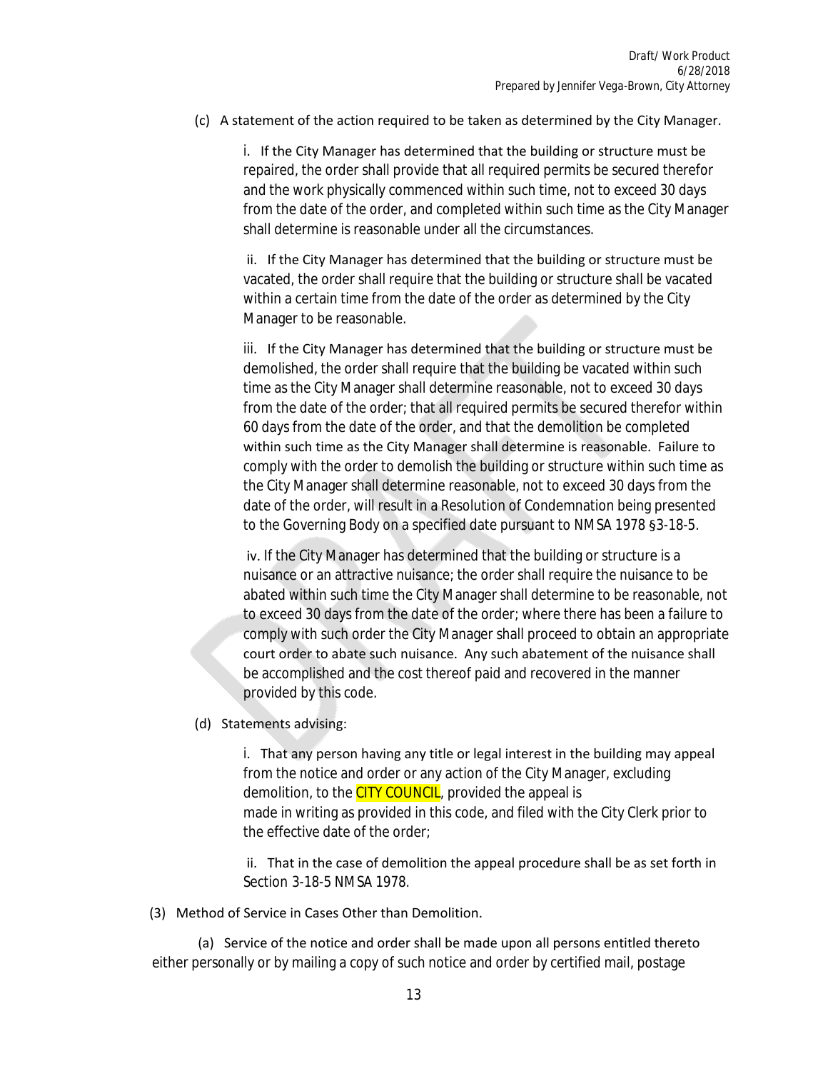(c) A statement of the action required to be taken as determined by the City Manager.

i. If the City Manager has determined that the building or structure must be repaired, the order shall provide that all required permits be secured therefor and the work physically commenced within such time, not to exceed 30 days from the date of the order, and completed within such time as the City Manager shall determine is reasonable under all the circumstances.

ii. If the City Manager has determined that the building or structure must be vacated, the order shall require that the building or structure shall be vacated within a certain time from the date of the order as determined by the City Manager to be reasonable.

iii. If the City Manager has determined that the building or structure must be demolished, the order shall require that the building be vacated within such time as the City Manager shall determine reasonable, not to exceed 30 days from the date of the order; that all required permits be secured therefor within 60 days from the date of the order, and that the demolition be completed within such time as the City Manager shall determine is reasonable. Failure to comply with the order to demolish the building or structure within such time as the City Manager shall determine reasonable, not to exceed 30 days from the date of the order, will result in a Resolution of Condemnation being presented to the Governing Body on a specified date pursuant to NMSA 1978 §3-18-5.

iv. If the City Manager has determined that the building or structure is a nuisance or an attractive nuisance; the order shall require the nuisance to be abated within such time the City Manager shall determine to be reasonable, not to exceed 30 days from the date of the order; where there has been a failure to comply with such order the City Manager shall proceed to obtain an appropriate court order to abate such nuisance. Any such abatement of the nuisance shall be accomplished and the cost thereof paid and recovered in the manner provided by this code.

(d) Statements advising:

i. That any person having any title or legal interest in the building may appeal from the notice and order or any action of the City Manager, excluding demolition, to the CITY COUNCIL, provided the appeal is made in writing as provided in this code, and filed with the City Clerk prior to the effective date of the order;

ii. That in the case of demolition the appeal procedure shall be as set forth in Section 3-18-5 NMSA 1978.

(3) Method of Service in Cases Other than Demolition.

(a) Service of the notice and order shall be made upon all persons entitled thereto either personally or by mailing a copy of such notice and order by certified mail, postage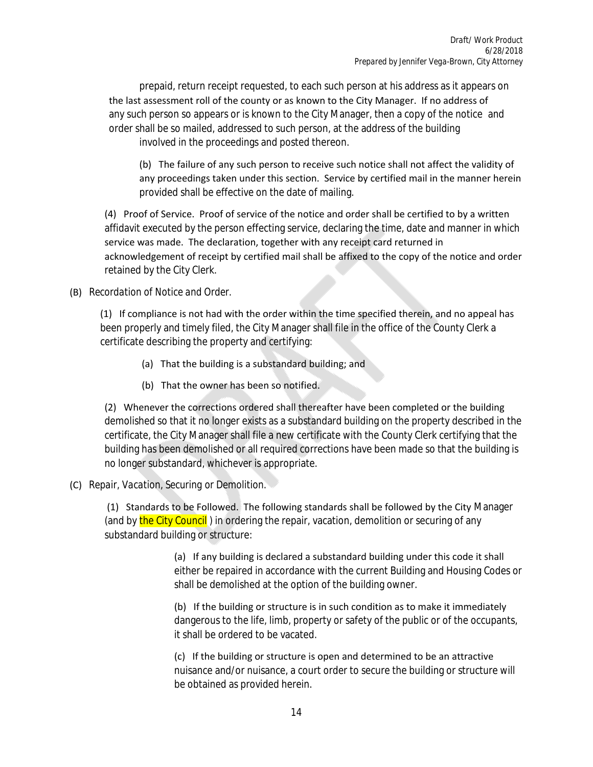prepaid, return receipt requested, to each such person at his address as it appears on the last assessment roll of the county or as known to the City Manager. If no address of any such person so appears or is known to the City Manager, then a copy of the notice and order shall be so mailed, addressed to such person, at the address of the building involved in the proceedings and posted thereon.

(b) The failure of any such person to receive such notice shall not affect the validity of any proceedings taken under this section. Service by certified mail in the manner herein provided shall be effective on the date of mailing.

(4) Proof of Service. Proof of service of the notice and order shall be certified to by a written affidavit executed by the person effecting service, declaring the time, date and manner in which service was made. The declaration, together with any receipt card returned in acknowledgement of receipt by certified mail shall be affixed to the copy of the notice and order retained by the City Clerk.

(B) *Recordation of Notice and Order.*

(1) If compliance is not had with the order within the time specified therein, and no appeal has been properly and timely filed, the City Manager shall file in the office of the County Clerk a certificate describing the property and certifying:

(a) That the building is a substandard building; and

(b) That the owner has been so notified.

(2) Whenever the corrections ordered shall thereafter have been completed or the building demolished so that it no longer exists as a substandard building on the property described in the certificate, the City Manager shall file a new certificate with the County Clerk certifying that the building has been demolished or all required corrections have been made so that the building is no longer substandard, whichever is appropriate.

(C) *Repair, Vacation, Securing or Demolition.*

(1) Standards to be Followed. The following standards shall be followed by the City Manager (and by the City Council ) in ordering the repair, vacation, demolition or securing of any substandard building or structure:

(a) If any building is declared a substandard building under this code it shall either be repaired in accordance with the current Building and Housing Codes or shall be demolished at the option of the building owner.

(b) If the building or structure is in such condition as to make it immediately dangerous to the life, limb, property or safety of the public or of the occupants, it shall be ordered to be vacated.

(c) If the building or structure is open and determined to be an attractive nuisance and/or nuisance, a court order to secure the building or structure will be obtained as provided herein.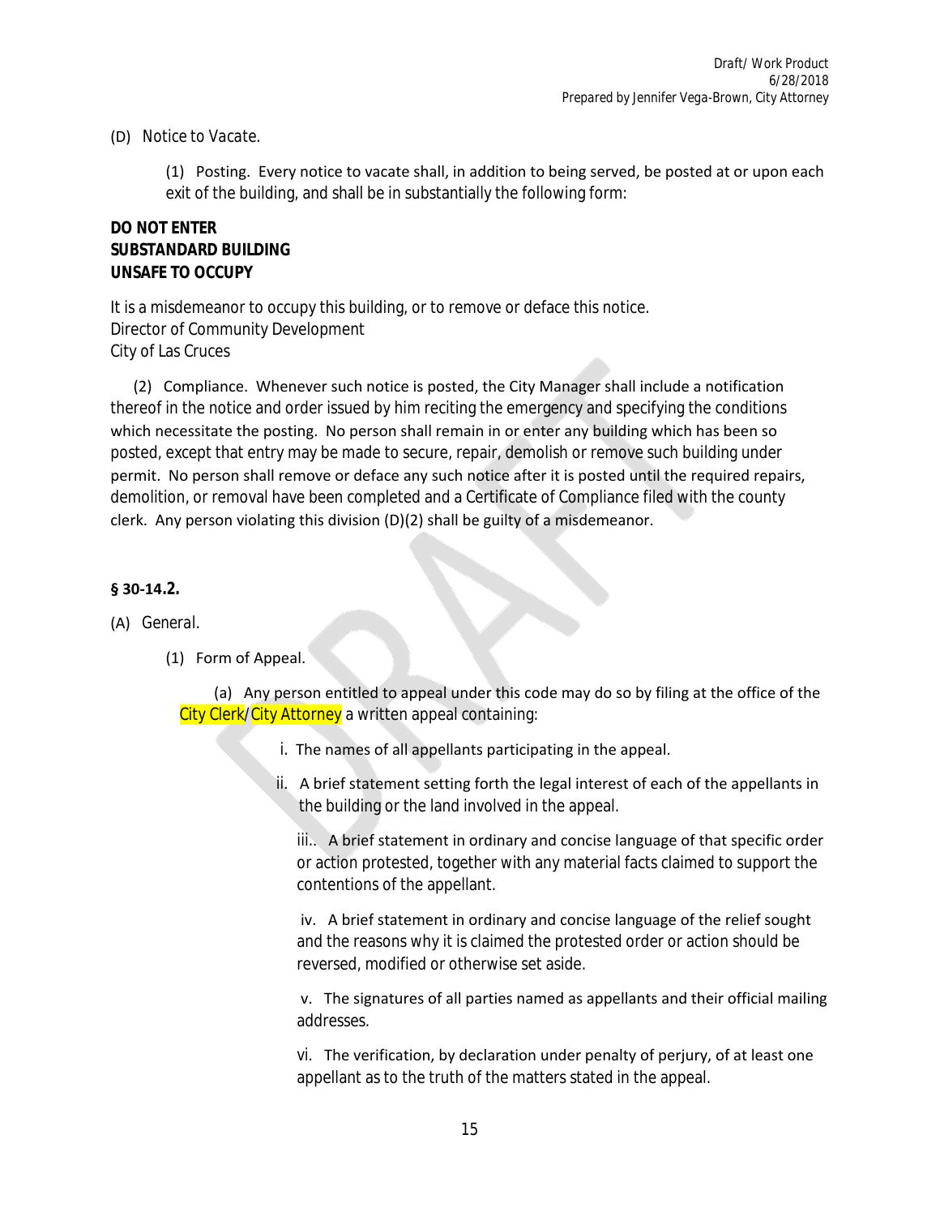(D) Notice to Vacate.

(1) Posting. Every notice to vacate shall, in addition to being served, be posted at or upon each exit of the building, and shall be in substantially the following form:

**DO NOT ENTER**
**SUBSTANDARD BUILDING**
**UNSAFE TO OCCUPY**

It is a misdemeanor to occupy this building, or to remove or deface this notice.
Director of Community Development
City of Las Cruces

(2) Compliance. Whenever such notice is posted, the City Manager shall include a notification thereof in the notice and order issued by him reciting the emergency and specifying the conditions which necessitate the posting. No person shall remain in or enter any building which has been so posted, except that entry may be made to secure, repair, demolish or remove such building under permit. No person shall remove or deface any such notice after it is posted until the required repairs, demolition, or removal have been completed and a Certificate of Compliance filed with the county clerk. Any person violating this division (D)(2) shall be guilty of a misdemeanor.

**§ 30-14.2.**

(A) General.

(1) Form of Appeal.

(a) Any person entitled to appeal under this code may do so by filing at the office of the City Clerk/City Attorney a written appeal containing:

i. The names of all appellants participating in the appeal.

ii. A brief statement setting forth the legal interest of each of the appellants in the building or the land involved in the appeal.

iii.. A brief statement in ordinary and concise language of that specific order or action protested, together with any material facts claimed to support the contentions of the appellant.

iv. A brief statement in ordinary and concise language of the relief sought and the reasons why it is claimed the protested order or action should be reversed, modified or otherwise set aside.

v. The signatures of all parties named as appellants and their official mailing addresses.

vi. The verification, by declaration under penalty of perjury, of at least one appellant as to the truth of the matters stated in the appeal.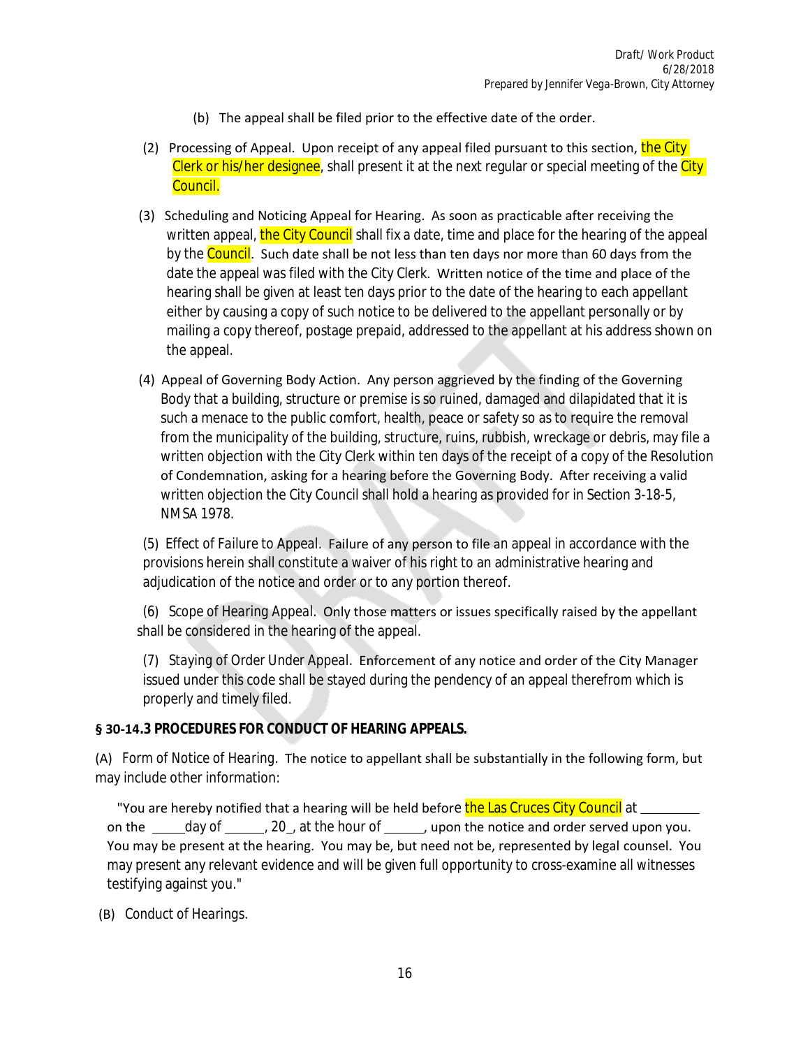(b) The appeal shall be filed prior to the effective date of the order.

(2) Processing of Appeal. Upon receipt of any appeal filed pursuant to this section, the City Clerk or his/her designee, shall present it at the next regular or special meeting of the City Council.

(3) Scheduling and Noticing Appeal for Hearing. As soon as practicable after receiving the written appeal, the City Council shall fix a date, time and place for the hearing of the appeal by the Council. Such date shall be not less than ten days nor more than 60 days from the date the appeal was filed with the City Clerk. Written notice of the time and place of the hearing shall be given at least ten days prior to the date of the hearing to each appellant either by causing a copy of such notice to be delivered to the appellant personally or by mailing a copy thereof, postage prepaid, addressed to the appellant at his address shown on the appeal.

(4) Appeal of Governing Body Action. Any person aggrieved by the finding of the Governing Body that a building, structure or premise is so ruined, damaged and dilapidated that it is such a menace to the public comfort, health, peace or safety so as to require the removal from the municipality of the building, structure, ruins, rubbish, wreckage or debris, may file a written objection with the City Clerk within ten days of the receipt of a copy of the Resolution of Condemnation, asking for a hearing before the Governing Body. After receiving a valid written objection the City Council shall hold a hearing as provided for in Section 3-18-5, NMSA 1978.

(5) Effect of Failure to Appeal. Failure of any person to file an appeal in accordance with the provisions herein shall constitute a waiver of his right to an administrative hearing and adjudication of the notice and order or to any portion thereof.

(6) Scope of Hearing Appeal. Only those matters or issues specifically raised by the appellant shall be considered in the hearing of the appeal.

(7) Staying of Order Under Appeal. Enforcement of any notice and order of the City Manager issued under this code shall be stayed during the pendency of an appeal therefrom which is properly and timely filed.

**§ 30-14.3 PROCEDURES FOR CONDUCT OF HEARING APPEALS.**

(A) Form of Notice of Hearing. The notice to appellant shall be substantially in the following form, but may include other information:

"You are hereby notified that a hearing will be held before the Las Cruces City Council at ________ on the _____day of ______, 20_, at the hour of ______, upon the notice and order served upon you. You may be present at the hearing. You may be, but need not be, represented by legal counsel. You may present any relevant evidence and will be given full opportunity to cross-examine all witnesses testifying against you."

(B) Conduct of Hearings.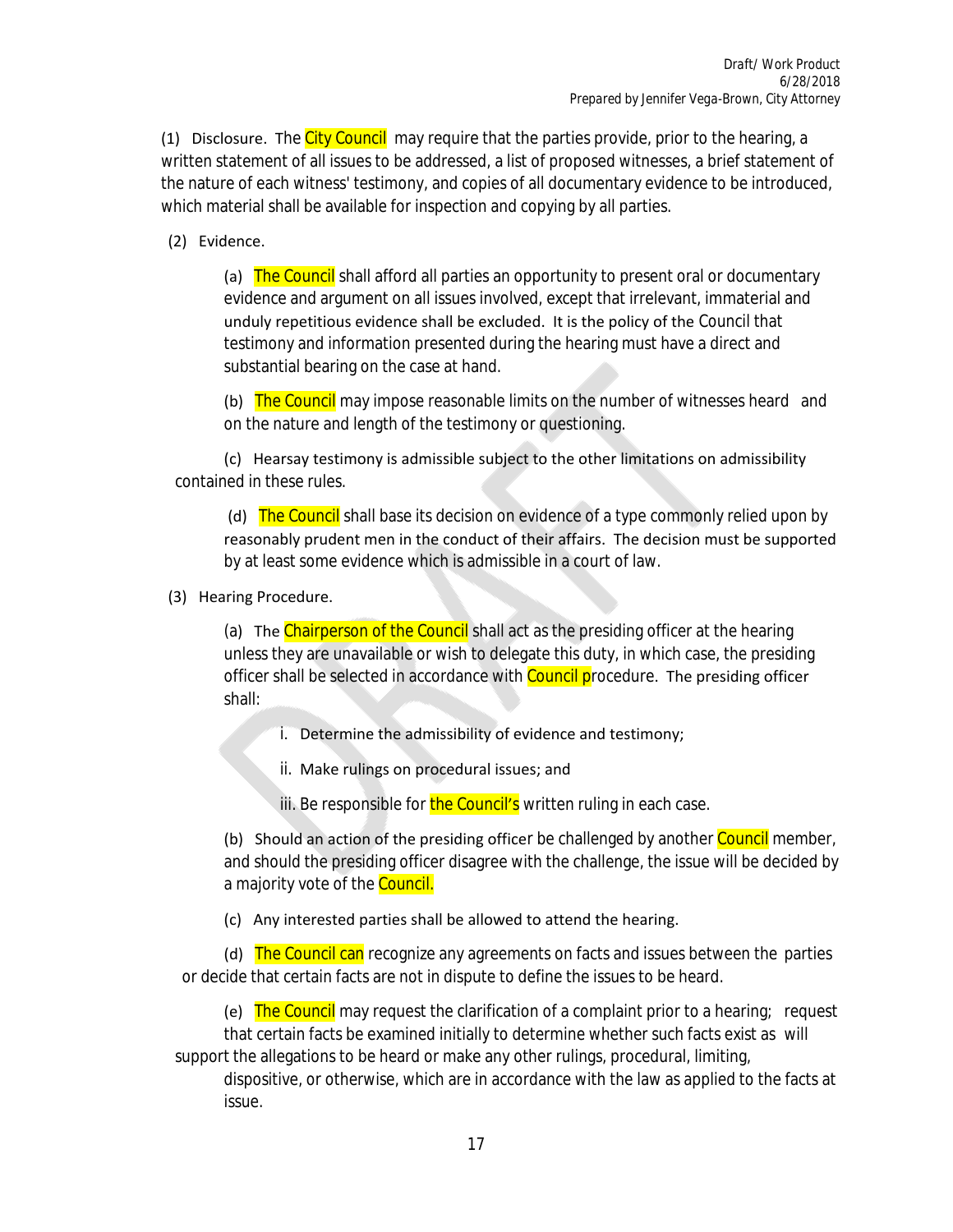(1) Disclosure. The City Council may require that the parties provide, prior to the hearing, a written statement of all issues to be addressed, a list of proposed witnesses, a brief statement of the nature of each witness' testimony, and copies of all documentary evidence to be introduced, which material shall be available for inspection and copying by all parties.

(2) Evidence.

(a) The Council shall afford all parties an opportunity to present oral or documentary evidence and argument on all issues involved, except that irrelevant, immaterial and unduly repetitious evidence shall be excluded. It is the policy of the Council that testimony and information presented during the hearing must have a direct and substantial bearing on the case at hand.

(b) The Council may impose reasonable limits on the number of witnesses heard and on the nature and length of the testimony or questioning.

(c) Hearsay testimony is admissible subject to the other limitations on admissibility contained in these rules.

(d) The Council shall base its decision on evidence of a type commonly relied upon by reasonably prudent men in the conduct of their affairs. The decision must be supported by at least some evidence which is admissible in a court of law.

(3) Hearing Procedure.

(a) The Chairperson of the Council shall act as the presiding officer at the hearing unless they are unavailable or wish to delegate this duty, in which case, the presiding officer shall be selected in accordance with Council procedure. The presiding officer shall:

i. Determine the admissibility of evidence and testimony;

ii. Make rulings on procedural issues; and

iii. Be responsible for the Council's written ruling in each case.

(b) Should an action of the presiding officer be challenged by another Council member, and should the presiding officer disagree with the challenge, the issue will be decided by a majority vote of the Council.

(c) Any interested parties shall be allowed to attend the hearing.

(d) The Council can recognize any agreements on facts and issues between the parties or decide that certain facts are not in dispute to define the issues to be heard.

(e) The Council may request the clarification of a complaint prior to a hearing; request that certain facts be examined initially to determine whether such facts exist as will support the allegations to be heard or make any other rulings, procedural, limiting, dispositive, or otherwise, which are in accordance with the law as applied to the facts at issue.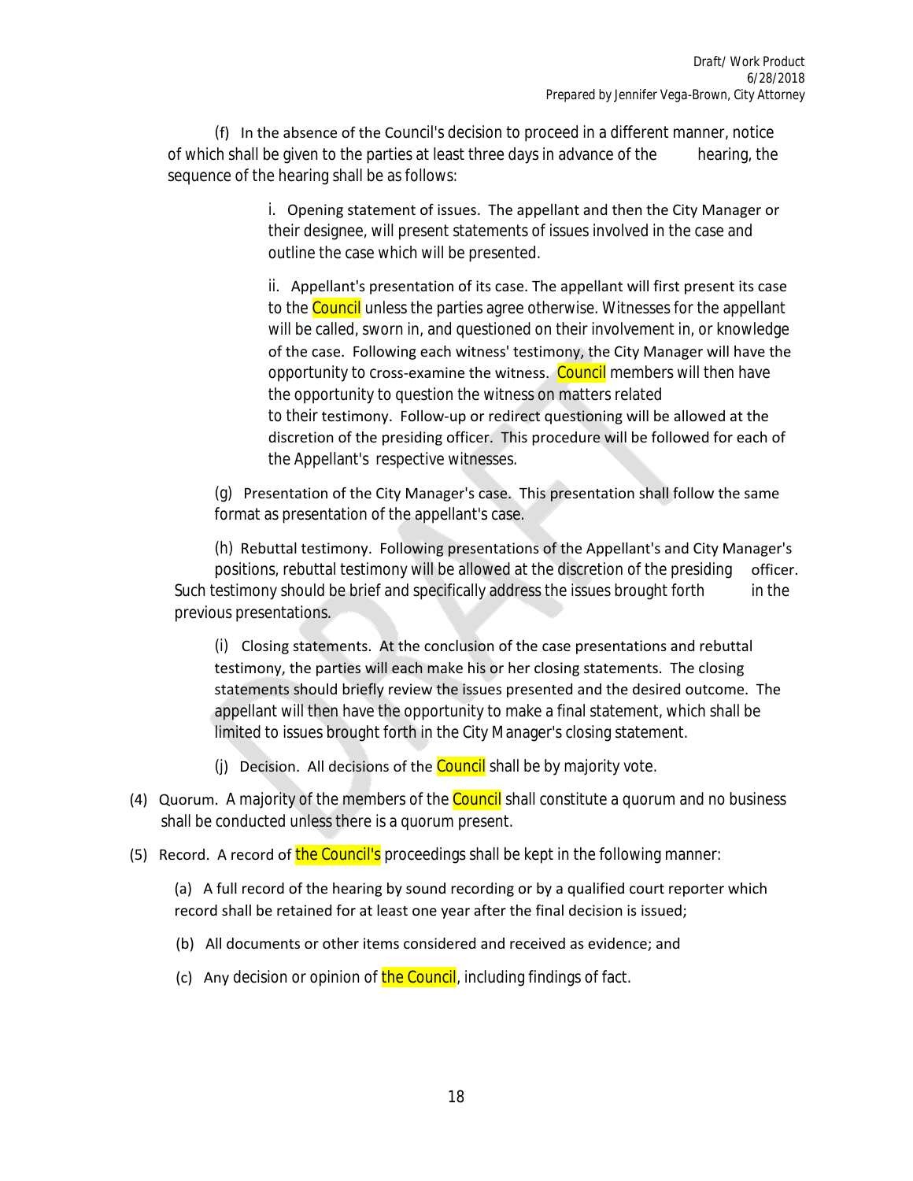(f) In the absence of the Council's decision to proceed in a different manner, notice of which shall be given to the parties at least three days in advance of the hearing, the sequence of the hearing shall be as follows:

i. Opening statement of issues. The appellant and then the City Manager or their designee, will present statements of issues involved in the case and outline the case which will be presented.

ii. Appellant's presentation of its case. The appellant will first present its case to the Council unless the parties agree otherwise. Witnesses for the appellant will be called, sworn in, and questioned on their involvement in, or knowledge of the case. Following each witness' testimony, the City Manager will have the opportunity to cross-examine the witness. Council members will then have the opportunity to question the witness on matters related to their testimony. Follow-up or redirect questioning will be allowed at the discretion of the presiding officer. This procedure will be followed for each of the Appellant's respective witnesses.

(g) Presentation of the City Manager's case. This presentation shall follow the same format as presentation of the appellant's case.

(h) Rebuttal testimony. Following presentations of the Appellant's and City Manager's positions, rebuttal testimony will be allowed at the discretion of the presiding officer. Such testimony should be brief and specifically address the issues brought forth in the previous presentations.

(i) Closing statements. At the conclusion of the case presentations and rebuttal testimony, the parties will each make his or her closing statements. The closing statements should briefly review the issues presented and the desired outcome. The appellant will then have the opportunity to make a final statement, which shall be limited to issues brought forth in the City Manager's closing statement.

(j) Decision. All decisions of the Council shall be by majority vote.

(4) Quorum. A majority of the members of the Council shall constitute a quorum and no business shall be conducted unless there is a quorum present.

(5) Record. A record of the Council's proceedings shall be kept in the following manner:

(a) A full record of the hearing by sound recording or by a qualified court reporter which record shall be retained for at least one year after the final decision is issued;

(b) All documents or other items considered and received as evidence; and

(c) Any decision or opinion of the Council, including findings of fact.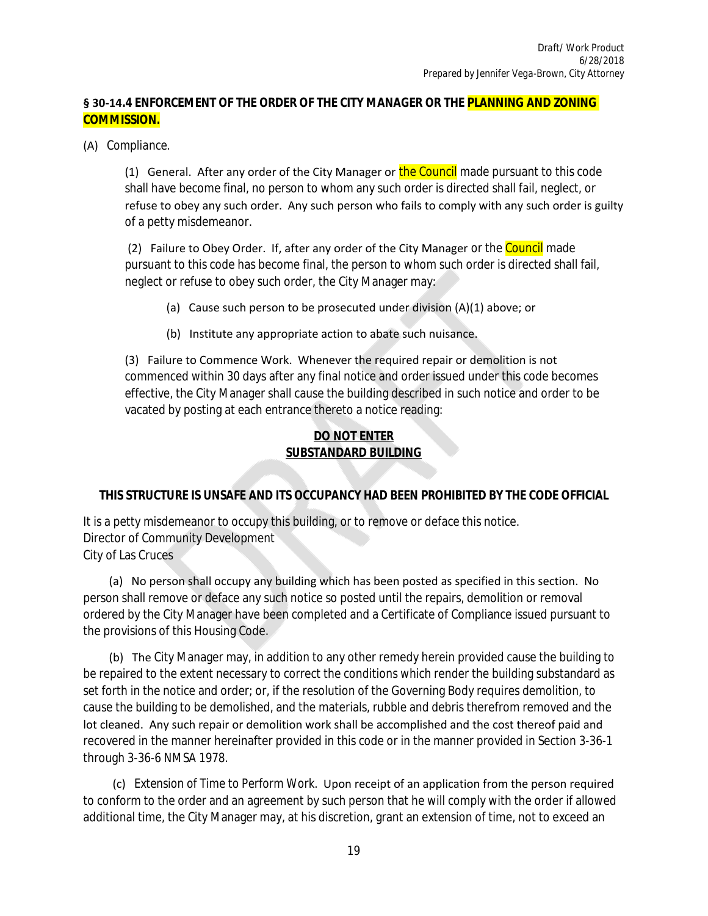Draft/ Work Product
6/28/2018
Prepared by Jennifer Vega-Brown, City Attorney

**§ 30-14.4 ENFORCEMENT OF THE ORDER OF THE CITY MANAGER OR THE PLANNING AND ZONING COMMISSION.**

(A) Compliance.

(1) General. After any order of the City Manager or the Council made pursuant to this code shall have become final, no person to whom any such order is directed shall fail, neglect, or refuse to obey any such order. Any such person who fails to comply with any such order is guilty of a petty misdemeanor.

(2) Failure to Obey Order. If, after any order of the City Manager or the Council made pursuant to this code has become final, the person to whom such order is directed shall fail, neglect or refuse to obey such order, the City Manager may:

(a) Cause such person to be prosecuted under division (A)(1) above; or

(b) Institute any appropriate action to abate such nuisance.

(3) Failure to Commence Work. Whenever the required repair or demolition is not commenced within 30 days after any final notice and order issued under this code becomes effective, the City Manager shall cause the building described in such notice and order to be vacated by posting at each entrance thereto a notice reading:

**DO NOT ENTER**
**SUBSTANDARD BUILDING**

**THIS STRUCTURE IS UNSAFE AND ITS OCCUPANCY HAD BEEN PROHIBITED BY THE CODE OFFICIAL**

It is a petty misdemeanor to occupy this building, or to remove or deface this notice.
Director of Community Development
City of Las Cruces

(a) No person shall occupy any building which has been posted as specified in this section. No person shall remove or deface any such notice so posted until the repairs, demolition or removal ordered by the City Manager have been completed and a Certificate of Compliance issued pursuant to the provisions of this Housing Code.

(b) The City Manager may, in addition to any other remedy herein provided cause the building to be repaired to the extent necessary to correct the conditions which render the building substandard as set forth in the notice and order; or, if the resolution of the Governing Body requires demolition, to cause the building to be demolished, and the materials, rubble and debris therefrom removed and the lot cleaned. Any such repair or demolition work shall be accomplished and the cost thereof paid and recovered in the manner hereinafter provided in this code or in the manner provided in Section 3-36-1 through 3-36-6 NMSA 1978.

(c) Extension of Time to Perform Work. Upon receipt of an application from the person required to conform to the order and an agreement by such person that he will comply with the order if allowed additional time, the City Manager may, at his discretion, grant an extension of time, not to exceed an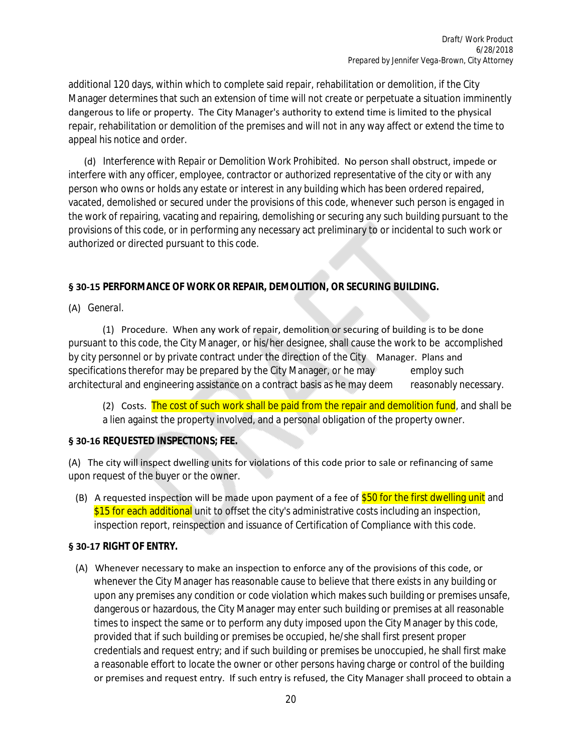additional 120 days, within which to complete said repair, rehabilitation or demolition, if the City Manager determines that such an extension of time will not create or perpetuate a situation imminently dangerous to life or property. The City Manager's authority to extend time is limited to the physical repair, rehabilitation or demolition of the premises and will not in any way affect or extend the time to appeal his notice and order.

(d) Interference with Repair or Demolition Work Prohibited. No person shall obstruct, impede or interfere with any officer, employee, contractor or authorized representative of the city or with any person who owns or holds any estate or interest in any building which has been ordered repaired, vacated, demolished or secured under the provisions of this code, whenever such person is engaged in the work of repairing, vacating and repairing, demolishing or securing any such building pursuant to the provisions of this code, or in performing any necessary act preliminary to or incidental to such work or authorized or directed pursuant to this code.

**§ 30-15 PERFORMANCE OF WORK OR REPAIR, DEMOLITION, OR SECURING BUILDING.**

(A) General.

(1) Procedure. When any work of repair, demolition or securing of building is to be done pursuant to this code, the City Manager, or his/her designee, shall cause the work to be accomplished by city personnel or by private contract under the direction of the City Manager. Plans and specifications therefor may be prepared by the City Manager, or he may employ such architectural and engineering assistance on a contract basis as he may deem reasonably necessary.

(2) Costs. The cost of such work shall be paid from the repair and demolition fund, and shall be a lien against the property involved, and a personal obligation of the property owner.

**§ 30-16 REQUESTED INSPECTIONS; FEE.**

(A) The city will inspect dwelling units for violations of this code prior to sale or refinancing of same upon request of the buyer or the owner.

(B) A requested inspection will be made upon payment of a fee of $50 for the first dwelling unit and $15 for each additional unit to offset the city's administrative costs including an inspection, inspection report, reinspection and issuance of Certification of Compliance with this code.

**§ 30-17 RIGHT OF ENTRY.**

(A) Whenever necessary to make an inspection to enforce any of the provisions of this code, or whenever the City Manager has reasonable cause to believe that there exists in any building or upon any premises any condition or code violation which makes such building or premises unsafe, dangerous or hazardous, the City Manager may enter such building or premises at all reasonable times to inspect the same or to perform any duty imposed upon the City Manager by this code, provided that if such building or premises be occupied, he/she shall first present proper credentials and request entry; and if such building or premises be unoccupied, he shall first make a reasonable effort to locate the owner or other persons having charge or control of the building or premises and request entry. If such entry is refused, the City Manager shall proceed to obtain a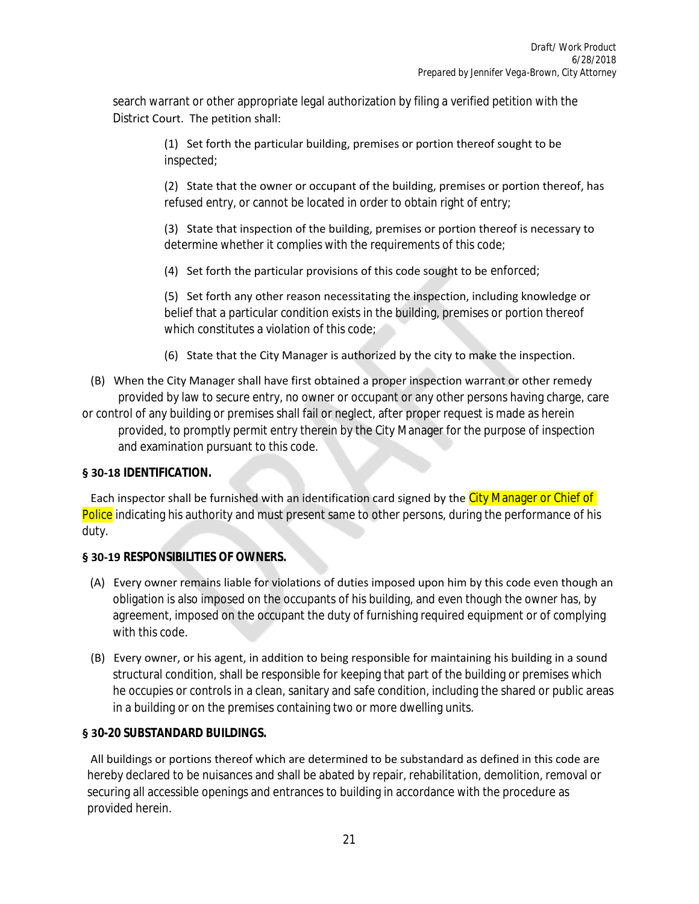search warrant or other appropriate legal authorization by filing a verified petition with the District Court. The petition shall:

(1) Set forth the particular building, premises or portion thereof sought to be inspected;

(2) State that the owner or occupant of the building, premises or portion thereof, has refused entry, or cannot be located in order to obtain right of entry;

(3) State that inspection of the building, premises or portion thereof is necessary to determine whether it complies with the requirements of this code;

(4) Set forth the particular provisions of this code sought to be enforced;

(5) Set forth any other reason necessitating the inspection, including knowledge or belief that a particular condition exists in the building, premises or portion thereof which constitutes a violation of this code;

(6) State that the City Manager is authorized by the city to make the inspection.

(B) When the City Manager shall have first obtained a proper inspection warrant or other remedy provided by law to secure entry, no owner or occupant or any other persons having charge, care or control of any building or premises shall fail or neglect, after proper request is made as herein provided, to promptly permit entry therein by the City Manager for the purpose of inspection and examination pursuant to this code.

**§ 30-18 IDENTIFICATION.**

Each inspector shall be furnished with an identification card signed by the City Manager or Chief of Police indicating his authority and must present same to other persons, during the performance of his duty.

**§ 30-19 RESPONSIBILITIES OF OWNERS.**

(A) Every owner remains liable for violations of duties imposed upon him by this code even though an obligation is also imposed on the occupants of his building, and even though the owner has, by agreement, imposed on the occupant the duty of furnishing required equipment or of complying with this code.

(B) Every owner, or his agent, in addition to being responsible for maintaining his building in a sound structural condition, shall be responsible for keeping that part of the building or premises which he occupies or controls in a clean, sanitary and safe condition, including the shared or public areas in a building or on the premises containing two or more dwelling units.

**§ 30-20 SUBSTANDARD BUILDINGS.**

All buildings or portions thereof which are determined to be substandard as defined in this code are hereby declared to be nuisances and shall be abated by repair, rehabilitation, demolition, removal or securing all accessible openings and entrances to building in accordance with the procedure as provided herein.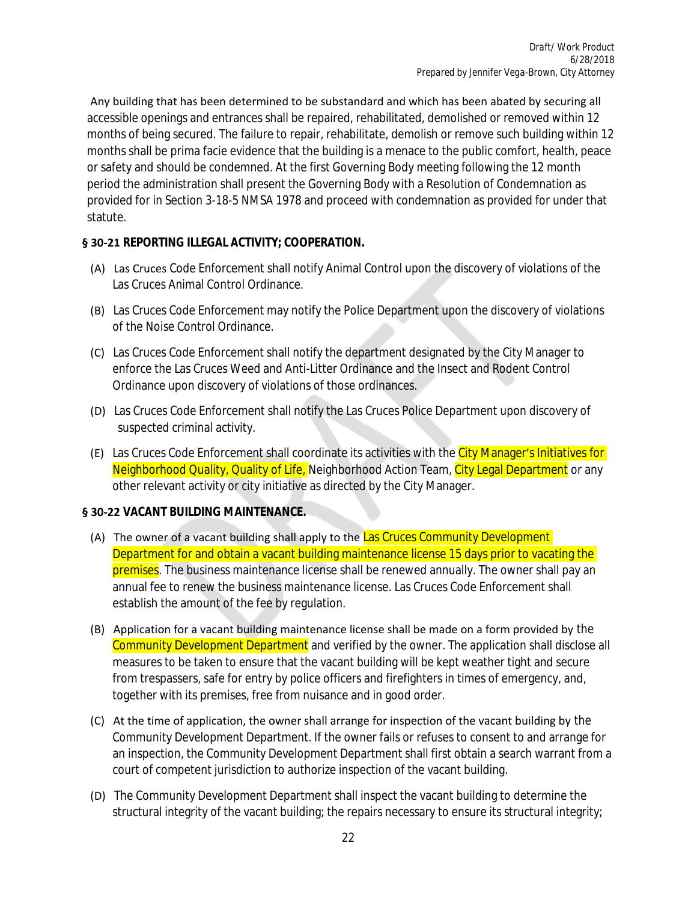Any building that has been determined to be substandard and which has been abated by securing all accessible openings and entrances shall be repaired, rehabilitated, demolished or removed within 12 months of being secured. The failure to repair, rehabilitate, demolish or remove such building within 12 months shall be prima facie evidence that the building is a menace to the public comfort, health, peace or safety and should be condemned. At the first Governing Body meeting following the 12 month period the administration shall present the Governing Body with a Resolution of Condemnation as provided for in Section 3-18-5 NMSA 1978 and proceed with condemnation as provided for under that statute.

**§ 30-21 REPORTING ILLEGAL ACTIVITY; COOPERATION.**

(A) Las Cruces Code Enforcement shall notify Animal Control upon the discovery of violations of the Las Cruces Animal Control Ordinance.

(B) Las Cruces Code Enforcement may notify the Police Department upon the discovery of violations of the Noise Control Ordinance.

(C) Las Cruces Code Enforcement shall notify the department designated by the City Manager to enforce the Las Cruces Weed and Anti-Litter Ordinance and the Insect and Rodent Control Ordinance upon discovery of violations of those ordinances.

(D) Las Cruces Code Enforcement shall notify the Las Cruces Police Department upon discovery of suspected criminal activity.

(E) Las Cruces Code Enforcement shall coordinate its activities with the City Manager's Initiatives for Neighborhood Quality, Quality of Life, Neighborhood Action Team, City Legal Department or any other relevant activity or city initiative as directed by the City Manager.

**§ 30-22 VACANT BUILDING MAINTENANCE.**

(A) The owner of a vacant building shall apply to the Las Cruces Community Development Department for and obtain a vacant building maintenance license 15 days prior to vacating the premises. The business maintenance license shall be renewed annually. The owner shall pay an annual fee to renew the business maintenance license. Las Cruces Code Enforcement shall establish the amount of the fee by regulation.

(B) Application for a vacant building maintenance license shall be made on a form provided by the Community Development Department and verified by the owner. The application shall disclose all measures to be taken to ensure that the vacant building will be kept weather tight and secure from trespassers, safe for entry by police officers and firefighters in times of emergency, and, together with its premises, free from nuisance and in good order.

(C) At the time of application, the owner shall arrange for inspection of the vacant building by the Community Development Department. If the owner fails or refuses to consent to and arrange for an inspection, the Community Development Department shall first obtain a search warrant from a court of competent jurisdiction to authorize inspection of the vacant building.

(D) The Community Development Department shall inspect the vacant building to determine the structural integrity of the vacant building; the repairs necessary to ensure its structural integrity;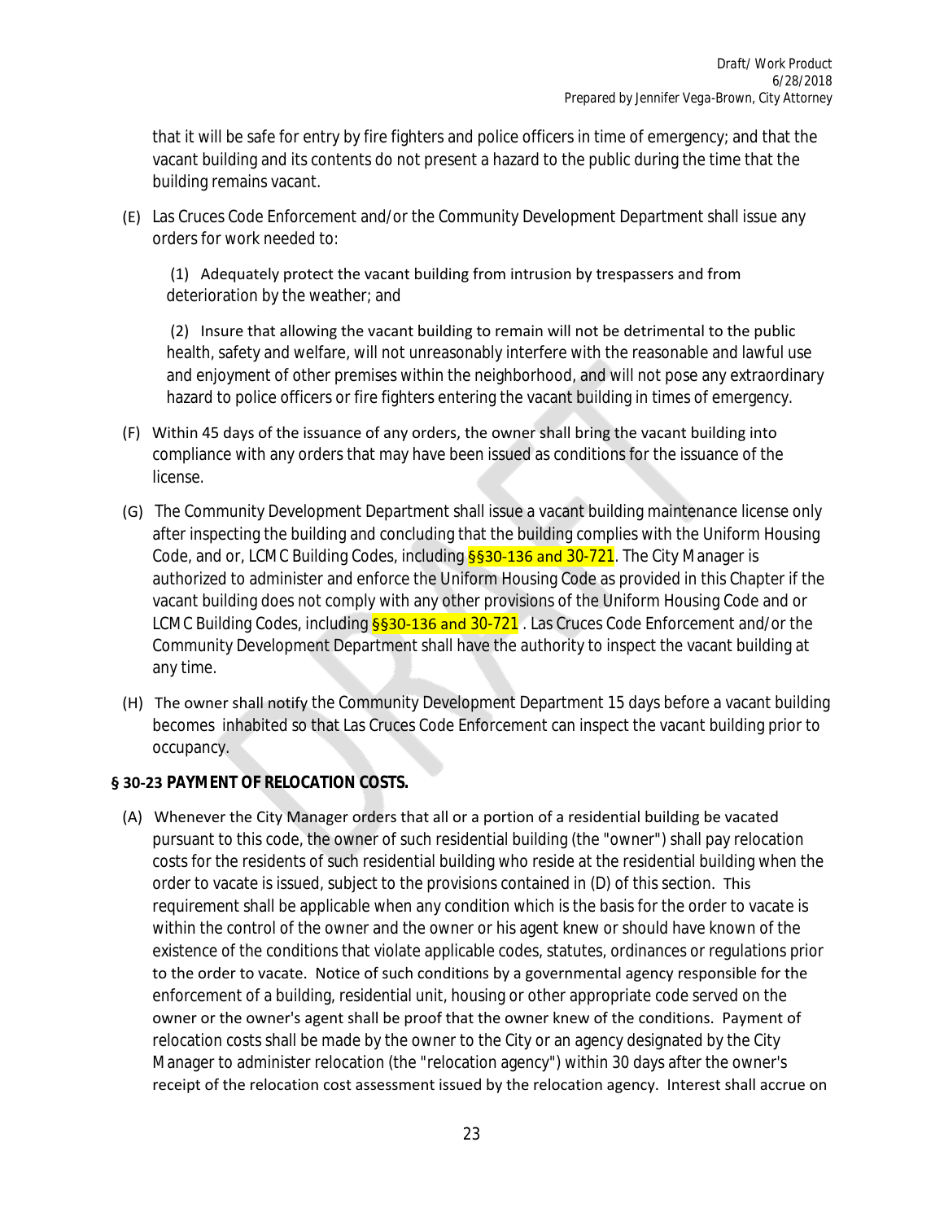that it will be safe for entry by fire fighters and police officers in time of emergency; and that the vacant building and its contents do not present a hazard to the public during the time that the building remains vacant.

(E) Las Cruces Code Enforcement and/or the Community Development Department shall issue any orders for work needed to:

(1) Adequately protect the vacant building from intrusion by trespassers and from deterioration by the weather; and

(2) Insure that allowing the vacant building to remain will not be detrimental to the public health, safety and welfare, will not unreasonably interfere with the reasonable and lawful use and enjoyment of other premises within the neighborhood, and will not pose any extraordinary hazard to police officers or fire fighters entering the vacant building in times of emergency.

(F) Within 45 days of the issuance of any orders, the owner shall bring the vacant building into compliance with any orders that may have been issued as conditions for the issuance of the license.

(G) The Community Development Department shall issue a vacant building maintenance license only after inspecting the building and concluding that the building complies with the Uniform Housing Code, and or, LCMC Building Codes, including §§30-136 and 30-721. The City Manager is authorized to administer and enforce the Uniform Housing Code as provided in this Chapter if the vacant building does not comply with any other provisions of the Uniform Housing Code and or LCMC Building Codes, including §§30-136 and 30-721 . Las Cruces Code Enforcement and/or the Community Development Department shall have the authority to inspect the vacant building at any time.

(H) The owner shall notify the Community Development Department 15 days before a vacant building becomes inhabited so that Las Cruces Code Enforcement can inspect the vacant building prior to occupancy.

**§ 30-23 PAYMENT OF RELOCATION COSTS.**

(A) Whenever the City Manager orders that all or a portion of a residential building be vacated pursuant to this code, the owner of such residential building (the "owner") shall pay relocation costs for the residents of such residential building who reside at the residential building when the order to vacate is issued, subject to the provisions contained in (D) of this section. This requirement shall be applicable when any condition which is the basis for the order to vacate is within the control of the owner and the owner or his agent knew or should have known of the existence of the conditions that violate applicable codes, statutes, ordinances or regulations prior to the order to vacate. Notice of such conditions by a governmental agency responsible for the enforcement of a building, residential unit, housing or other appropriate code served on the owner or the owner's agent shall be proof that the owner knew of the conditions. Payment of relocation costs shall be made by the owner to the City or an agency designated by the City Manager to administer relocation (the "relocation agency") within 30 days after the owner's receipt of the relocation cost assessment issued by the relocation agency. Interest shall accrue on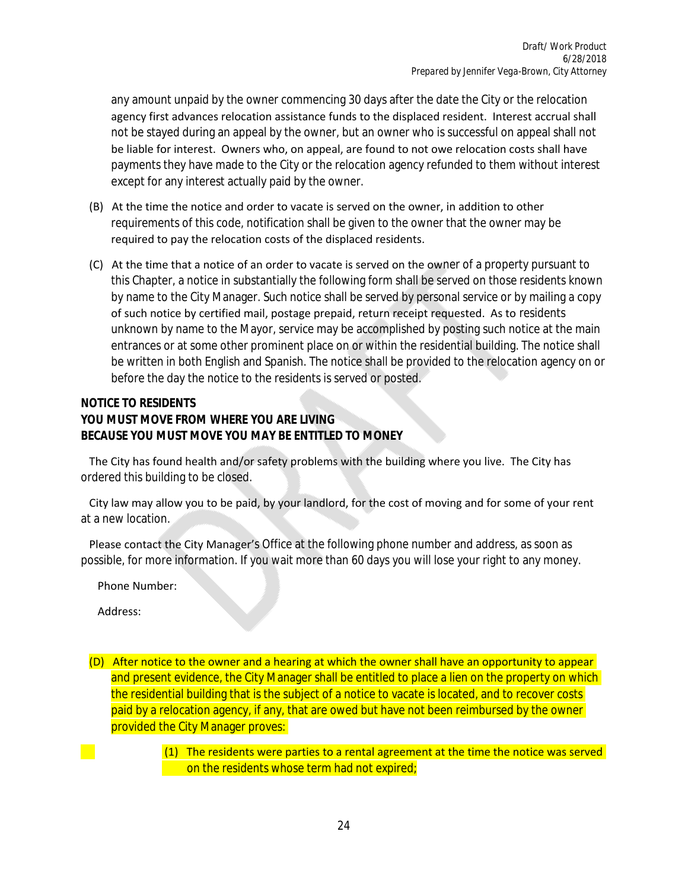any amount unpaid by the owner commencing 30 days after the date the City or the relocation agency first advances relocation assistance funds to the displaced resident. Interest accrual shall not be stayed during an appeal by the owner, but an owner who is successful on appeal shall not be liable for interest. Owners who, on appeal, are found to not owe relocation costs shall have payments they have made to the City or the relocation agency refunded to them without interest except for any interest actually paid by the owner.

(B) At the time the notice and order to vacate is served on the owner, in addition to other requirements of this code, notification shall be given to the owner that the owner may be required to pay the relocation costs of the displaced residents.

(C) At the time that a notice of an order to vacate is served on the owner of a property pursuant to this Chapter, a notice in substantially the following form shall be served on those residents known by name to the City Manager. Such notice shall be served by personal service or by mailing a copy of such notice by certified mail, postage prepaid, return receipt requested. As to residents unknown by name to the Mayor, service may be accomplished by posting such notice at the main entrances or at some other prominent place on or within the residential building. The notice shall be written in both English and Spanish. The notice shall be provided to the relocation agency on or before the day the notice to the residents is served or posted.

**NOTICE TO RESIDENTS**
**YOU MUST MOVE FROM WHERE YOU ARE LIVING**
**BECAUSE YOU MUST MOVE YOU MAY BE ENTITLED TO MONEY**

The City has found health and/or safety problems with the building where you live. The City has ordered this building to be closed.

City law may allow you to be paid, by your landlord, for the cost of moving and for some of your rent at a new location.

Please contact the City Manager's Office at the following phone number and address, as soon as possible, for more information. If you wait more than 60 days you will lose your right to any money.

Phone Number:

Address:

(D) After notice to the owner and a hearing at which the owner shall have an opportunity to appear and present evidence, the City Manager shall be entitled to place a lien on the property on which the residential building that is the subject of a notice to vacate is located, and to recover costs paid by a relocation agency, if any, that are owed but have not been reimbursed by the owner provided the City Manager proves:

(1) The residents were parties to a rental agreement at the time the notice was served on the residents whose term had not expired;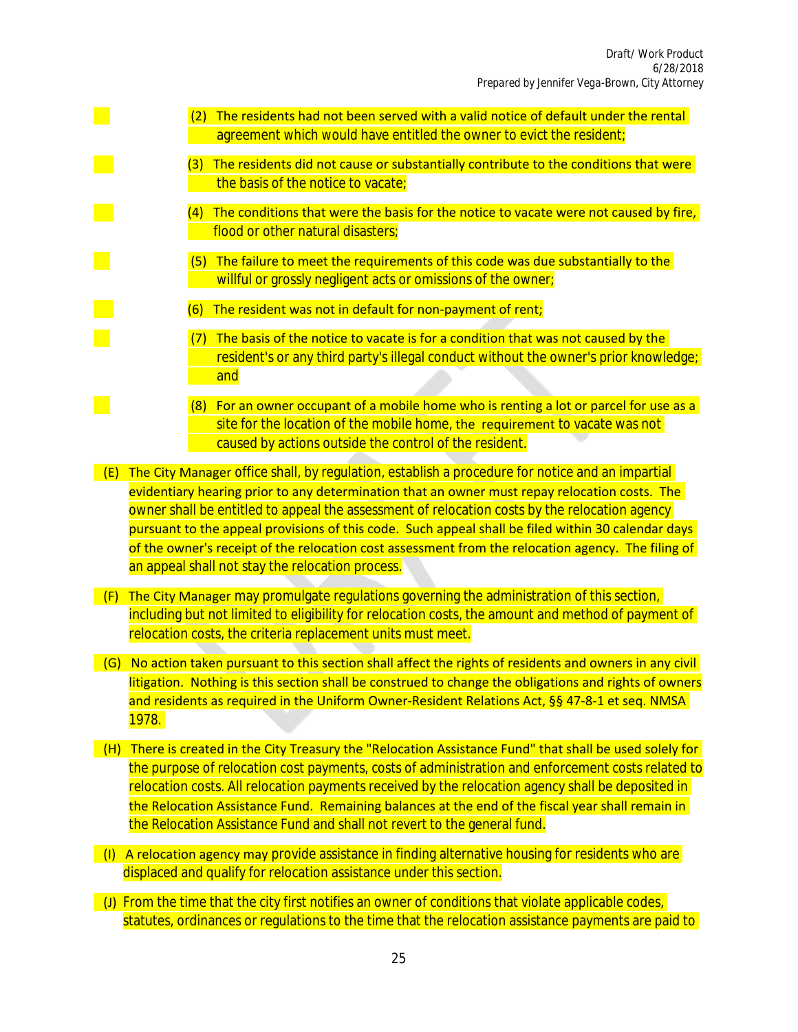(2) The residents had not been served with a valid notice of default under the rental agreement which would have entitled the owner to evict the resident;

(3) The residents did not cause or substantially contribute to the conditions that were the basis of the notice to vacate;

(4) The conditions that were the basis for the notice to vacate were not caused by fire, flood or other natural disasters;

(5) The failure to meet the requirements of this code was due substantially to the willful or grossly negligent acts or omissions of the owner;

(6) The resident was not in default for non-payment of rent;

(7) The basis of the notice to vacate is for a condition that was not caused by the resident's or any third party's illegal conduct without the owner's prior knowledge; and

(8) For an owner occupant of a mobile home who is renting a lot or parcel for use as a site for the location of the mobile home, the requirement to vacate was not caused by actions outside the control of the resident.

(E) The City Manager office shall, by regulation, establish a procedure for notice and an impartial evidentiary hearing prior to any determination that an owner must repay relocation costs. The owner shall be entitled to appeal the assessment of relocation costs by the relocation agency pursuant to the appeal provisions of this code. Such appeal shall be filed within 30 calendar days of the owner's receipt of the relocation cost assessment from the relocation agency. The filing of an appeal shall not stay the relocation process.

(F) The City Manager may promulgate regulations governing the administration of this section, including but not limited to eligibility for relocation costs, the amount and method of payment of relocation costs, the criteria replacement units must meet.

(G) No action taken pursuant to this section shall affect the rights of residents and owners in any civil litigation. Nothing is this section shall be construed to change the obligations and rights of owners and residents as required in the Uniform Owner-Resident Relations Act, §§ 47-8-1 et seq. NMSA 1978.

(H) There is created in the City Treasury the "Relocation Assistance Fund" that shall be used solely for the purpose of relocation cost payments, costs of administration and enforcement costs related to relocation costs. All relocation payments received by the relocation agency shall be deposited in the Relocation Assistance Fund. Remaining balances at the end of the fiscal year shall remain in the Relocation Assistance Fund and shall not revert to the general fund.

(I) A relocation agency may provide assistance in finding alternative housing for residents who are displaced and qualify for relocation assistance under this section.

(J) From the time that the city first notifies an owner of conditions that violate applicable codes, statutes, ordinances or regulations to the time that the relocation assistance payments are paid to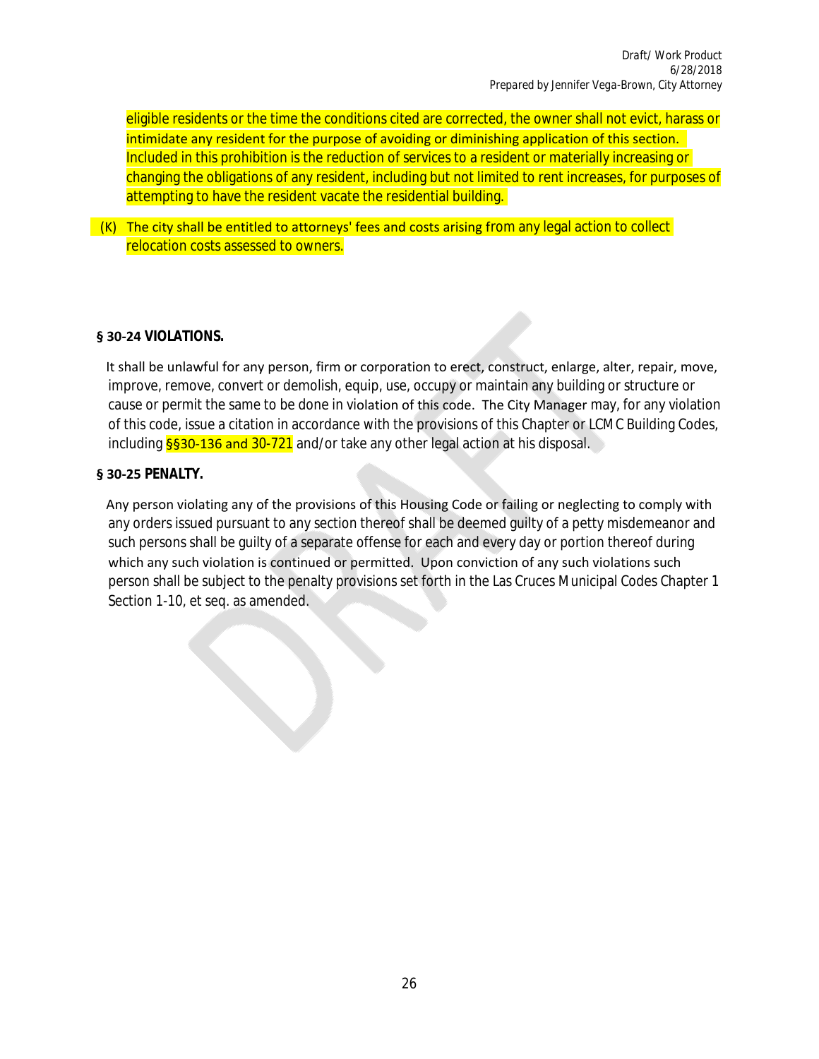eligible residents or the time the conditions cited are corrected, the owner shall not evict, harass or intimidate any resident for the purpose of avoiding or diminishing application of this section. Included in this prohibition is the reduction of services to a resident or materially increasing or changing the obligations of any resident, including but not limited to rent increases, for purposes of attempting to have the resident vacate the residential building.

(K) The city shall be entitled to attorneys' fees and costs arising from any legal action to collect relocation costs assessed to owners.

### § 30-24 VIOLATIONS.

It shall be unlawful for any person, firm or corporation to erect, construct, enlarge, alter, repair, move, improve, remove, convert or demolish, equip, use, occupy or maintain any building or structure or cause or permit the same to be done in violation of this code. The City Manager may, for any violation of this code, issue a citation in accordance with the provisions of this Chapter or LCMC Building Codes, including §§30-136 and 30-721 and/or take any other legal action at his disposal.

### § 30-25 PENALTY.

Any person violating any of the provisions of this Housing Code or failing or neglecting to comply with any orders issued pursuant to any section thereof shall be deemed guilty of a petty misdemeanor and such persons shall be guilty of a separate offense for each and every day or portion thereof during which any such violation is continued or permitted. Upon conviction of any such violations such person shall be subject to the penalty provisions set forth in the Las Cruces Municipal Codes Chapter 1 Section 1-10, et seq. as amended.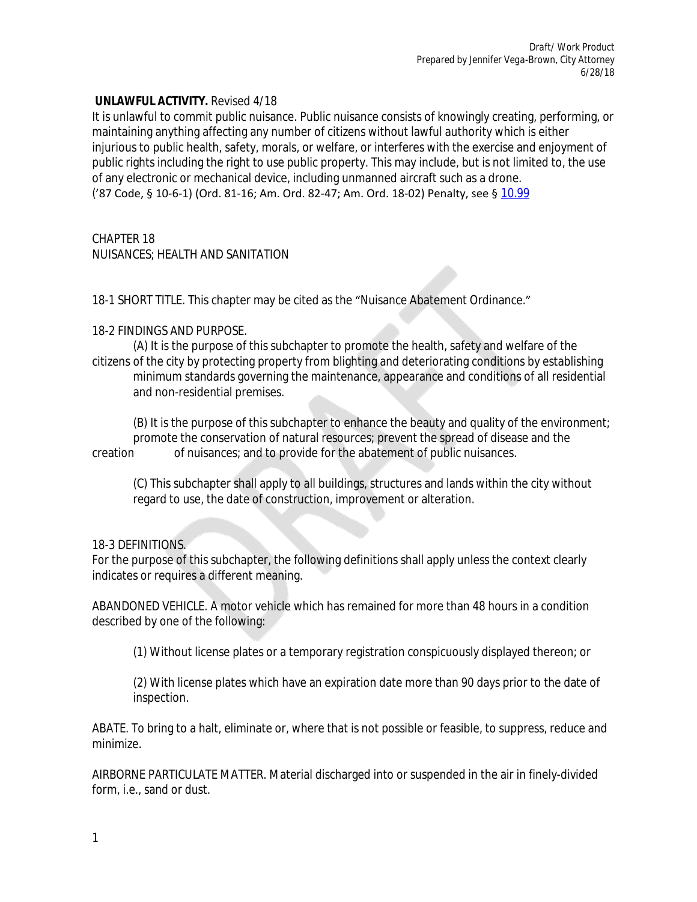**UNLAWFUL ACTIVITY.** Revised 4/18

It is unlawful to commit public nuisance. Public nuisance consists of knowingly creating, performing, or maintaining anything affecting any number of citizens without lawful authority which is either injurious to public health, safety, morals, or welfare, or interferes with the exercise and enjoyment of public rights including the right to use public property. This may include, but is not limited to, the use of any electronic or mechanical device, including unmanned aircraft such as a drone.

('87 Code, § 10-6-1) (Ord. 81-16; Am. Ord. 82-47; Am. Ord. 18-02) Penalty, see § 10.99

CHAPTER 18
NUISANCES; HEALTH AND SANITATION

18-1 SHORT TITLE. This chapter may be cited as the "Nuisance Abatement Ordinance."

18-2 FINDINGS AND PURPOSE.

(A) It is the purpose of this subchapter to promote the health, safety and welfare of the citizens of the city by protecting property from blighting and deteriorating conditions by establishing minimum standards governing the maintenance, appearance and conditions of all residential and non-residential premises.

(B) It is the purpose of this subchapter to enhance the beauty and quality of the environment; promote the conservation of natural resources; prevent the spread of disease and the creation of nuisances; and to provide for the abatement of public nuisances.

(C) This subchapter shall apply to all buildings, structures and lands within the city without regard to use, the date of construction, improvement or alteration.

18-3 DEFINITIONS.

For the purpose of this subchapter, the following definitions shall apply unless the context clearly indicates or requires a different meaning.

ABANDONED VEHICLE. A motor vehicle which has remained for more than 48 hours in a condition described by one of the following:

(1) Without license plates or a temporary registration conspicuously displayed thereon; or

(2) With license plates which have an expiration date more than 90 days prior to the date of inspection.

ABATE. To bring to a halt, eliminate or, where that is not possible or feasible, to suppress, reduce and minimize.

AIRBORNE PARTICULATE MATTER. Material discharged into or suspended in the air in finely-divided form, i.e., sand or dust.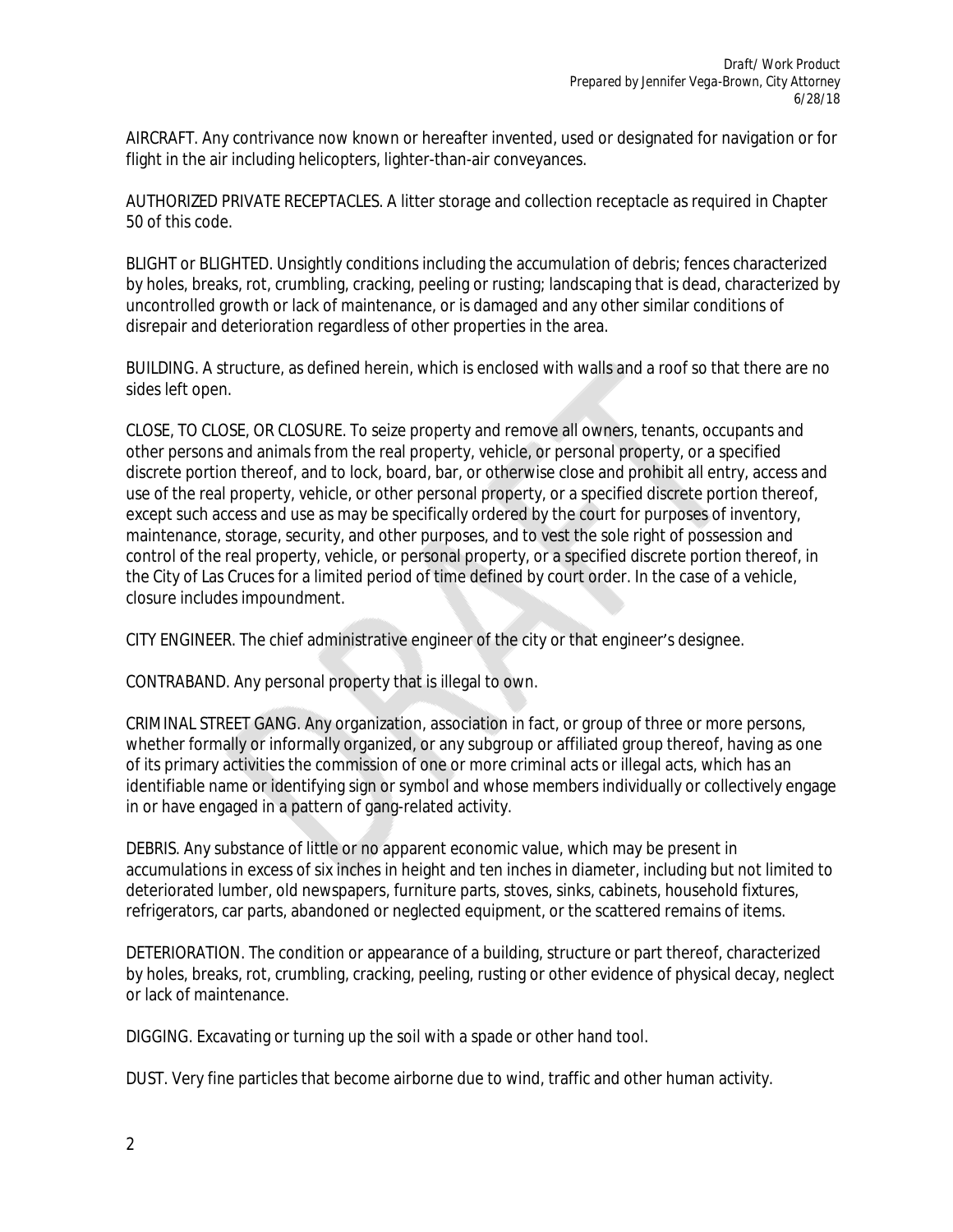AIRCRAFT. Any contrivance now known or hereafter invented, used or designated for navigation or for flight in the air including helicopters, lighter-than-air conveyances.

AUTHORIZED PRIVATE RECEPTACLES. A litter storage and collection receptacle as required in Chapter 50 of this code.

BLIGHT or BLIGHTED. Unsightly conditions including the accumulation of debris; fences characterized by holes, breaks, rot, crumbling, cracking, peeling or rusting; landscaping that is dead, characterized by uncontrolled growth or lack of maintenance, or is damaged and any other similar conditions of disrepair and deterioration regardless of other properties in the area.

BUILDING. A structure, as defined herein, which is enclosed with walls and a roof so that there are no sides left open.

CLOSE, TO CLOSE, OR CLOSURE. To seize property and remove all owners, tenants, occupants and other persons and animals from the real property, vehicle, or personal property, or a specified discrete portion thereof, and to lock, board, bar, or otherwise close and prohibit all entry, access and use of the real property, vehicle, or other personal property, or a specified discrete portion thereof, except such access and use as may be specifically ordered by the court for purposes of inventory, maintenance, storage, security, and other purposes, and to vest the sole right of possession and control of the real property, vehicle, or personal property, or a specified discrete portion thereof, in the City of Las Cruces for a limited period of time defined by court order. In the case of a vehicle, closure includes impoundment.

CITY ENGINEER. The chief administrative engineer of the city or that engineer's designee.

CONTRABAND. Any personal property that is illegal to own.

CRIMINAL STREET GANG. Any organization, association in fact, or group of three or more persons, whether formally or informally organized, or any subgroup or affiliated group thereof, having as one of its primary activities the commission of one or more criminal acts or illegal acts, which has an identifiable name or identifying sign or symbol and whose members individually or collectively engage in or have engaged in a pattern of gang-related activity.

DEBRIS. Any substance of little or no apparent economic value, which may be present in accumulations in excess of six inches in height and ten inches in diameter, including but not limited to deteriorated lumber, old newspapers, furniture parts, stoves, sinks, cabinets, household fixtures, refrigerators, car parts, abandoned or neglected equipment, or the scattered remains of items.

DETERIORATION. The condition or appearance of a building, structure or part thereof, characterized by holes, breaks, rot, crumbling, cracking, peeling, rusting or other evidence of physical decay, neglect or lack of maintenance.

DIGGING. Excavating or turning up the soil with a spade or other hand tool.

DUST. Very fine particles that become airborne due to wind, traffic and other human activity.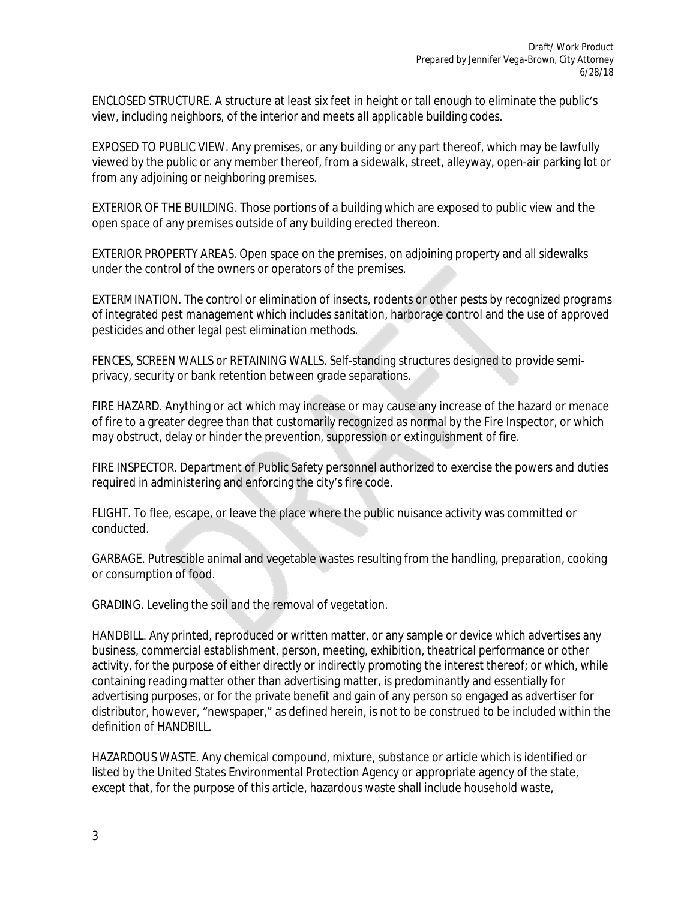ENCLOSED STRUCTURE. A structure at least six feet in height or tall enough to eliminate the public's view, including neighbors, of the interior and meets all applicable building codes.

EXPOSED TO PUBLIC VIEW. Any premises, or any building or any part thereof, which may be lawfully viewed by the public or any member thereof, from a sidewalk, street, alleyway, open-air parking lot or from any adjoining or neighboring premises.

EXTERIOR OF THE BUILDING. Those portions of a building which are exposed to public view and the open space of any premises outside of any building erected thereon.

EXTERIOR PROPERTY AREAS. Open space on the premises, on adjoining property and all sidewalks under the control of the owners or operators of the premises.

EXTERMINATION. The control or elimination of insects, rodents or other pests by recognized programs of integrated pest management which includes sanitation, harborage control and the use of approved pesticides and other legal pest elimination methods.

FENCES, SCREEN WALLS or RETAINING WALLS. Self-standing structures designed to provide semi-privacy, security or bank retention between grade separations.

FIRE HAZARD. Anything or act which may increase or may cause any increase of the hazard or menace of fire to a greater degree than that customarily recognized as normal by the Fire Inspector, or which may obstruct, delay or hinder the prevention, suppression or extinguishment of fire.

FIRE INSPECTOR. Department of Public Safety personnel authorized to exercise the powers and duties required in administering and enforcing the city's fire code.

FLIGHT. To flee, escape, or leave the place where the public nuisance activity was committed or conducted.

GARBAGE. Putrescible animal and vegetable wastes resulting from the handling, preparation, cooking or consumption of food.

GRADING. Leveling the soil and the removal of vegetation.

HANDBILL. Any printed, reproduced or written matter, or any sample or device which advertises any business, commercial establishment, person, meeting, exhibition, theatrical performance or other activity, for the purpose of either directly or indirectly promoting the interest thereof; or which, while containing reading matter other than advertising matter, is predominantly and essentially for advertising purposes, or for the private benefit and gain of any person so engaged as advertiser for distributor, however, "newspaper," as defined herein, is not to be construed to be included within the definition of HANDBILL.

HAZARDOUS WASTE. Any chemical compound, mixture, substance or article which is identified or listed by the United States Environmental Protection Agency or appropriate agency of the state, except that, for the purpose of this article, hazardous waste shall include household waste,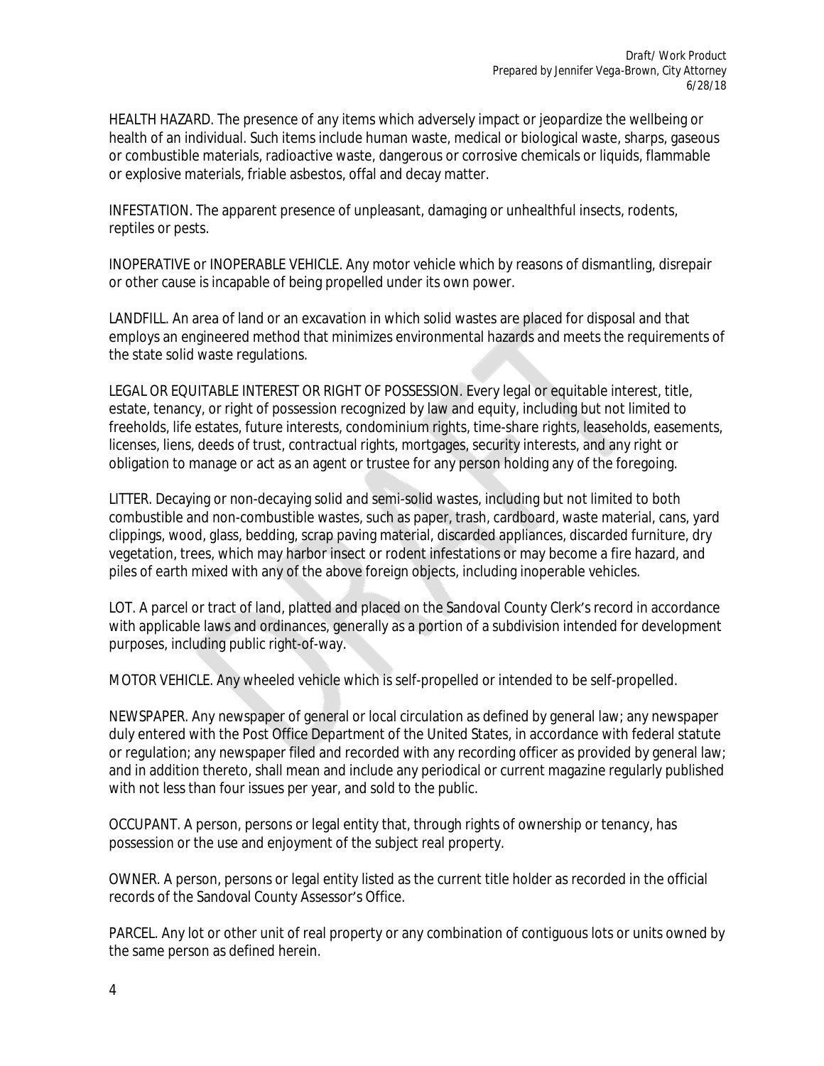HEALTH HAZARD. The presence of any items which adversely impact or jeopardize the wellbeing or health of an individual. Such items include human waste, medical or biological waste, sharps, gaseous or combustible materials, radioactive waste, dangerous or corrosive chemicals or liquids, flammable or explosive materials, friable asbestos, offal and decay matter.

INFESTATION. The apparent presence of unpleasant, damaging or unhealthful insects, rodents, reptiles or pests.

INOPERATIVE or INOPERABLE VEHICLE. Any motor vehicle which by reasons of dismantling, disrepair or other cause is incapable of being propelled under its own power.

LANDFILL. An area of land or an excavation in which solid wastes are placed for disposal and that employs an engineered method that minimizes environmental hazards and meets the requirements of the state solid waste regulations.

LEGAL OR EQUITABLE INTEREST OR RIGHT OF POSSESSION. Every legal or equitable interest, title, estate, tenancy, or right of possession recognized by law and equity, including but not limited to freeholds, life estates, future interests, condominium rights, time-share rights, leaseholds, easements, licenses, liens, deeds of trust, contractual rights, mortgages, security interests, and any right or obligation to manage or act as an agent or trustee for any person holding any of the foregoing.

LITTER. Decaying or non-decaying solid and semi-solid wastes, including but not limited to both combustible and non-combustible wastes, such as paper, trash, cardboard, waste material, cans, yard clippings, wood, glass, bedding, scrap paving material, discarded appliances, discarded furniture, dry vegetation, trees, which may harbor insect or rodent infestations or may become a fire hazard, and piles of earth mixed with any of the above foreign objects, including inoperable vehicles.

LOT. A parcel or tract of land, platted and placed on the Sandoval County Clerk's record in accordance with applicable laws and ordinances, generally as a portion of a subdivision intended for development purposes, including public right-of-way.

MOTOR VEHICLE. Any wheeled vehicle which is self-propelled or intended to be self-propelled.

NEWSPAPER. Any newspaper of general or local circulation as defined by general law; any newspaper duly entered with the Post Office Department of the United States, in accordance with federal statute or regulation; any newspaper filed and recorded with any recording officer as provided by general law; and in addition thereto, shall mean and include any periodical or current magazine regularly published with not less than four issues per year, and sold to the public.

OCCUPANT. A person, persons or legal entity that, through rights of ownership or tenancy, has possession or the use and enjoyment of the subject real property.

OWNER. A person, persons or legal entity listed as the current title holder as recorded in the official records of the Sandoval County Assessor's Office.

PARCEL. Any lot or other unit of real property or any combination of contiguous lots or units owned by the same person as defined herein.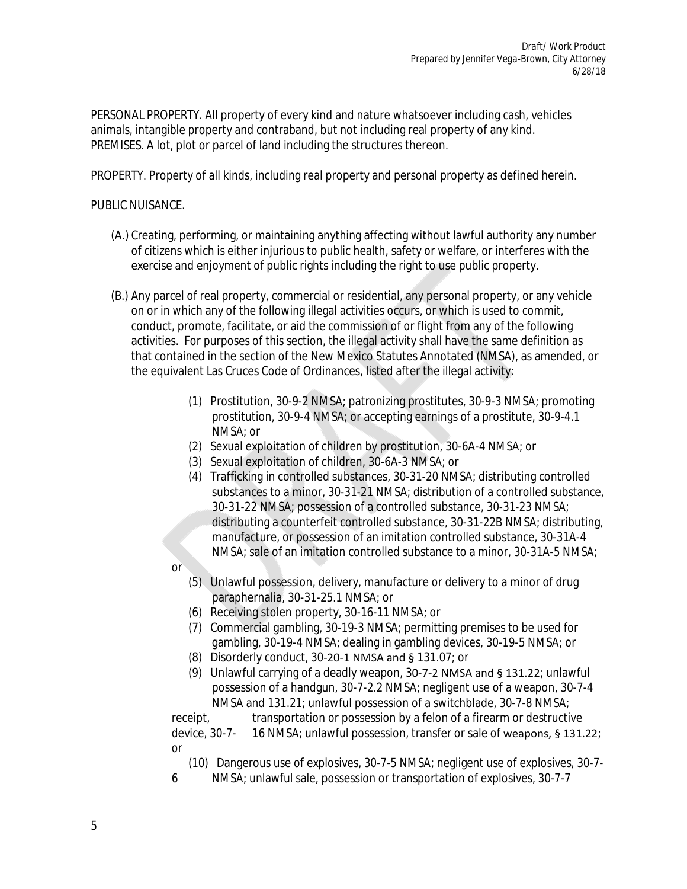PERSONAL PROPERTY. All property of every kind and nature whatsoever including cash, vehicles animals, intangible property and contraband, but not including real property of any kind.
PREMISES. A lot, plot or parcel of land including the structures thereon.

PROPERTY. Property of all kinds, including real property and personal property as defined herein.

PUBLIC NUISANCE.

(A.) Creating, performing, or maintaining anything affecting without lawful authority any number of citizens which is either injurious to public health, safety or welfare, or interferes with the exercise and enjoyment of public rights including the right to use public property.

(B.) Any parcel of real property, commercial or residential, any personal property, or any vehicle on or in which any of the following illegal activities occurs, or which is used to commit, conduct, promote, facilitate, or aid the commission of or flight from any of the following activities. For purposes of this section, the illegal activity shall have the same definition as that contained in the section of the New Mexico Statutes Annotated (NMSA), as amended, or the equivalent Las Cruces Code of Ordinances, listed after the illegal activity:

(1) Prostitution, 30-9-2 NMSA; patronizing prostitutes, 30-9-3 NMSA; promoting prostitution, 30-9-4 NMSA; or accepting earnings of a prostitute, 30-9-4.1 NMSA; or
(2) Sexual exploitation of children by prostitution, 30-6A-4 NMSA; or
(3) Sexual exploitation of children, 30-6A-3 NMSA; or
(4) Trafficking in controlled substances, 30-31-20 NMSA; distributing controlled substances to a minor, 30-31-21 NMSA; distribution of a controlled substance, 30-31-22 NMSA; possession of a controlled substance, 30-31-23 NMSA; distributing a counterfeit controlled substance, 30-31-22B NMSA; distributing, manufacture, or possession of an imitation controlled substance, 30-31A-4 NMSA; sale of an imitation controlled substance to a minor, 30-31A-5 NMSA; or
(5) Unlawful possession, delivery, manufacture or delivery to a minor of drug paraphernalia, 30-31-25.1 NMSA; or
(6) Receiving stolen property, 30-16-11 NMSA; or
(7) Commercial gambling, 30-19-3 NMSA; permitting premises to be used for gambling, 30-19-4 NMSA; dealing in gambling devices, 30-19-5 NMSA; or
(8) Disorderly conduct, 30-20-1 NMSA and § 131.07; or
(9) Unlawful carrying of a deadly weapon, 30-7-2 NMSA and § 131.22; unlawful possession of a handgun, 30-7-2.2 NMSA; negligent use of a weapon, 30-7-4 NMSA and 131.21; unlawful possession of a switchblade, 30-7-8 NMSA; receipt, transportation or possession by a felon of a firearm or destructive device, 30-7-16 NMSA; unlawful possession, transfer or sale of weapons, § 131.22; or
(10) Dangerous use of explosives, 30-7-5 NMSA; negligent use of explosives, 30-7-6 NMSA; unlawful sale, possession or transportation of explosives, 30-7-7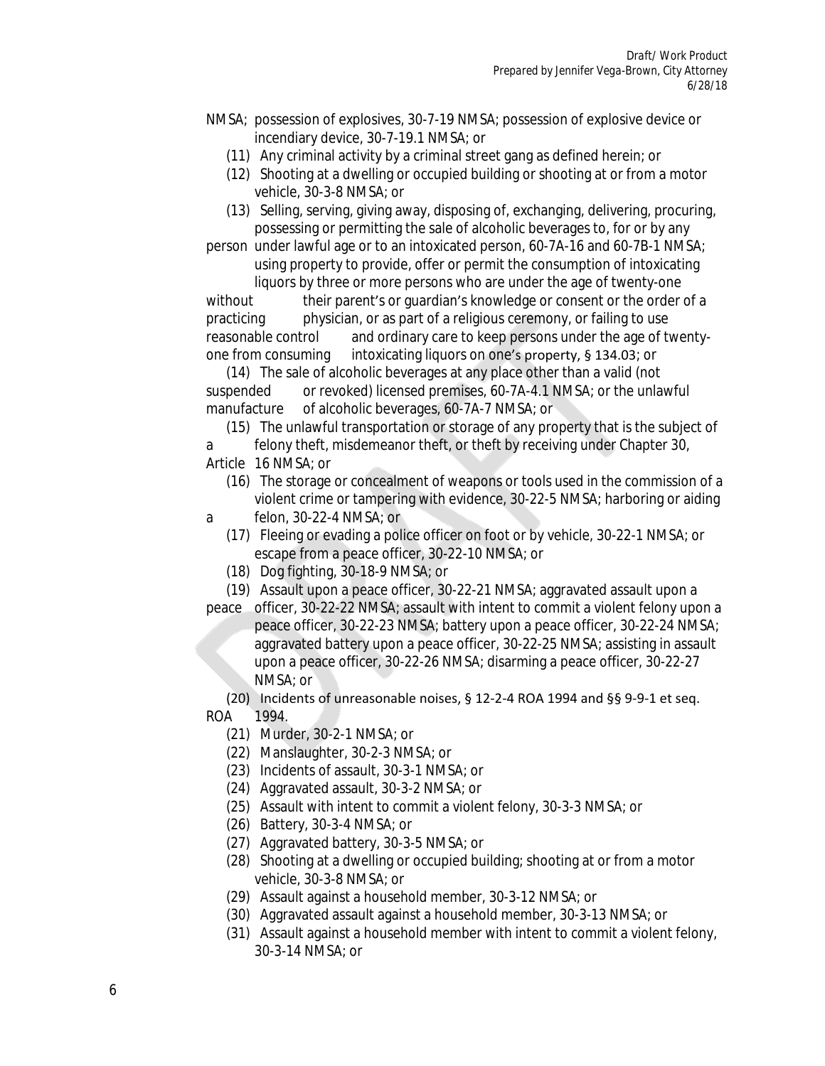NMSA; possession of explosives, 30-7-19 NMSA; possession of explosive device or incendiary device, 30-7-19.1 NMSA; or

(11) Any criminal activity by a criminal street gang as defined herein; or

(12) Shooting at a dwelling or occupied building or shooting at or from a motor vehicle, 30-3-8 NMSA; or

(13) Selling, serving, giving away, disposing of, exchanging, delivering, procuring, possessing or permitting the sale of alcoholic beverages to, for or by any person under lawful age or to an intoxicated person, 60-7A-16 and 60-7B-1 NMSA; using property to provide, offer or permit the consumption of intoxicating liquors by three or more persons who are under the age of twenty-one without their parent's or guardian's knowledge or consent or the order of a practicing physician, or as part of a religious ceremony, or failing to use reasonable control and ordinary care to keep persons under the age of twenty-one from consuming intoxicating liquors on one's property, § 134.03; or

(14) The sale of alcoholic beverages at any place other than a valid (not suspended or revoked) licensed premises, 60-7A-4.1 NMSA; or the unlawful manufacture of alcoholic beverages, 60-7A-7 NMSA; or

(15) The unlawful transportation or storage of any property that is the subject of a felony theft, misdemeanor theft, or theft by receiving under Chapter 30, Article 16 NMSA; or

(16) The storage or concealment of weapons or tools used in the commission of a violent crime or tampering with evidence, 30-22-5 NMSA; harboring or aiding a felon, 30-22-4 NMSA; or

(17) Fleeing or evading a police officer on foot or by vehicle, 30-22-1 NMSA; or escape from a peace officer, 30-22-10 NMSA; or

(18) Dog fighting, 30-18-9 NMSA; or

(19) Assault upon a peace officer, 30-22-21 NMSA; aggravated assault upon a peace officer, 30-22-22 NMSA; assault with intent to commit a violent felony upon a peace officer, 30-22-23 NMSA; battery upon a peace officer, 30-22-24 NMSA; aggravated battery upon a peace officer, 30-22-25 NMSA; assisting in assault upon a peace officer, 30-22-26 NMSA; disarming a peace officer, 30-22-27 NMSA; or

(20) Incidents of unreasonable noises, § 12-2-4 ROA 1994 and §§ 9-9-1 et seq. ROA 1994.

(21) Murder, 30-2-1 NMSA; or

(22) Manslaughter, 30-2-3 NMSA; or

(23) Incidents of assault, 30-3-1 NMSA; or

(24) Aggravated assault, 30-3-2 NMSA; or

(25) Assault with intent to commit a violent felony, 30-3-3 NMSA; or

(26) Battery, 30-3-4 NMSA; or

(27) Aggravated battery, 30-3-5 NMSA; or

(28) Shooting at a dwelling or occupied building; shooting at or from a motor vehicle, 30-3-8 NMSA; or

(29) Assault against a household member, 30-3-12 NMSA; or

(30) Aggravated assault against a household member, 30-3-13 NMSA; or

(31) Assault against a household member with intent to commit a violent felony, 30-3-14 NMSA; or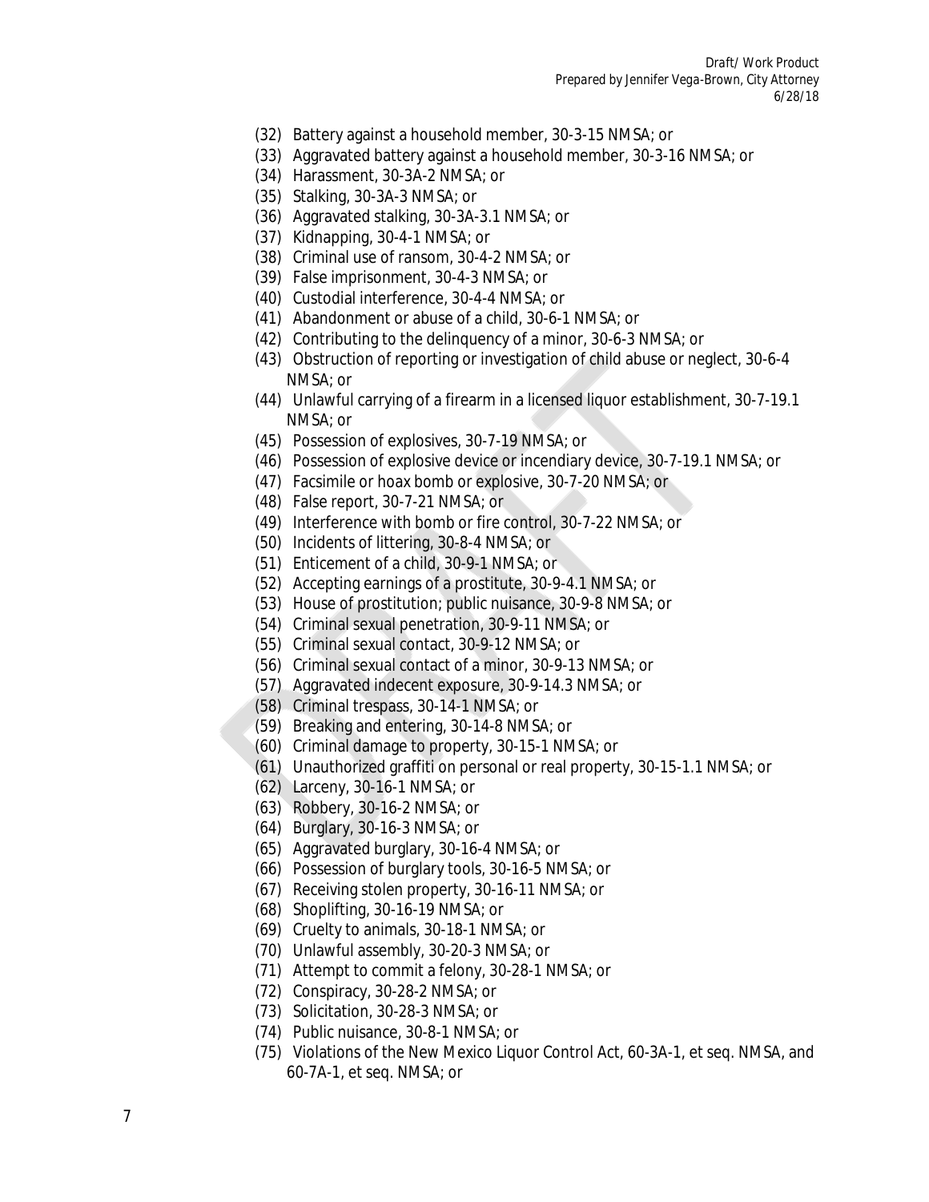(32) Battery against a household member, 30-3-15 NMSA; or
(33) Aggravated battery against a household member, 30-3-16 NMSA; or
(34) Harassment, 30-3A-2 NMSA; or
(35) Stalking, 30-3A-3 NMSA; or
(36) Aggravated stalking, 30-3A-3.1 NMSA; or
(37) Kidnapping, 30-4-1 NMSA; or
(38) Criminal use of ransom, 30-4-2 NMSA; or
(39) False imprisonment, 30-4-3 NMSA; or
(40) Custodial interference, 30-4-4 NMSA; or
(41) Abandonment or abuse of a child, 30-6-1 NMSA; or
(42) Contributing to the delinquency of a minor, 30-6-3 NMSA; or
(43) Obstruction of reporting or investigation of child abuse or neglect, 30-6-4 NMSA; or
(44) Unlawful carrying of a firearm in a licensed liquor establishment, 30-7-19.1 NMSA; or
(45) Possession of explosives, 30-7-19 NMSA; or
(46) Possession of explosive device or incendiary device, 30-7-19.1 NMSA; or
(47) Facsimile or hoax bomb or explosive, 30-7-20 NMSA; or
(48) False report, 30-7-21 NMSA; or
(49) Interference with bomb or fire control, 30-7-22 NMSA; or
(50) Incidents of littering, 30-8-4 NMSA; or
(51) Enticement of a child, 30-9-1 NMSA; or
(52) Accepting earnings of a prostitute, 30-9-4.1 NMSA; or
(53) House of prostitution; public nuisance, 30-9-8 NMSA; or
(54) Criminal sexual penetration, 30-9-11 NMSA; or
(55) Criminal sexual contact, 30-9-12 NMSA; or
(56) Criminal sexual contact of a minor, 30-9-13 NMSA; or
(57) Aggravated indecent exposure, 30-9-14.3 NMSA; or
(58) Criminal trespass, 30-14-1 NMSA; or
(59) Breaking and entering, 30-14-8 NMSA; or
(60) Criminal damage to property, 30-15-1 NMSA; or
(61) Unauthorized graffiti on personal or real property, 30-15-1.1 NMSA; or
(62) Larceny, 30-16-1 NMSA; or
(63) Robbery, 30-16-2 NMSA; or
(64) Burglary, 30-16-3 NMSA; or
(65) Aggravated burglary, 30-16-4 NMSA; or
(66) Possession of burglary tools, 30-16-5 NMSA; or
(67) Receiving stolen property, 30-16-11 NMSA; or
(68) Shoplifting, 30-16-19 NMSA; or
(69) Cruelty to animals, 30-18-1 NMSA; or
(70) Unlawful assembly, 30-20-3 NMSA; or
(71) Attempt to commit a felony, 30-28-1 NMSA; or
(72) Conspiracy, 30-28-2 NMSA; or
(73) Solicitation, 30-28-3 NMSA; or
(74) Public nuisance, 30-8-1 NMSA; or
(75) Violations of the New Mexico Liquor Control Act, 60-3A-1, et seq. NMSA, and 60-7A-1, et seq. NMSA; or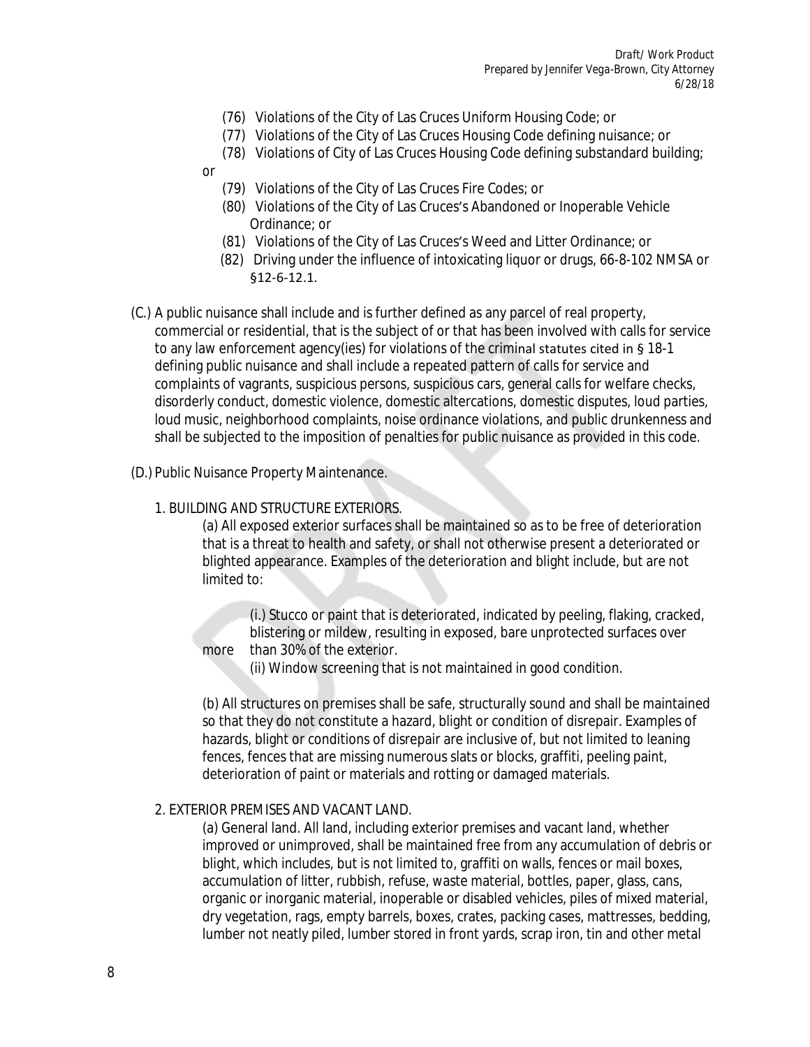(76) Violations of the City of Las Cruces Uniform Housing Code; or

(77) Violations of the City of Las Cruces Housing Code defining nuisance; or

(78) Violations of City of Las Cruces Housing Code defining substandard building; or

(79) Violations of the City of Las Cruces Fire Codes; or

(80) Violations of the City of Las Cruces's Abandoned or Inoperable Vehicle Ordinance; or

(81) Violations of the City of Las Cruces's Weed and Litter Ordinance; or

(82) Driving under the influence of intoxicating liquor or drugs, 66-8-102 NMSA or §12-6-12.1.

(C.) A public nuisance shall include and is further defined as any parcel of real property, commercial or residential, that is the subject of or that has been involved with calls for service to any law enforcement agency(ies) for violations of the criminal statutes cited in § 18-1 defining public nuisance and shall include a repeated pattern of calls for service and complaints of vagrants, suspicious persons, suspicious cars, general calls for welfare checks, disorderly conduct, domestic violence, domestic altercations, domestic disputes, loud parties, loud music, neighborhood complaints, noise ordinance violations, and public drunkenness and shall be subjected to the imposition of penalties for public nuisance as provided in this code.

(D.) Public Nuisance Property Maintenance.

1. BUILDING AND STRUCTURE EXTERIORS.

(a) All exposed exterior surfaces shall be maintained so as to be free of deterioration that is a threat to health and safety, or shall not otherwise present a deteriorated or blighted appearance. Examples of the deterioration and blight include, but are not limited to:

(i.) Stucco or paint that is deteriorated, indicated by peeling, flaking, cracked, blistering or mildew, resulting in exposed, bare unprotected surfaces over more than 30% of the exterior.

(ii) Window screening that is not maintained in good condition.

(b) All structures on premises shall be safe, structurally sound and shall be maintained so that they do not constitute a hazard, blight or condition of disrepair. Examples of hazards, blight or conditions of disrepair are inclusive of, but not limited to leaning fences, fences that are missing numerous slats or blocks, graffiti, peeling paint, deterioration of paint or materials and rotting or damaged materials.

2. EXTERIOR PREMISES AND VACANT LAND.

(a) General land. All land, including exterior premises and vacant land, whether improved or unimproved, shall be maintained free from any accumulation of debris or blight, which includes, but is not limited to, graffiti on walls, fences or mail boxes, accumulation of litter, rubbish, refuse, waste material, bottles, paper, glass, cans, organic or inorganic material, inoperable or disabled vehicles, piles of mixed material, dry vegetation, rags, empty barrels, boxes, crates, packing cases, mattresses, bedding, lumber not neatly piled, lumber stored in front yards, scrap iron, tin and other metal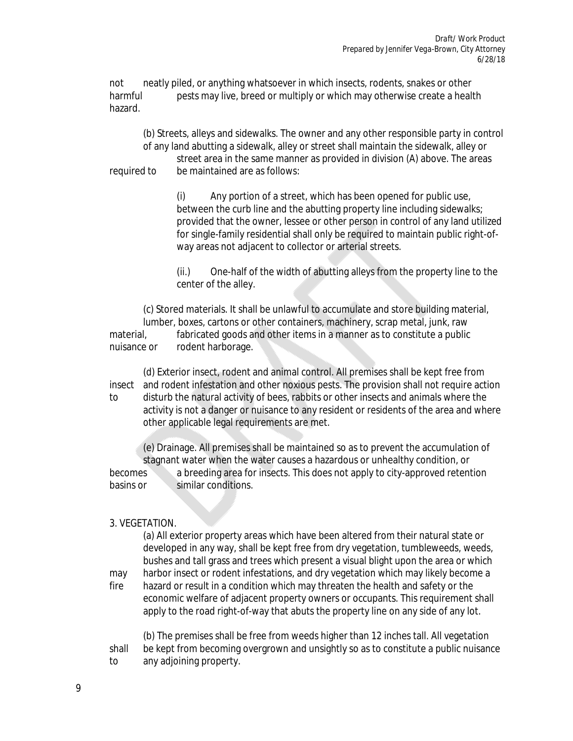not neatly piled, or anything whatsoever in which insects, rodents, snakes or other harmful pests may live, breed or multiply or which may otherwise create a health hazard.

(b) Streets, alleys and sidewalks. The owner and any other responsible party in control of any land abutting a sidewalk, alley or street shall maintain the sidewalk, alley or street area in the same manner as provided in division (A) above. The areas required to be maintained are as follows:

(i) Any portion of a street, which has been opened for public use, between the curb line and the abutting property line including sidewalks; provided that the owner, lessee or other person in control of any land utilized for single-family residential shall only be required to maintain public right-of-way areas not adjacent to collector or arterial streets.

(ii.) One-half of the width of abutting alleys from the property line to the center of the alley.

(c) Stored materials. It shall be unlawful to accumulate and store building material, lumber, boxes, cartons or other containers, machinery, scrap metal, junk, raw material, fabricated goods and other items in a manner as to constitute a public nuisance or rodent harborage.

(d) Exterior insect, rodent and animal control. All premises shall be kept free from insect and rodent infestation and other noxious pests. The provision shall not require action to disturb the natural activity of bees, rabbits or other insects and animals where the activity is not a danger or nuisance to any resident or residents of the area and where other applicable legal requirements are met.

(e) Drainage. All premises shall be maintained so as to prevent the accumulation of stagnant water when the water causes a hazardous or unhealthy condition, or becomes a breeding area for insects. This does not apply to city-approved retention basins or similar conditions.

3. VEGETATION.

(a) All exterior property areas which have been altered from their natural state or developed in any way, shall be kept free from dry vegetation, tumbleweeds, weeds, bushes and tall grass and trees which present a visual blight upon the area or which may harbor insect or rodent infestations, and dry vegetation which may likely become a fire hazard or result in a condition which may threaten the health and safety or the economic welfare of adjacent property owners or occupants. This requirement shall apply to the road right-of-way that abuts the property line on any side of any lot.

(b) The premises shall be free from weeds higher than 12 inches tall. All vegetation shall be kept from becoming overgrown and unsightly so as to constitute a public nuisance to any adjoining property.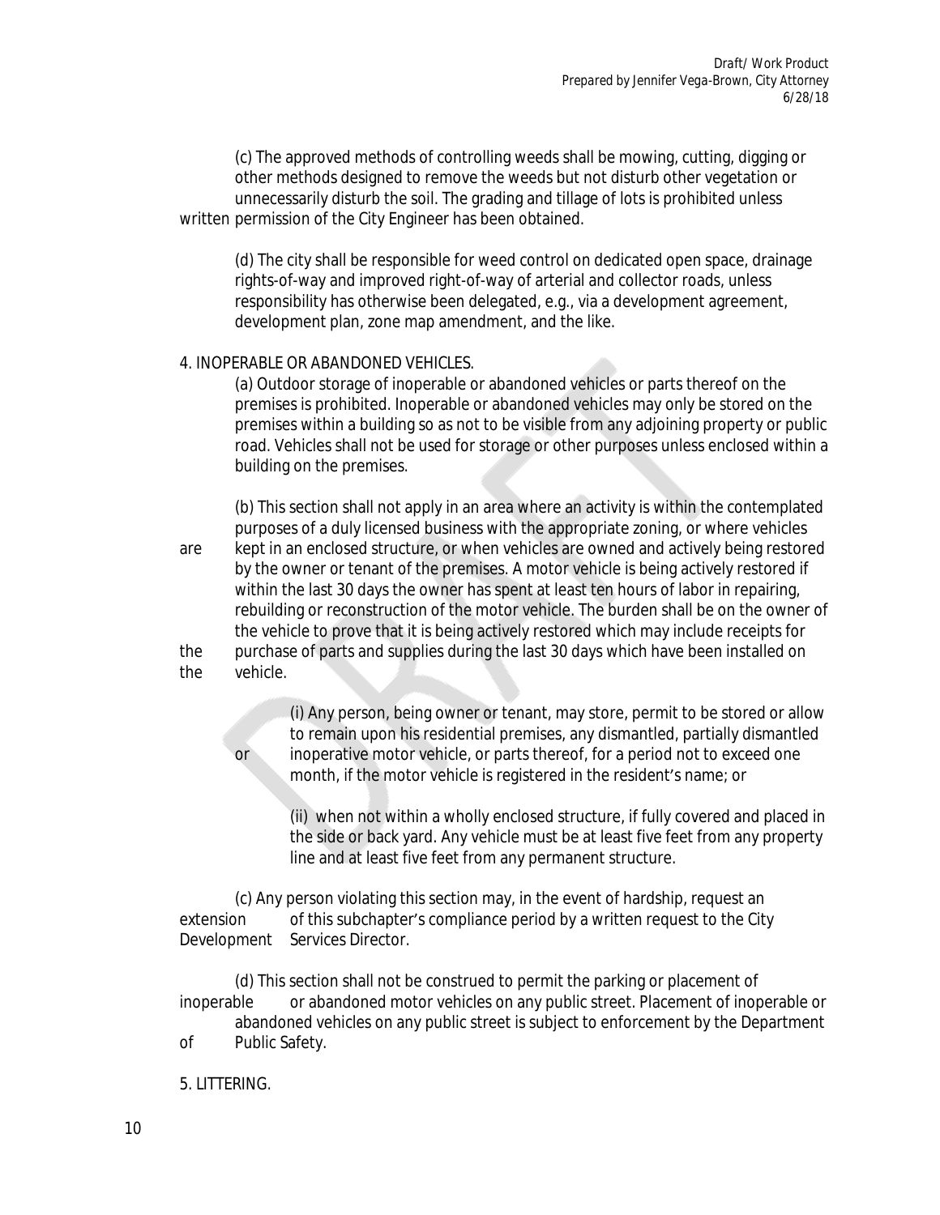(c) The approved methods of controlling weeds shall be mowing, cutting, digging or other methods designed to remove the weeds but not disturb other vegetation or unnecessarily disturb the soil. The grading and tillage of lots is prohibited unless written permission of the City Engineer has been obtained.

(d) The city shall be responsible for weed control on dedicated open space, drainage rights-of-way and improved right-of-way of arterial and collector roads, unless responsibility has otherwise been delegated, e.g., via a development agreement, development plan, zone map amendment, and the like.

4. INOPERABLE OR ABANDONED VEHICLES.

(a) Outdoor storage of inoperable or abandoned vehicles or parts thereof on the premises is prohibited. Inoperable or abandoned vehicles may only be stored on the premises within a building so as not to be visible from any adjoining property or public road. Vehicles shall not be used for storage or other purposes unless enclosed within a building on the premises.

(b) This section shall not apply in an area where an activity is within the contemplated purposes of a duly licensed business with the appropriate zoning, or where vehicles are kept in an enclosed structure, or when vehicles are owned and actively being restored by the owner or tenant of the premises. A motor vehicle is being actively restored if within the last 30 days the owner has spent at least ten hours of labor in repairing, rebuilding or reconstruction of the motor vehicle. The burden shall be on the owner of the vehicle to prove that it is being actively restored which may include receipts for the purchase of parts and supplies during the last 30 days which have been installed on the vehicle.

(i) Any person, being owner or tenant, may store, permit to be stored or allow to remain upon his residential premises, any dismantled, partially dismantled or inoperative motor vehicle, or parts thereof, for a period not to exceed one month, if the motor vehicle is registered in the resident's name; or

(ii) when not within a wholly enclosed structure, if fully covered and placed in the side or back yard. Any vehicle must be at least five feet from any property line and at least five feet from any permanent structure.

(c) Any person violating this section may, in the event of hardship, request an extension of this subchapter's compliance period by a written request to the City Development Services Director.

(d) This section shall not be construed to permit the parking or placement of inoperable or abandoned motor vehicles on any public street. Placement of inoperable or abandoned vehicles on any public street is subject to enforcement by the Department of Public Safety.

5. LITTERING.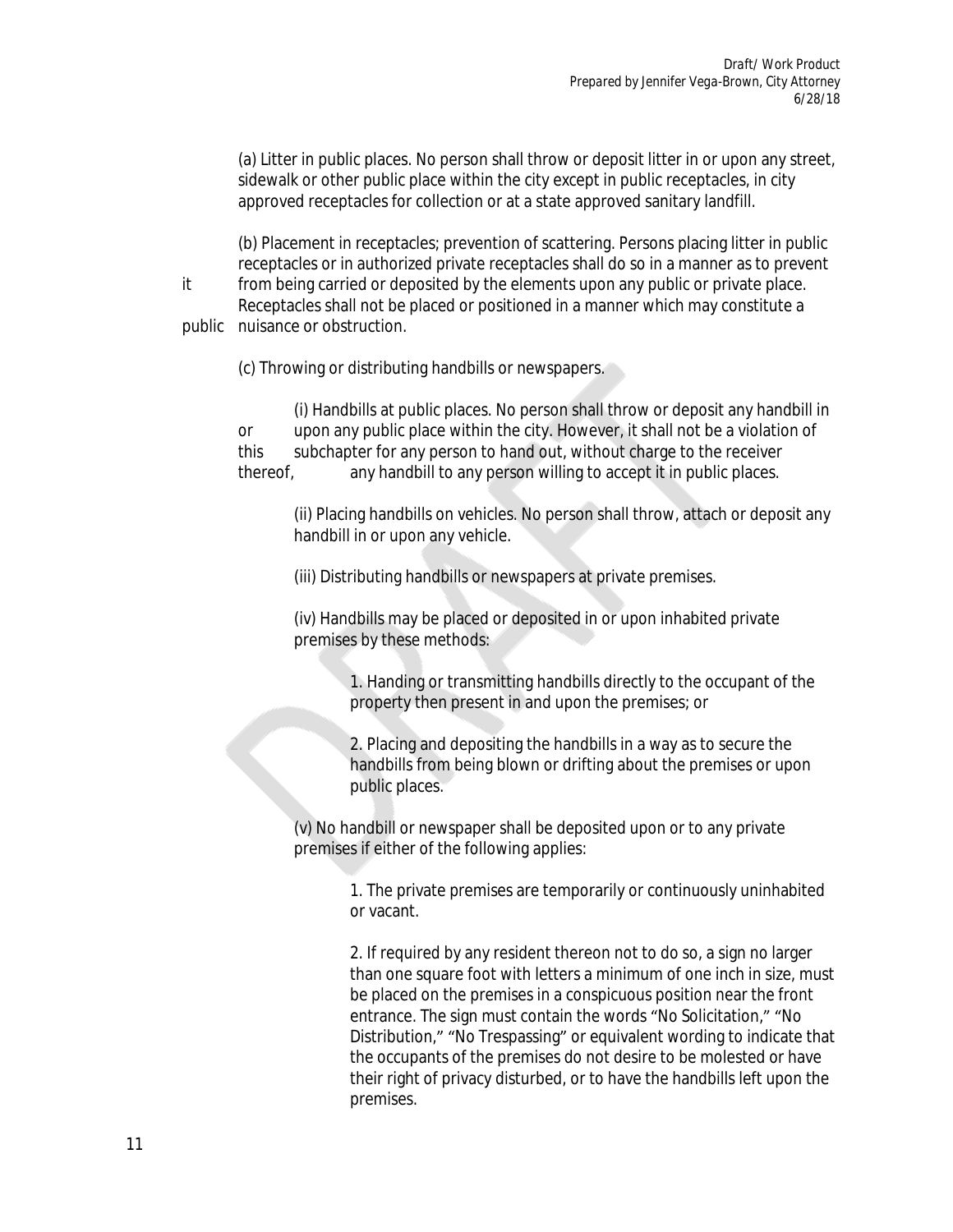(a) Litter in public places. No person shall throw or deposit litter in or upon any street, sidewalk or other public place within the city except in public receptacles, in city approved receptacles for collection or at a state approved sanitary landfill.

(b) Placement in receptacles; prevention of scattering. Persons placing litter in public receptacles or in authorized private receptacles shall do so in a manner as to prevent it from being carried or deposited by the elements upon any public or private place. Receptacles shall not be placed or positioned in a manner which may constitute a public nuisance or obstruction.

(c) Throwing or distributing handbills or newspapers.

(i) Handbills at public places. No person shall throw or deposit any handbill in or upon any public place within the city. However, it shall not be a violation of this subchapter for any person to hand out, without charge to the receiver thereof, any handbill to any person willing to accept it in public places.

(ii) Placing handbills on vehicles. No person shall throw, attach or deposit any handbill in or upon any vehicle.

(iii) Distributing handbills or newspapers at private premises.

(iv) Handbills may be placed or deposited in or upon inhabited private premises by these methods:

1. Handing or transmitting handbills directly to the occupant of the property then present in and upon the premises; or

2. Placing and depositing the handbills in a way as to secure the handbills from being blown or drifting about the premises or upon public places.

(v) No handbill or newspaper shall be deposited upon or to any private premises if either of the following applies:

1. The private premises are temporarily or continuously uninhabited or vacant.

2. If required by any resident thereon not to do so, a sign no larger than one square foot with letters a minimum of one inch in size, must be placed on the premises in a conspicuous position near the front entrance. The sign must contain the words "No Solicitation," "No Distribution," "No Trespassing" or equivalent wording to indicate that the occupants of the premises do not desire to be molested or have their right of privacy disturbed, or to have the handbills left upon the premises.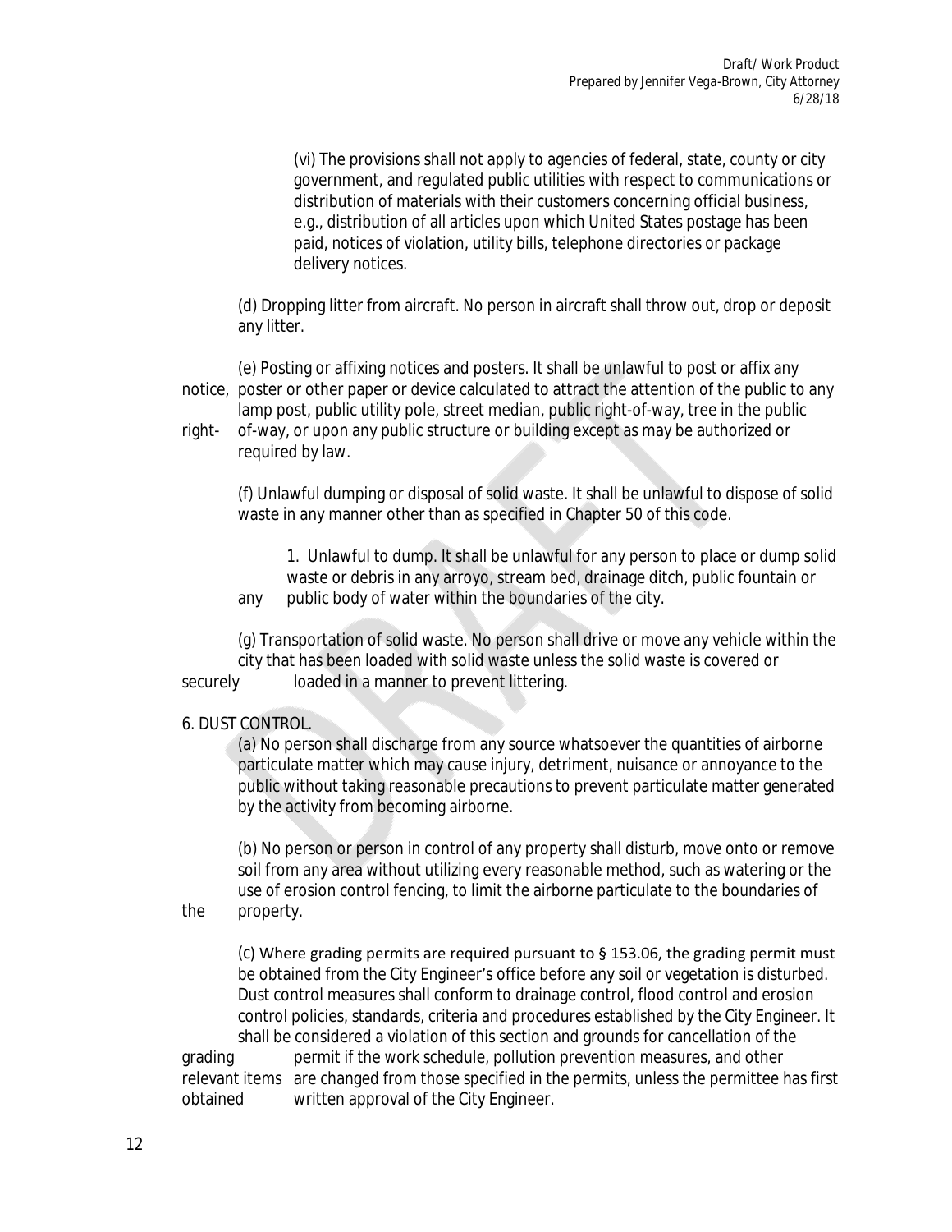(vi) The provisions shall not apply to agencies of federal, state, county or city government, and regulated public utilities with respect to communications or distribution of materials with their customers concerning official business, e.g., distribution of all articles upon which United States postage has been paid, notices of violation, utility bills, telephone directories or package delivery notices.

(d) Dropping litter from aircraft. No person in aircraft shall throw out, drop or deposit any litter.

(e) Posting or affixing notices and posters. It shall be unlawful to post or affix any notice, poster or other paper or device calculated to attract the attention of the public to any lamp post, public utility pole, street median, public right-of-way, tree in the public right-of-way, or upon any public structure or building except as may be authorized or required by law.

(f) Unlawful dumping or disposal of solid waste. It shall be unlawful to dispose of solid waste in any manner other than as specified in Chapter 50 of this code.

1. Unlawful to dump. It shall be unlawful for any person to place or dump solid waste or debris in any arroyo, stream bed, drainage ditch, public fountain or any public body of water within the boundaries of the city.

(g) Transportation of solid waste. No person shall drive or move any vehicle within the city that has been loaded with solid waste unless the solid waste is covered or securely loaded in a manner to prevent littering.

6. DUST CONTROL.

(a) No person shall discharge from any source whatsoever the quantities of airborne particulate matter which may cause injury, detriment, nuisance or annoyance to the public without taking reasonable precautions to prevent particulate matter generated by the activity from becoming airborne.

(b) No person or person in control of any property shall disturb, move onto or remove soil from any area without utilizing every reasonable method, such as watering or the use of erosion control fencing, to limit the airborne particulate to the boundaries of the property.

(c) Where grading permits are required pursuant to § 153.06, the grading permit must be obtained from the City Engineer's office before any soil or vegetation is disturbed. Dust control measures shall conform to drainage control, flood control and erosion control policies, standards, criteria and procedures established by the City Engineer. It shall be considered a violation of this section and grounds for cancellation of the grading permit if the work schedule, pollution prevention measures, and other relevant items are changed from those specified in the permits, unless the permittee has first obtained written approval of the City Engineer.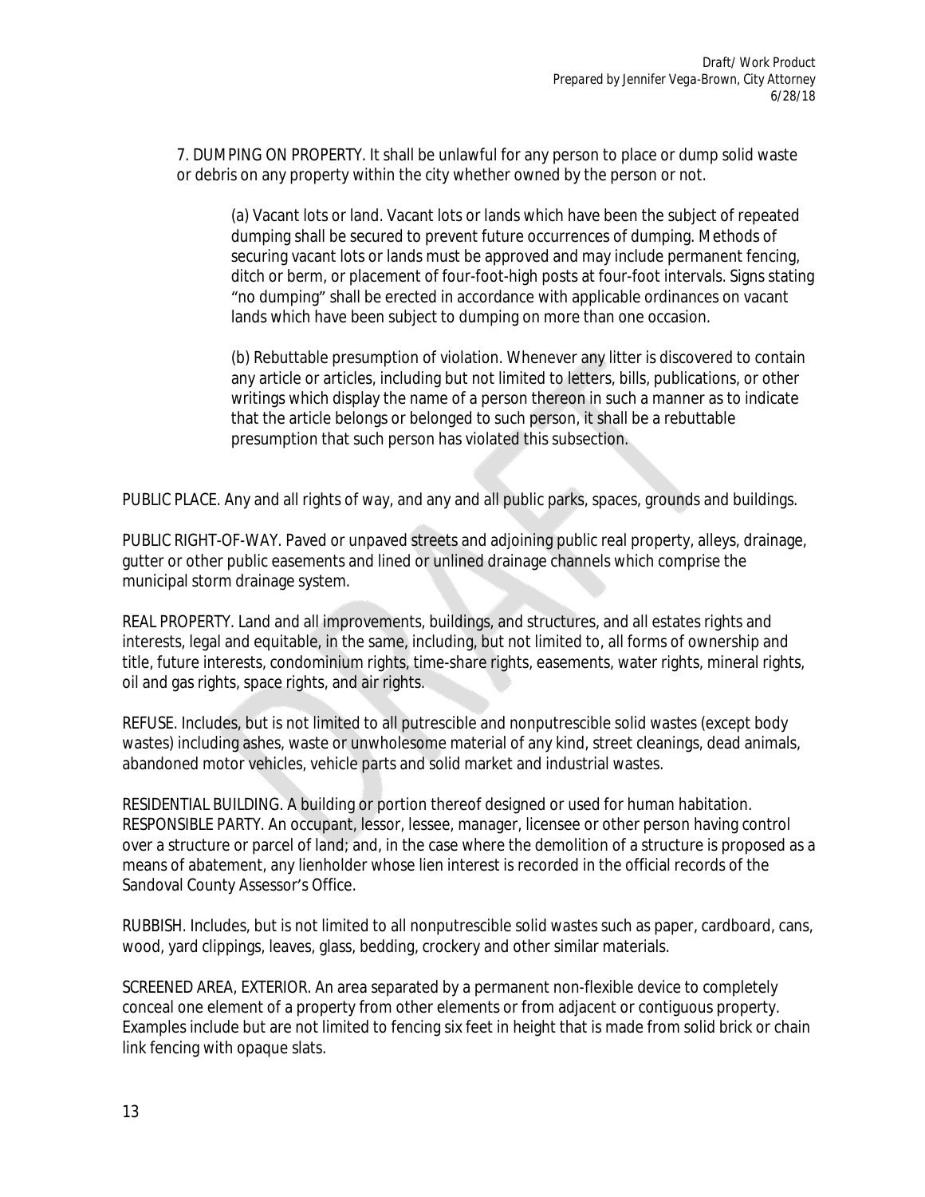7. DUMPING ON PROPERTY. It shall be unlawful for any person to place or dump solid waste or debris on any property within the city whether owned by the person or not.

(a) Vacant lots or land. Vacant lots or lands which have been the subject of repeated dumping shall be secured to prevent future occurrences of dumping. Methods of securing vacant lots or lands must be approved and may include permanent fencing, ditch or berm, or placement of four-foot-high posts at four-foot intervals. Signs stating "no dumping" shall be erected in accordance with applicable ordinances on vacant lands which have been subject to dumping on more than one occasion.

(b) Rebuttable presumption of violation. Whenever any litter is discovered to contain any article or articles, including but not limited to letters, bills, publications, or other writings which display the name of a person thereon in such a manner as to indicate that the article belongs or belonged to such person, it shall be a rebuttable presumption that such person has violated this subsection.

PUBLIC PLACE. Any and all rights of way, and any and all public parks, spaces, grounds and buildings.

PUBLIC RIGHT-OF-WAY. Paved or unpaved streets and adjoining public real property, alleys, drainage, gutter or other public easements and lined or unlined drainage channels which comprise the municipal storm drainage system.

REAL PROPERTY. Land and all improvements, buildings, and structures, and all estates rights and interests, legal and equitable, in the same, including, but not limited to, all forms of ownership and title, future interests, condominium rights, time-share rights, easements, water rights, mineral rights, oil and gas rights, space rights, and air rights.

REFUSE. Includes, but is not limited to all putrescible and nonputrescible solid wastes (except body wastes) including ashes, waste or unwholesome material of any kind, street cleanings, dead animals, abandoned motor vehicles, vehicle parts and solid market and industrial wastes.

RESIDENTIAL BUILDING. A building or portion thereof designed or used for human habitation.

RESPONSIBLE PARTY. An occupant, lessor, lessee, manager, licensee or other person having control over a structure or parcel of land; and, in the case where the demolition of a structure is proposed as a means of abatement, any lienholder whose lien interest is recorded in the official records of the Sandoval County Assessor's Office.

RUBBISH. Includes, but is not limited to all nonputrescible solid wastes such as paper, cardboard, cans, wood, yard clippings, leaves, glass, bedding, crockery and other similar materials.

SCREENED AREA, EXTERIOR. An area separated by a permanent non-flexible device to completely conceal one element of a property from other elements or from adjacent or contiguous property. Examples include but are not limited to fencing six feet in height that is made from solid brick or chain link fencing with opaque slats.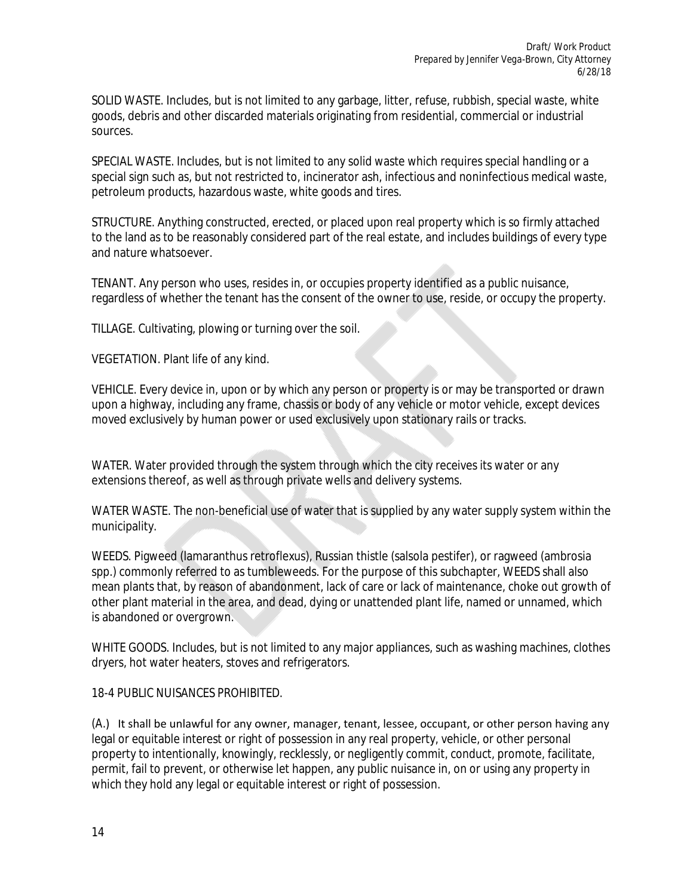SOLID WASTE. Includes, but is not limited to any garbage, litter, refuse, rubbish, special waste, white goods, debris and other discarded materials originating from residential, commercial or industrial sources.

SPECIAL WASTE. Includes, but is not limited to any solid waste which requires special handling or a special sign such as, but not restricted to, incinerator ash, infectious and noninfectious medical waste, petroleum products, hazardous waste, white goods and tires.

STRUCTURE. Anything constructed, erected, or placed upon real property which is so firmly attached to the land as to be reasonably considered part of the real estate, and includes buildings of every type and nature whatsoever.

TENANT. Any person who uses, resides in, or occupies property identified as a public nuisance, regardless of whether the tenant has the consent of the owner to use, reside, or occupy the property.

TILLAGE. Cultivating, plowing or turning over the soil.

VEGETATION. Plant life of any kind.

VEHICLE. Every device in, upon or by which any person or property is or may be transported or drawn upon a highway, including any frame, chassis or body of any vehicle or motor vehicle, except devices moved exclusively by human power or used exclusively upon stationary rails or tracks.

WATER. Water provided through the system through which the city receives its water or any extensions thereof, as well as through private wells and delivery systems.

WATER WASTE. The non-beneficial use of water that is supplied by any water supply system within the municipality.

WEEDS. Pigweed (lamaranthus retroflexus), Russian thistle (salsola pestifer), or ragweed (ambrosia spp.) commonly referred to as tumbleweeds. For the purpose of this subchapter, WEEDS shall also mean plants that, by reason of abandonment, lack of care or lack of maintenance, choke out growth of other plant material in the area, and dead, dying or unattended plant life, named or unnamed, which is abandoned or overgrown.

WHITE GOODS. Includes, but is not limited to any major appliances, such as washing machines, clothes dryers, hot water heaters, stoves and refrigerators.

18-4 PUBLIC NUISANCES PROHIBITED.

(A.) It shall be unlawful for any owner, manager, tenant, lessee, occupant, or other person having any legal or equitable interest or right of possession in any real property, vehicle, or other personal property to intentionally, knowingly, recklessly, or negligently commit, conduct, promote, facilitate, permit, fail to prevent, or otherwise let happen, any public nuisance in, on or using any property in which they hold any legal or equitable interest or right of possession.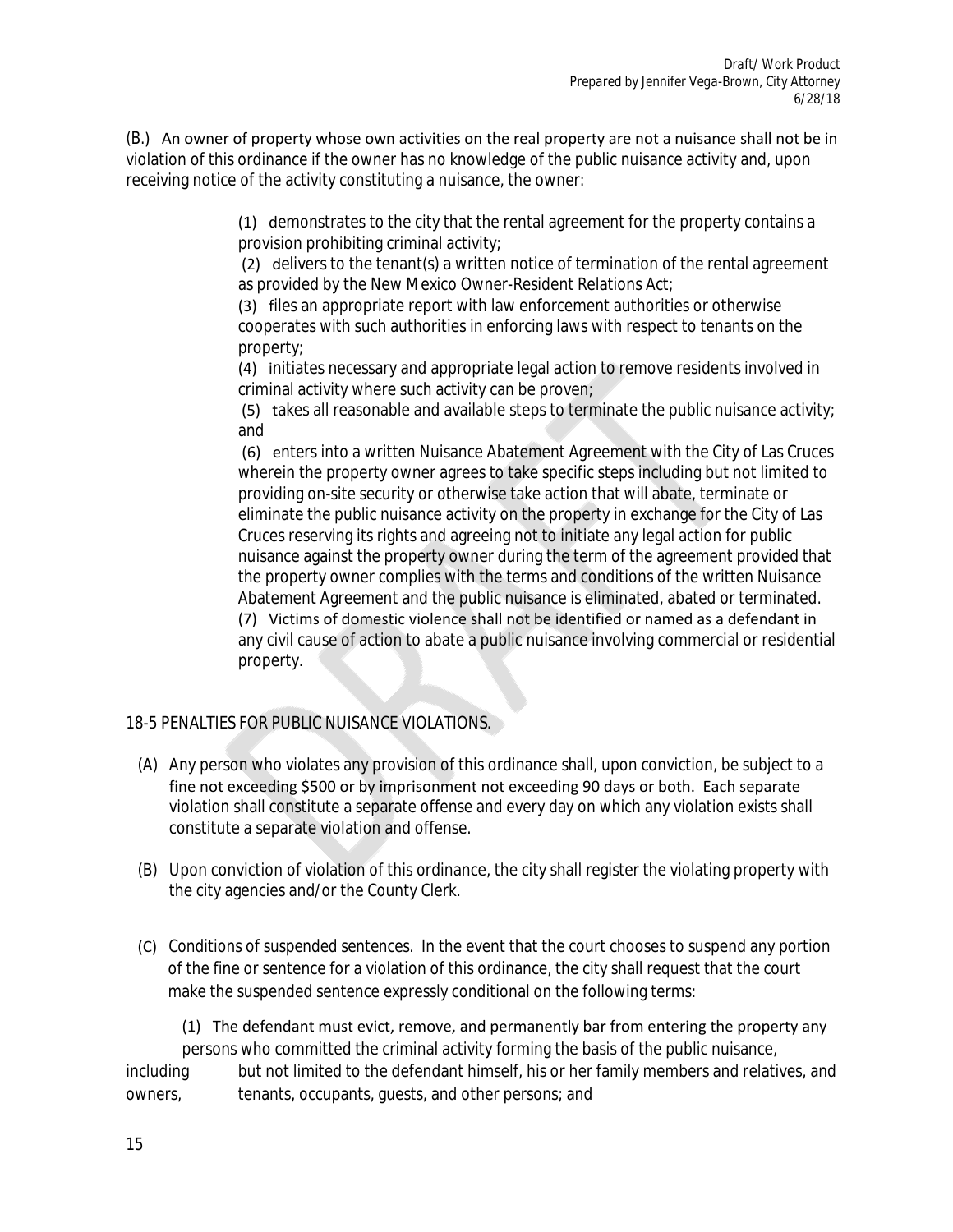(B.) An owner of property whose own activities on the real property are not a nuisance shall not be in violation of this ordinance if the owner has no knowledge of the public nuisance activity and, upon receiving notice of the activity constituting a nuisance, the owner:

(1) demonstrates to the city that the rental agreement for the property contains a provision prohibiting criminal activity;

(2) delivers to the tenant(s) a written notice of termination of the rental agreement as provided by the New Mexico Owner-Resident Relations Act;

(3) files an appropriate report with law enforcement authorities or otherwise cooperates with such authorities in enforcing laws with respect to tenants on the property;

(4) initiates necessary and appropriate legal action to remove residents involved in criminal activity where such activity can be proven;

(5) takes all reasonable and available steps to terminate the public nuisance activity; and

(6) enters into a written Nuisance Abatement Agreement with the City of Las Cruces wherein the property owner agrees to take specific steps including but not limited to providing on-site security or otherwise take action that will abate, terminate or eliminate the public nuisance activity on the property in exchange for the City of Las Cruces reserving its rights and agreeing not to initiate any legal action for public nuisance against the property owner during the term of the agreement provided that the property owner complies with the terms and conditions of the written Nuisance Abatement Agreement and the public nuisance is eliminated, abated or terminated.

(7) Victims of domestic violence shall not be identified or named as a defendant in any civil cause of action to abate a public nuisance involving commercial or residential property.

18-5 PENALTIES FOR PUBLIC NUISANCE VIOLATIONS.

(A) Any person who violates any provision of this ordinance shall, upon conviction, be subject to a fine not exceeding $500 or by imprisonment not exceeding 90 days or both. Each separate violation shall constitute a separate offense and every day on which any violation exists shall constitute a separate violation and offense.

(B) Upon conviction of violation of this ordinance, the city shall register the violating property with the city agencies and/or the County Clerk.

(C) Conditions of suspended sentences. In the event that the court chooses to suspend any portion of the fine or sentence for a violation of this ordinance, the city shall request that the court make the suspended sentence expressly conditional on the following terms:

(1) The defendant must evict, remove, and permanently bar from entering the property any persons who committed the criminal activity forming the basis of the public nuisance, including but not limited to the defendant himself, his or her family members and relatives, and owners, tenants, occupants, guests, and other persons; and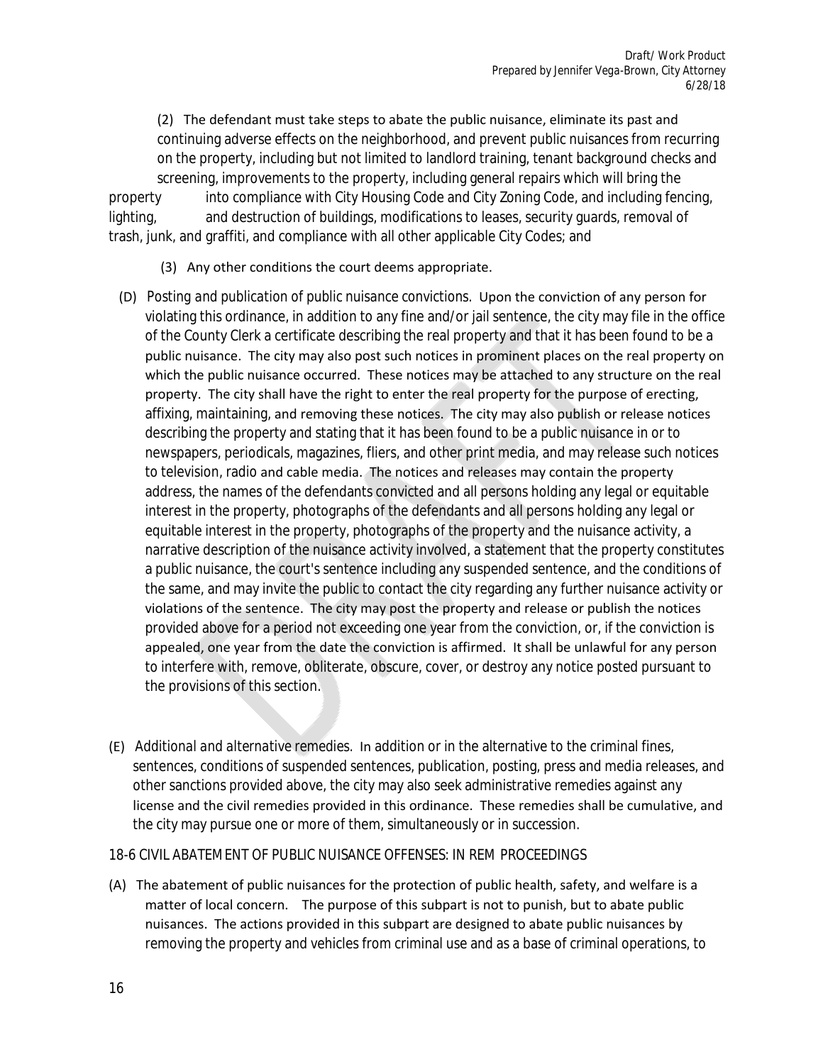(2) The defendant must take steps to abate the public nuisance, eliminate its past and continuing adverse effects on the neighborhood, and prevent public nuisances from recurring on the property, including but not limited to landlord training, tenant background checks and screening, improvements to the property, including general repairs which will bring the property into compliance with City Housing Code and City Zoning Code, and including fencing, lighting, and destruction of buildings, modifications to leases, security guards, removal of trash, junk, and graffiti, and compliance with all other applicable City Codes; and

(3) Any other conditions the court deems appropriate.

(D) *Posting and publication of public nuisance convictions.* Upon the conviction of any person for violating this ordinance, in addition to any fine and/or jail sentence, the city may file in the office of the County Clerk a certificate describing the real property and that it has been found to be a public nuisance. The city may also post such notices in prominent places on the real property on which the public nuisance occurred. These notices may be attached to any structure on the real property. The city shall have the right to enter the real property for the purpose of erecting, affixing, maintaining, and removing these notices. The city may also publish or release notices describing the property and stating that it has been found to be a public nuisance in or to newspapers, periodicals, magazines, fliers, and other print media, and may release such notices to television, radio and cable media. The notices and releases may contain the property address, the names of the defendants convicted and all persons holding any legal or equitable interest in the property, photographs of the defendants and all persons holding any legal or equitable interest in the property, photographs of the property and the nuisance activity, a narrative description of the nuisance activity involved, a statement that the property constitutes a public nuisance, the court's sentence including any suspended sentence, and the conditions of the same, and may invite the public to contact the city regarding any further nuisance activity or violations of the sentence. The city may post the property and release or publish the notices provided above for a period not exceeding one year from the conviction, or, if the conviction is appealed, one year from the date the conviction is affirmed. It shall be unlawful for any person to interfere with, remove, obliterate, obscure, cover, or destroy any notice posted pursuant to the provisions of this section.

(E) *Additional and alternative remedies.* In addition or in the alternative to the criminal fines, sentences, conditions of suspended sentences, publication, posting, press and media releases, and other sanctions provided above, the city may also seek administrative remedies against any license and the civil remedies provided in this ordinance. These remedies shall be cumulative, and the city may pursue one or more of them, simultaneously or in succession.

18-6 CIVIL ABATEMENT OF PUBLIC NUISANCE OFFENSES: IN REM PROCEEDINGS

(A) The abatement of public nuisances for the protection of public health, safety, and welfare is a matter of local concern. The purpose of this subpart is not to punish, but to abate public nuisances. The actions provided in this subpart are designed to abate public nuisances by removing the property and vehicles from criminal use and as a base of criminal operations, to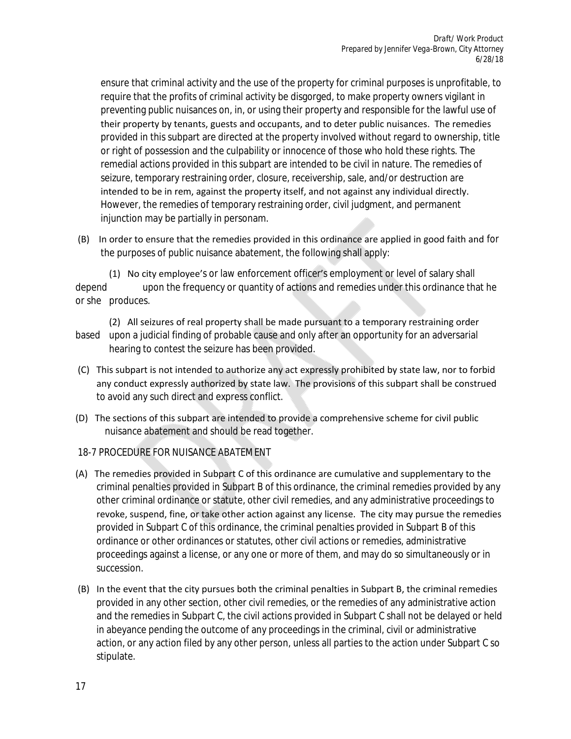ensure that criminal activity and the use of the property for criminal purposes is unprofitable, to require that the profits of criminal activity be disgorged, to make property owners vigilant in preventing public nuisances on, in, or using their property and responsible for the lawful use of their property by tenants, guests and occupants, and to deter public nuisances. The remedies provided in this subpart are directed at the property involved without regard to ownership, title or right of possession and the culpability or innocence of those who hold these rights. The remedial actions provided in this subpart are intended to be civil in nature. The remedies of seizure, temporary restraining order, closure, receivership, sale, and/or destruction are intended to be in rem, against the property itself, and not against any individual directly. However, the remedies of temporary restraining order, civil judgment, and permanent injunction may be partially in personam.

(B) In order to ensure that the remedies provided in this ordinance are applied in good faith and for the purposes of public nuisance abatement, the following shall apply:

(1) No city employee's or law enforcement officer's employment or level of salary shall depend upon the frequency or quantity of actions and remedies under this ordinance that he or she produces.

(2) All seizures of real property shall be made pursuant to a temporary restraining order based upon a judicial finding of probable cause and only after an opportunity for an adversarial hearing to contest the seizure has been provided.

(C) This subpart is not intended to authorize any act expressly prohibited by state law, nor to forbid any conduct expressly authorized by state law. The provisions of this subpart shall be construed to avoid any such direct and express conflict.

(D) The sections of this subpart are intended to provide a comprehensive scheme for civil public nuisance abatement and should be read together.

18-7 PROCEDURE FOR NUISANCE ABATEMENT

(A) The remedies provided in Subpart C of this ordinance are cumulative and supplementary to the criminal penalties provided in Subpart B of this ordinance, the criminal remedies provided by any other criminal ordinance or statute, other civil remedies, and any administrative proceedings to revoke, suspend, fine, or take other action against any license. The city may pursue the remedies provided in Subpart C of this ordinance, the criminal penalties provided in Subpart B of this ordinance or other ordinances or statutes, other civil actions or remedies, administrative proceedings against a license, or any one or more of them, and may do so simultaneously or in succession.

(B) In the event that the city pursues both the criminal penalties in Subpart B, the criminal remedies provided in any other section, other civil remedies, or the remedies of any administrative action and the remedies in Subpart C, the civil actions provided in Subpart C shall not be delayed or held in abeyance pending the outcome of any proceedings in the criminal, civil or administrative action, or any action filed by any other person, unless all parties to the action under Subpart C so stipulate.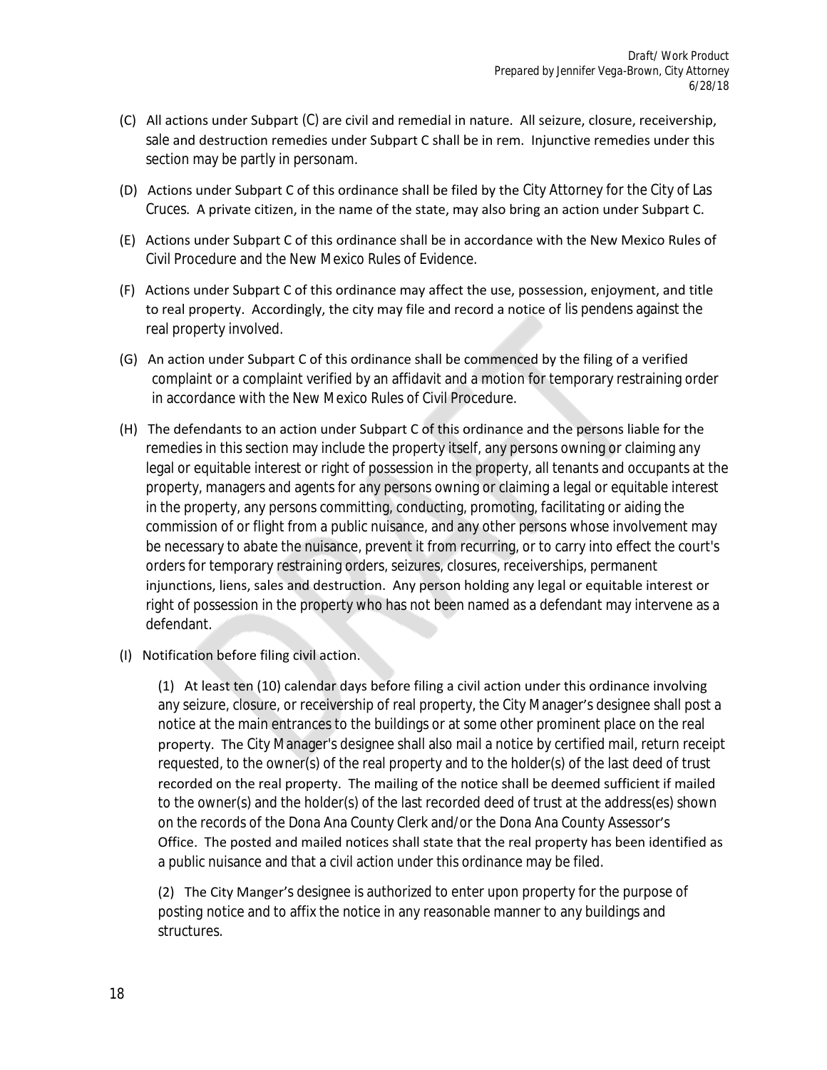(C) All actions under Subpart (C) are civil and remedial in nature. All seizure, closure, receivership, sale and destruction remedies under Subpart C shall be in rem. Injunctive remedies under this section may be partly in personam.

(D) Actions under Subpart C of this ordinance shall be filed by the City Attorney for the City of Las Cruces. A private citizen, in the name of the state, may also bring an action under Subpart C.

(E) Actions under Subpart C of this ordinance shall be in accordance with the New Mexico Rules of Civil Procedure and the New Mexico Rules of Evidence.

(F) Actions under Subpart C of this ordinance may affect the use, possession, enjoyment, and title to real property. Accordingly, the city may file and record a notice of lis pendens against the real property involved.

(G) An action under Subpart C of this ordinance shall be commenced by the filing of a verified complaint or a complaint verified by an affidavit and a motion for temporary restraining order in accordance with the New Mexico Rules of Civil Procedure.

(H) The defendants to an action under Subpart C of this ordinance and the persons liable for the remedies in this section may include the property itself, any persons owning or claiming any legal or equitable interest or right of possession in the property, all tenants and occupants at the property, managers and agents for any persons owning or claiming a legal or equitable interest in the property, any persons committing, conducting, promoting, facilitating or aiding the commission of or flight from a public nuisance, and any other persons whose involvement may be necessary to abate the nuisance, prevent it from recurring, or to carry into effect the court's orders for temporary restraining orders, seizures, closures, receiverships, permanent injunctions, liens, sales and destruction. Any person holding any legal or equitable interest or right of possession in the property who has not been named as a defendant may intervene as a defendant.

(I) Notification before filing civil action.

(1) At least ten (10) calendar days before filing a civil action under this ordinance involving any seizure, closure, or receivership of real property, the City Manager's designee shall post a notice at the main entrances to the buildings or at some other prominent place on the real property. The City Manager's designee shall also mail a notice by certified mail, return receipt requested, to the owner(s) of the real property and to the holder(s) of the last deed of trust recorded on the real property. The mailing of the notice shall be deemed sufficient if mailed to the owner(s) and the holder(s) of the last recorded deed of trust at the address(es) shown on the records of the Dona Ana County Clerk and/or the Dona Ana County Assessor's Office. The posted and mailed notices shall state that the real property has been identified as a public nuisance and that a civil action under this ordinance may be filed.

(2) The City Manger's designee is authorized to enter upon property for the purpose of posting notice and to affix the notice in any reasonable manner to any buildings and structures.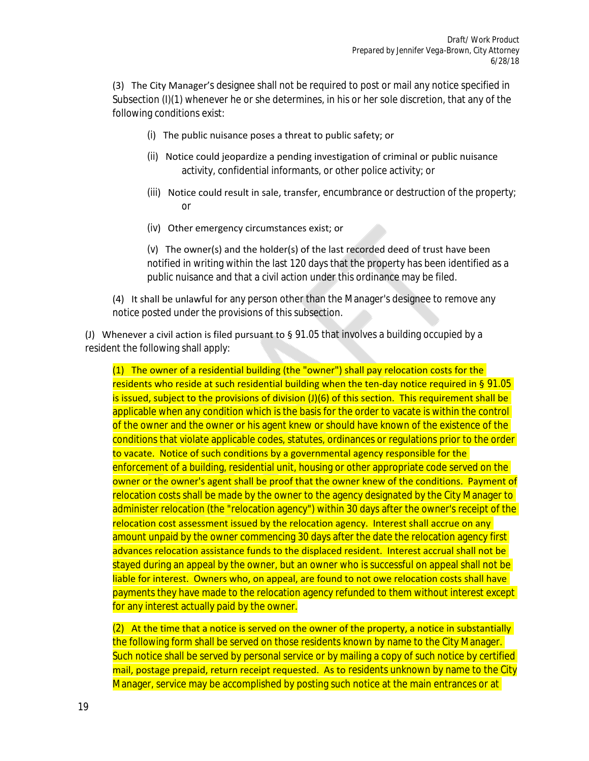(3) The City Manager's designee shall not be required to post or mail any notice specified in Subsection (I)(1) whenever he or she determines, in his or her sole discretion, that any of the following conditions exist:

(i) The public nuisance poses a threat to public safety; or

(ii) Notice could jeopardize a pending investigation of criminal or public nuisance activity, confidential informants, or other police activity; or

(iii) Notice could result in sale, transfer, encumbrance or destruction of the property; or

(iv) Other emergency circumstances exist; or

(v) The owner(s) and the holder(s) of the last recorded deed of trust have been notified in writing within the last 120 days that the property has been identified as a public nuisance and that a civil action under this ordinance may be filed.

(4) It shall be unlawful for any person other than the Manager's designee to remove any notice posted under the provisions of this subsection.

(J) Whenever a civil action is filed pursuant to § 91.05 that involves a building occupied by a resident the following shall apply:

(1) The owner of a residential building (the "owner") shall pay relocation costs for the residents who reside at such residential building when the ten-day notice required in § 91.05 is issued, subject to the provisions of division (J)(6) of this section. This requirement shall be applicable when any condition which is the basis for the order to vacate is within the control of the owner and the owner or his agent knew or should have known of the existence of the conditions that violate applicable codes, statutes, ordinances or regulations prior to the order to vacate. Notice of such conditions by a governmental agency responsible for the enforcement of a building, residential unit, housing or other appropriate code served on the owner or the owner's agent shall be proof that the owner knew of the conditions. Payment of relocation costs shall be made by the owner to the agency designated by the City Manager to administer relocation (the "relocation agency") within 30 days after the owner's receipt of the relocation cost assessment issued by the relocation agency. Interest shall accrue on any amount unpaid by the owner commencing 30 days after the date the relocation agency first advances relocation assistance funds to the displaced resident. Interest accrual shall not be stayed during an appeal by the owner, but an owner who is successful on appeal shall not be liable for interest. Owners who, on appeal, are found to not owe relocation costs shall have payments they have made to the relocation agency refunded to them without interest except for any interest actually paid by the owner.

(2) At the time that a notice is served on the owner of the property, a notice in substantially the following form shall be served on those residents known by name to the City Manager. Such notice shall be served by personal service or by mailing a copy of such notice by certified mail, postage prepaid, return receipt requested. As to residents unknown by name to the City Manager, service may be accomplished by posting such notice at the main entrances or at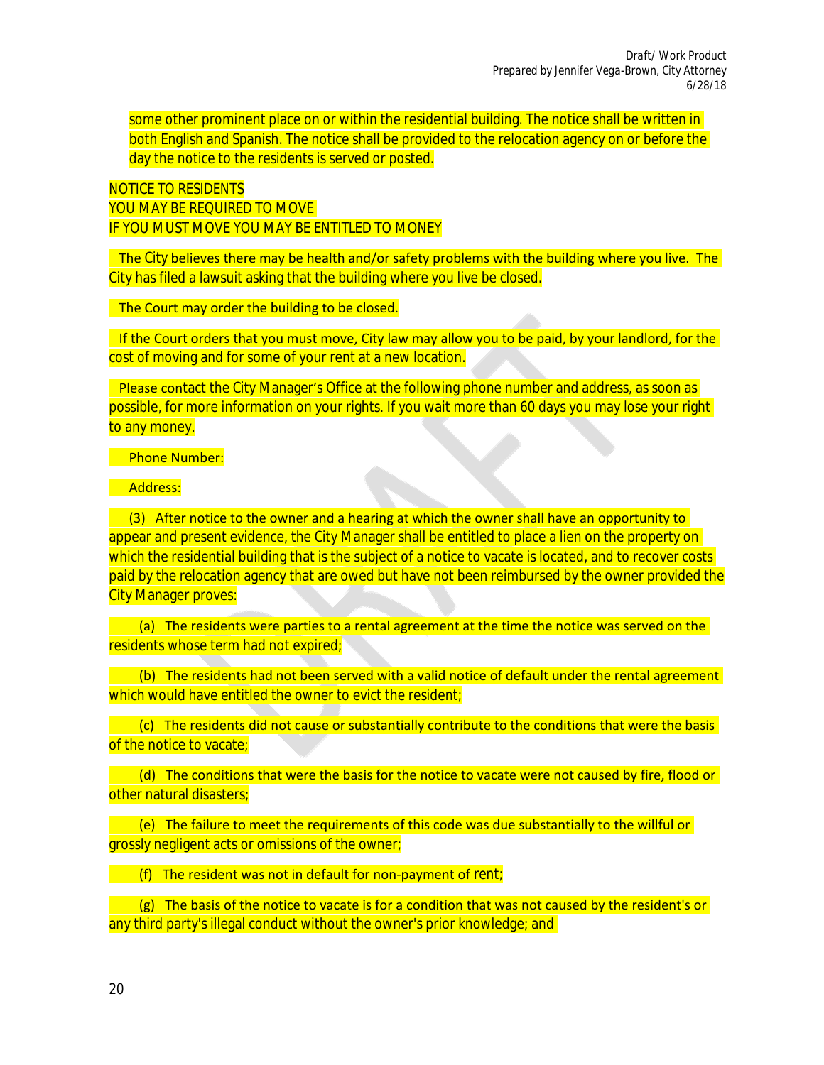some other prominent place on or within the residential building. The notice shall be written in both English and Spanish. The notice shall be provided to the relocation agency on or before the day the notice to the residents is served or posted.

NOTICE TO RESIDENTS
YOU MAY BE REQUIRED TO MOVE
IF YOU MUST MOVE YOU MAY BE ENTITLED TO MONEY

The City believes there may be health and/or safety problems with the building where you live. The City has filed a lawsuit asking that the building where you live be closed.

The Court may order the building to be closed.

If the Court orders that you must move, City law may allow you to be paid, by your landlord, for the cost of moving and for some of your rent at a new location.

Please contact the City Manager's Office at the following phone number and address, as soon as possible, for more information on your rights. If you wait more than 60 days you may lose your right to any money.

Phone Number:

Address:

(3) After notice to the owner and a hearing at which the owner shall have an opportunity to appear and present evidence, the City Manager shall be entitled to place a lien on the property on which the residential building that is the subject of a notice to vacate is located, and to recover costs paid by the relocation agency that are owed but have not been reimbursed by the owner provided the City Manager proves:

(a) The residents were parties to a rental agreement at the time the notice was served on the residents whose term had not expired;

(b) The residents had not been served with a valid notice of default under the rental agreement which would have entitled the owner to evict the resident;

(c) The residents did not cause or substantially contribute to the conditions that were the basis of the notice to vacate;

(d) The conditions that were the basis for the notice to vacate were not caused by fire, flood or other natural disasters;

(e) The failure to meet the requirements of this code was due substantially to the willful or grossly negligent acts or omissions of the owner;

(f) The resident was not in default for non-payment of rent;

(g) The basis of the notice to vacate is for a condition that was not caused by the resident's or any third party's illegal conduct without the owner's prior knowledge; and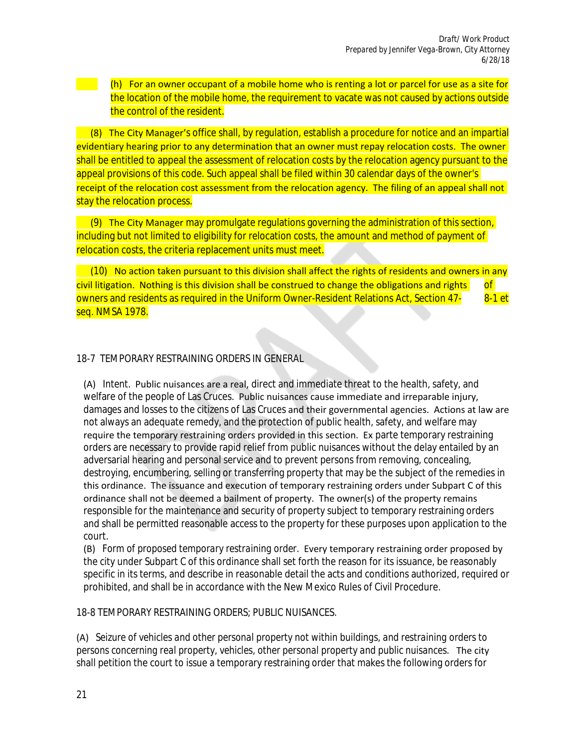(h) For an owner occupant of a mobile home who is renting a lot or parcel for use as a site for the location of the mobile home, the requirement to vacate was not caused by actions outside the control of the resident.

(8) The City Manager's office shall, by regulation, establish a procedure for notice and an impartial evidentiary hearing prior to any determination that an owner must repay relocation costs. The owner shall be entitled to appeal the assessment of relocation costs by the relocation agency pursuant to the appeal provisions of this code. Such appeal shall be filed within 30 calendar days of the owner's receipt of the relocation cost assessment from the relocation agency. The filing of an appeal shall not stay the relocation process.

(9) The City Manager may promulgate regulations governing the administration of this section, including but not limited to eligibility for relocation costs, the amount and method of payment of relocation costs, the criteria replacement units must meet.

(10) No action taken pursuant to this division shall affect the rights of residents and owners in any civil litigation. Nothing is this division shall be construed to change the obligations and rights of owners and residents as required in the Uniform Owner-Resident Relations Act, Section 47-8-1 et seq. NMSA 1978.

## 18-7 TEMPORARY RESTRAINING ORDERS IN GENERAL

(A) Intent. Public nuisances are a real, direct and immediate threat to the health, safety, and welfare of the people of Las Cruces. Public nuisances cause immediate and irreparable injury, damages and losses to the citizens of Las Cruces and their governmental agencies. Actions at law are not always an adequate remedy, and the protection of public health, safety, and welfare may require the temporary restraining orders provided in this section. Ex parte temporary restraining orders are necessary to provide rapid relief from public nuisances without the delay entailed by an adversarial hearing and personal service and to prevent persons from removing, concealing, destroying, encumbering, selling or transferring property that may be the subject of the remedies in this ordinance. The issuance and execution of temporary restraining orders under Subpart C of this ordinance shall not be deemed a bailment of property. The owner(s) of the property remains responsible for the maintenance and security of property subject to temporary restraining orders and shall be permitted reasonable access to the property for these purposes upon application to the court.

(B) Form of proposed temporary restraining order. Every temporary restraining order proposed by the city under Subpart C of this ordinance shall set forth the reason for its issuance, be reasonably specific in its terms, and describe in reasonable detail the acts and conditions authorized, required or prohibited, and shall be in accordance with the New Mexico Rules of Civil Procedure.

## 18-8 TEMPORARY RESTRAINING ORDERS; PUBLIC NUISANCES.

(A) *Seizure of vehicles and other personal property not within buildings, and restraining orders to persons concerning real property, vehicles, other personal property and public nuisances.* The city shall petition the court to issue a temporary restraining order that makes the following orders for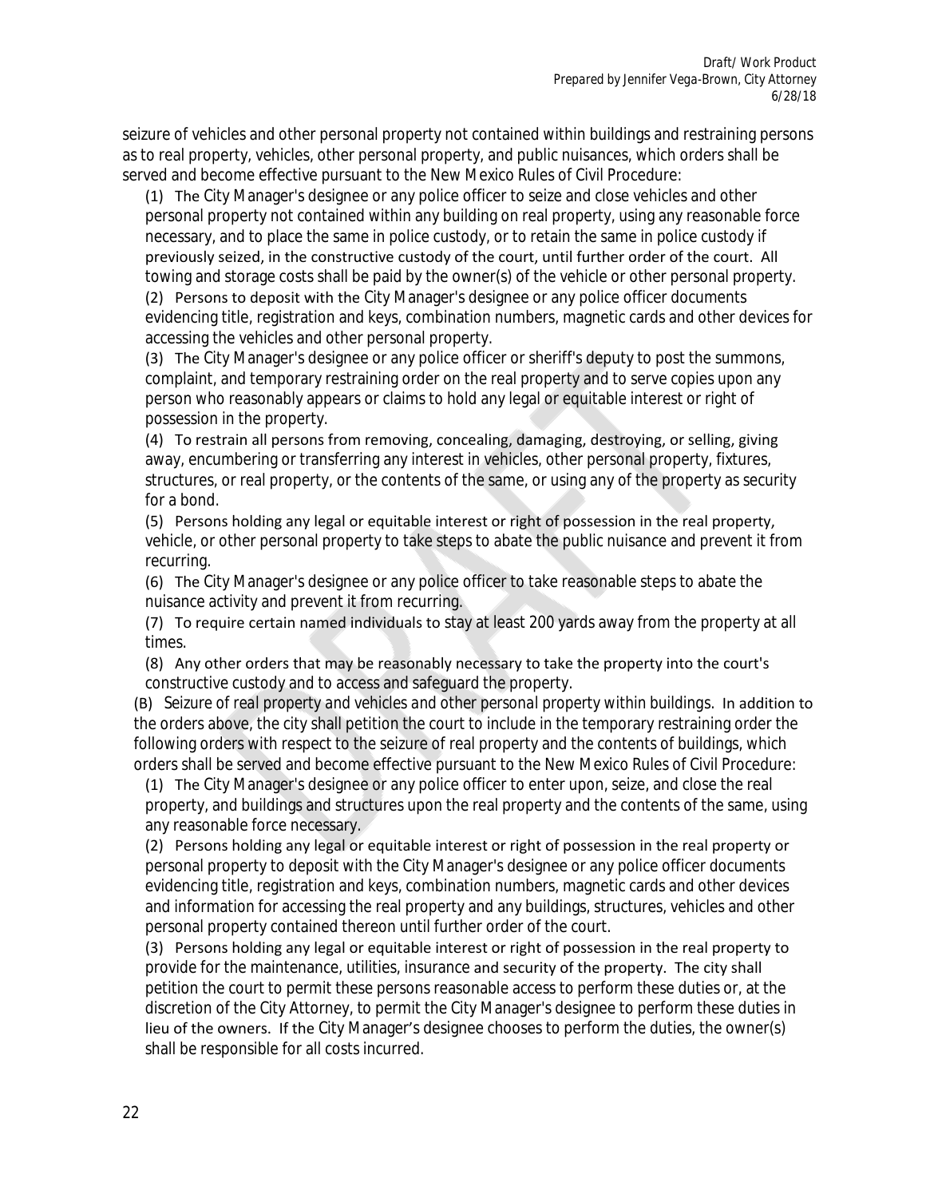seizure of vehicles and other personal property not contained within buildings and restraining persons as to real property, vehicles, other personal property, and public nuisances, which orders shall be served and become effective pursuant to the New Mexico Rules of Civil Procedure:

(1) The City Manager's designee or any police officer to seize and close vehicles and other personal property not contained within any building on real property, using any reasonable force necessary, and to place the same in police custody, or to retain the same in police custody if previously seized, in the constructive custody of the court, until further order of the court. All towing and storage costs shall be paid by the owner(s) of the vehicle or other personal property.

(2) Persons to deposit with the City Manager's designee or any police officer documents evidencing title, registration and keys, combination numbers, magnetic cards and other devices for accessing the vehicles and other personal property.

(3) The City Manager's designee or any police officer or sheriff's deputy to post the summons, complaint, and temporary restraining order on the real property and to serve copies upon any person who reasonably appears or claims to hold any legal or equitable interest or right of possession in the property.

(4) To restrain all persons from removing, concealing, damaging, destroying, or selling, giving away, encumbering or transferring any interest in vehicles, other personal property, fixtures, structures, or real property, or the contents of the same, or using any of the property as security for a bond.

(5) Persons holding any legal or equitable interest or right of possession in the real property, vehicle, or other personal property to take steps to abate the public nuisance and prevent it from recurring.

(6) The City Manager's designee or any police officer to take reasonable steps to abate the nuisance activity and prevent it from recurring.

(7) To require certain named individuals to stay at least 200 yards away from the property at all times.

(8) Any other orders that may be reasonably necessary to take the property into the court's constructive custody and to access and safeguard the property.

(B) *Seizure of real property and vehicles and other personal property within buildings.* In addition to the orders above, the city shall petition the court to include in the temporary restraining order the following orders with respect to the seizure of real property and the contents of buildings, which orders shall be served and become effective pursuant to the New Mexico Rules of Civil Procedure:

(1) The City Manager's designee or any police officer to enter upon, seize, and close the real property, and buildings and structures upon the real property and the contents of the same, using any reasonable force necessary.

(2) Persons holding any legal or equitable interest or right of possession in the real property or personal property to deposit with the City Manager's designee or any police officer documents evidencing title, registration and keys, combination numbers, magnetic cards and other devices and information for accessing the real property and any buildings, structures, vehicles and other personal property contained thereon until further order of the court.

(3) Persons holding any legal or equitable interest or right of possession in the real property to provide for the maintenance, utilities, insurance and security of the property. The city shall petition the court to permit these persons reasonable access to perform these duties or, at the discretion of the City Attorney, to permit the City Manager's designee to perform these duties in lieu of the owners. If the City Manager's designee chooses to perform the duties, the owner(s) shall be responsible for all costs incurred.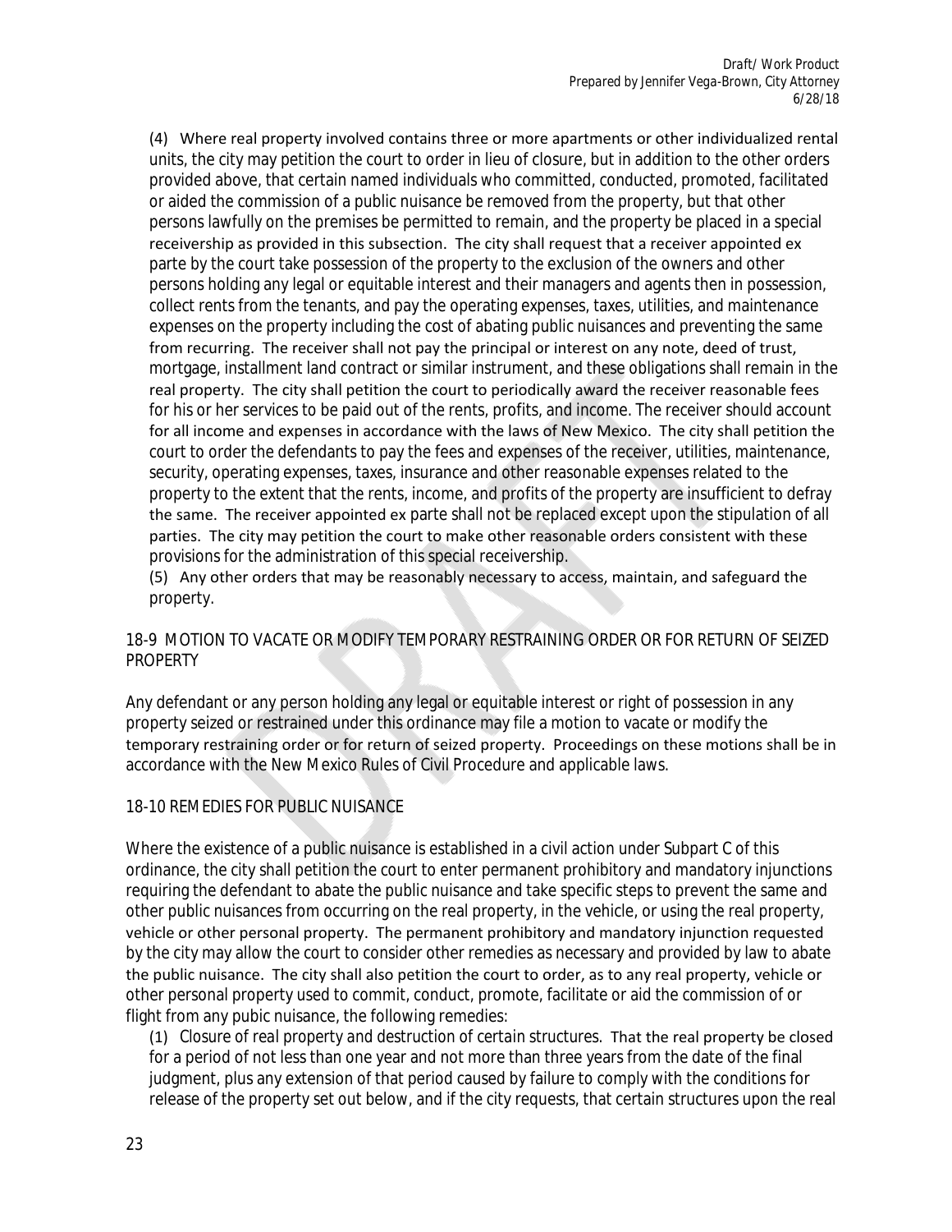(4) Where real property involved contains three or more apartments or other individualized rental units, the city may petition the court to order in lieu of closure, but in addition to the other orders provided above, that certain named individuals who committed, conducted, promoted, facilitated or aided the commission of a public nuisance be removed from the property, but that other persons lawfully on the premises be permitted to remain, and the property be placed in a special receivership as provided in this subsection. The city shall request that a receiver appointed ex parte by the court take possession of the property to the exclusion of the owners and other persons holding any legal or equitable interest and their managers and agents then in possession, collect rents from the tenants, and pay the operating expenses, taxes, utilities, and maintenance expenses on the property including the cost of abating public nuisances and preventing the same from recurring. The receiver shall not pay the principal or interest on any note, deed of trust, mortgage, installment land contract or similar instrument, and these obligations shall remain in the real property. The city shall petition the court to periodically award the receiver reasonable fees for his or her services to be paid out of the rents, profits, and income. The receiver should account for all income and expenses in accordance with the laws of New Mexico. The city shall petition the court to order the defendants to pay the fees and expenses of the receiver, utilities, maintenance, security, operating expenses, taxes, insurance and other reasonable expenses related to the property to the extent that the rents, income, and profits of the property are insufficient to defray the same. The receiver appointed ex parte shall not be replaced except upon the stipulation of all parties. The city may petition the court to make other reasonable orders consistent with these provisions for the administration of this special receivership.

(5) Any other orders that may be reasonably necessary to access, maintain, and safeguard the property.

## 18-9 MOTION TO VACATE OR MODIFY TEMPORARY RESTRAINING ORDER OR FOR RETURN OF SEIZED PROPERTY

Any defendant or any person holding any legal or equitable interest or right of possession in any property seized or restrained under this ordinance may file a motion to vacate or modify the temporary restraining order or for return of seized property. Proceedings on these motions shall be in accordance with the New Mexico Rules of Civil Procedure and applicable laws.

## 18-10 REMEDIES FOR PUBLIC NUISANCE

Where the existence of a public nuisance is established in a civil action under Subpart C of this ordinance, the city shall petition the court to enter permanent prohibitory and mandatory injunctions requiring the defendant to abate the public nuisance and take specific steps to prevent the same and other public nuisances from occurring on the real property, in the vehicle, or using the real property, vehicle or other personal property. The permanent prohibitory and mandatory injunction requested by the city may allow the court to consider other remedies as necessary and provided by law to abate the public nuisance. The city shall also petition the court to order, as to any real property, vehicle or other personal property used to commit, conduct, promote, facilitate or aid the commission of or flight from any pubic nuisance, the following remedies:

(1) Closure of real property and destruction of certain structures. That the real property be closed for a period of not less than one year and not more than three years from the date of the final judgment, plus any extension of that period caused by failure to comply with the conditions for release of the property set out below, and if the city requests, that certain structures upon the real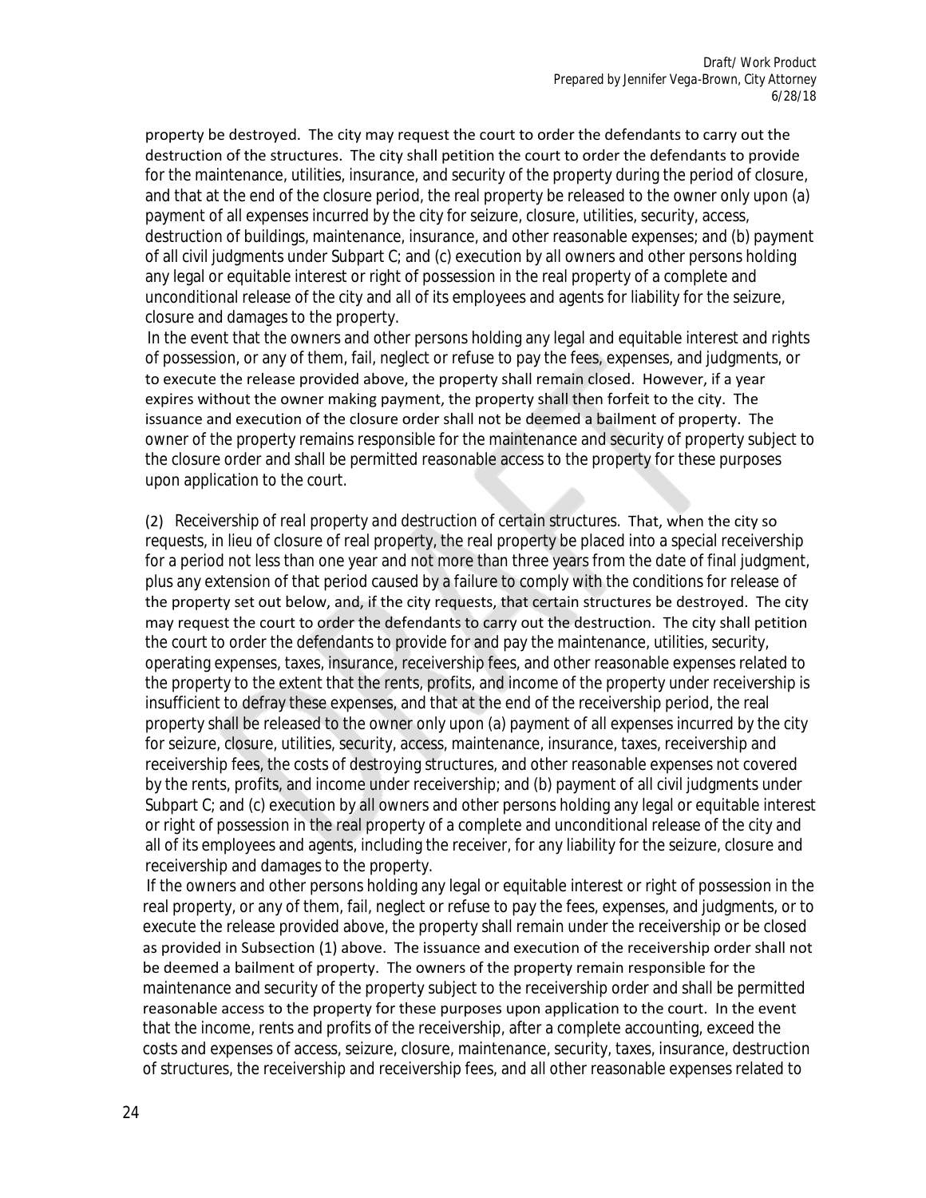property be destroyed. The city may request the court to order the defendants to carry out the destruction of the structures. The city shall petition the court to order the defendants to provide for the maintenance, utilities, insurance, and security of the property during the period of closure, and that at the end of the closure period, the real property be released to the owner only upon (a) payment of all expenses incurred by the city for seizure, closure, utilities, security, access, destruction of buildings, maintenance, insurance, and other reasonable expenses; and (b) payment of all civil judgments under Subpart C; and (c) execution by all owners and other persons holding any legal or equitable interest or right of possession in the real property of a complete and unconditional release of the city and all of its employees and agents for liability for the seizure, closure and damages to the property.

In the event that the owners and other persons holding any legal and equitable interest and rights of possession, or any of them, fail, neglect or refuse to pay the fees, expenses, and judgments, or to execute the release provided above, the property shall remain closed. However, if a year expires without the owner making payment, the property shall then forfeit to the city. The issuance and execution of the closure order shall not be deemed a bailment of property. The owner of the property remains responsible for the maintenance and security of property subject to the closure order and shall be permitted reasonable access to the property for these purposes upon application to the court.

(2) *Receivership of real property and destruction of certain structures.* That, when the city so requests, in lieu of closure of real property, the real property be placed into a special receivership for a period not less than one year and not more than three years from the date of final judgment, plus any extension of that period caused by a failure to comply with the conditions for release of the property set out below, and, if the city requests, that certain structures be destroyed. The city may request the court to order the defendants to carry out the destruction. The city shall petition the court to order the defendants to provide for and pay the maintenance, utilities, security, operating expenses, taxes, insurance, receivership fees, and other reasonable expenses related to the property to the extent that the rents, profits, and income of the property under receivership is insufficient to defray these expenses, and that at the end of the receivership period, the real property shall be released to the owner only upon (a) payment of all expenses incurred by the city for seizure, closure, utilities, security, access, maintenance, insurance, taxes, receivership and receivership fees, the costs of destroying structures, and other reasonable expenses not covered by the rents, profits, and income under receivership; and (b) payment of all civil judgments under Subpart C; and (c) execution by all owners and other persons holding any legal or equitable interest or right of possession in the real property of a complete and unconditional release of the city and all of its employees and agents, including the receiver, for any liability for the seizure, closure and receivership and damages to the property.

If the owners and other persons holding any legal or equitable interest or right of possession in the real property, or any of them, fail, neglect or refuse to pay the fees, expenses, and judgments, or to execute the release provided above, the property shall remain under the receivership or be closed as provided in Subsection (1) above. The issuance and execution of the receivership order shall not be deemed a bailment of property. The owners of the property remain responsible for the maintenance and security of the property subject to the receivership order and shall be permitted reasonable access to the property for these purposes upon application to the court. In the event that the income, rents and profits of the receivership, after a complete accounting, exceed the costs and expenses of access, seizure, closure, maintenance, security, taxes, insurance, destruction of structures, the receivership and receivership fees, and all other reasonable expenses related to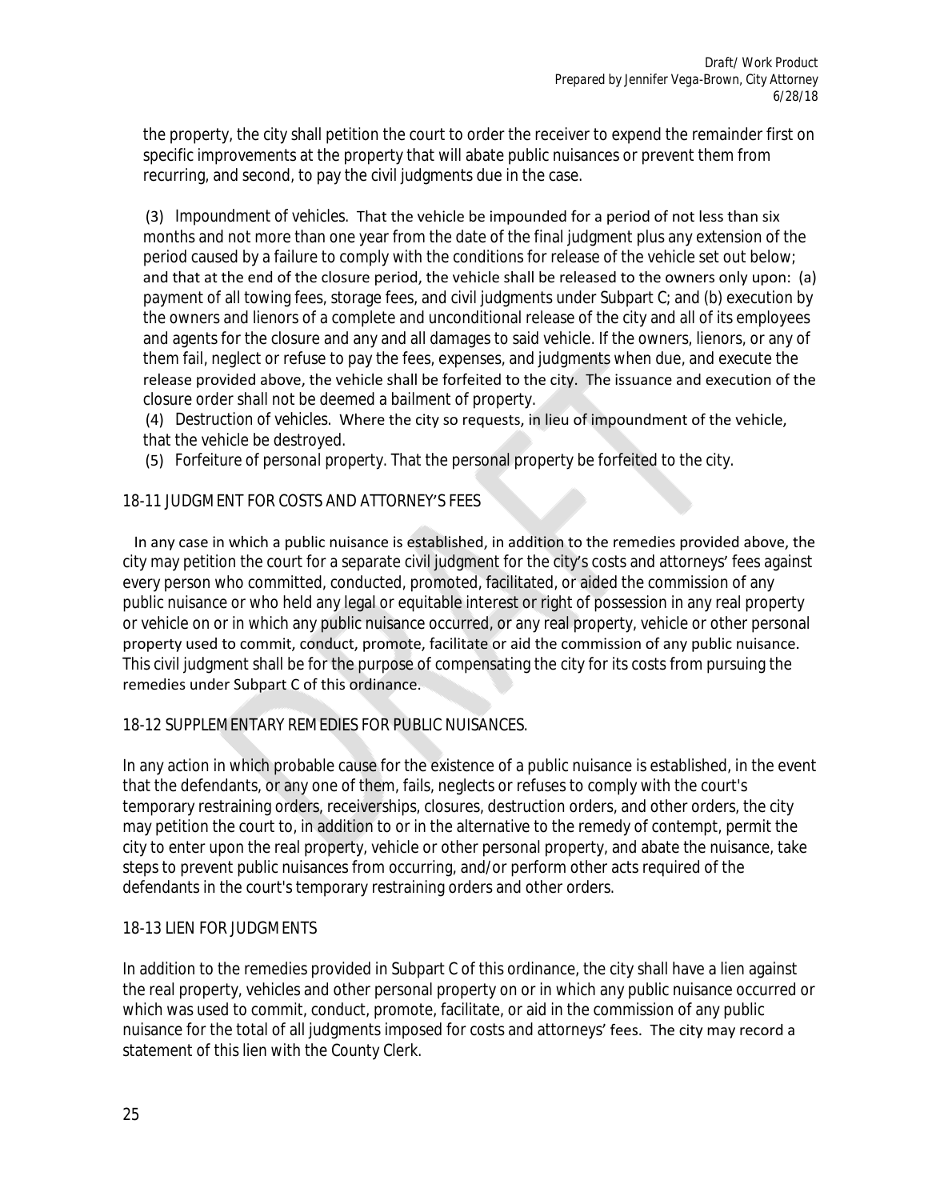the property, the city shall petition the court to order the receiver to expend the remainder first on specific improvements at the property that will abate public nuisances or prevent them from recurring, and second, to pay the civil judgments due in the case.

(3) Impoundment of vehicles. That the vehicle be impounded for a period of not less than six months and not more than one year from the date of the final judgment plus any extension of the period caused by a failure to comply with the conditions for release of the vehicle set out below; and that at the end of the closure period, the vehicle shall be released to the owners only upon: (a) payment of all towing fees, storage fees, and civil judgments under Subpart C; and (b) execution by the owners and lienors of a complete and unconditional release of the city and all of its employees and agents for the closure and any and all damages to said vehicle. If the owners, lienors, or any of them fail, neglect or refuse to pay the fees, expenses, and judgments when due, and execute the release provided above, the vehicle shall be forfeited to the city. The issuance and execution of the closure order shall not be deemed a bailment of property.

(4) Destruction of vehicles. Where the city so requests, in lieu of impoundment of the vehicle, that the vehicle be destroyed.

(5) Forfeiture of personal property. That the personal property be forfeited to the city.

## 18-11 JUDGMENT FOR COSTS AND ATTORNEY'S FEES

In any case in which a public nuisance is established, in addition to the remedies provided above, the city may petition the court for a separate civil judgment for the city's costs and attorneys' fees against every person who committed, conducted, promoted, facilitated, or aided the commission of any public nuisance or who held any legal or equitable interest or right of possession in any real property or vehicle on or in which any public nuisance occurred, or any real property, vehicle or other personal property used to commit, conduct, promote, facilitate or aid the commission of any public nuisance. This civil judgment shall be for the purpose of compensating the city for its costs from pursuing the remedies under Subpart C of this ordinance.

## 18-12 SUPPLEMENTARY REMEDIES FOR PUBLIC NUISANCES.

In any action in which probable cause for the existence of a public nuisance is established, in the event that the defendants, or any one of them, fails, neglects or refuses to comply with the court's temporary restraining orders, receiverships, closures, destruction orders, and other orders, the city may petition the court to, in addition to or in the alternative to the remedy of contempt, permit the city to enter upon the real property, vehicle or other personal property, and abate the nuisance, take steps to prevent public nuisances from occurring, and/or perform other acts required of the defendants in the court's temporary restraining orders and other orders.

## 18-13 LIEN FOR JUDGMENTS

In addition to the remedies provided in Subpart C of this ordinance, the city shall have a lien against the real property, vehicles and other personal property on or in which any public nuisance occurred or which was used to commit, conduct, promote, facilitate, or aid in the commission of any public nuisance for the total of all judgments imposed for costs and attorneys' fees. The city may record a statement of this lien with the County Clerk.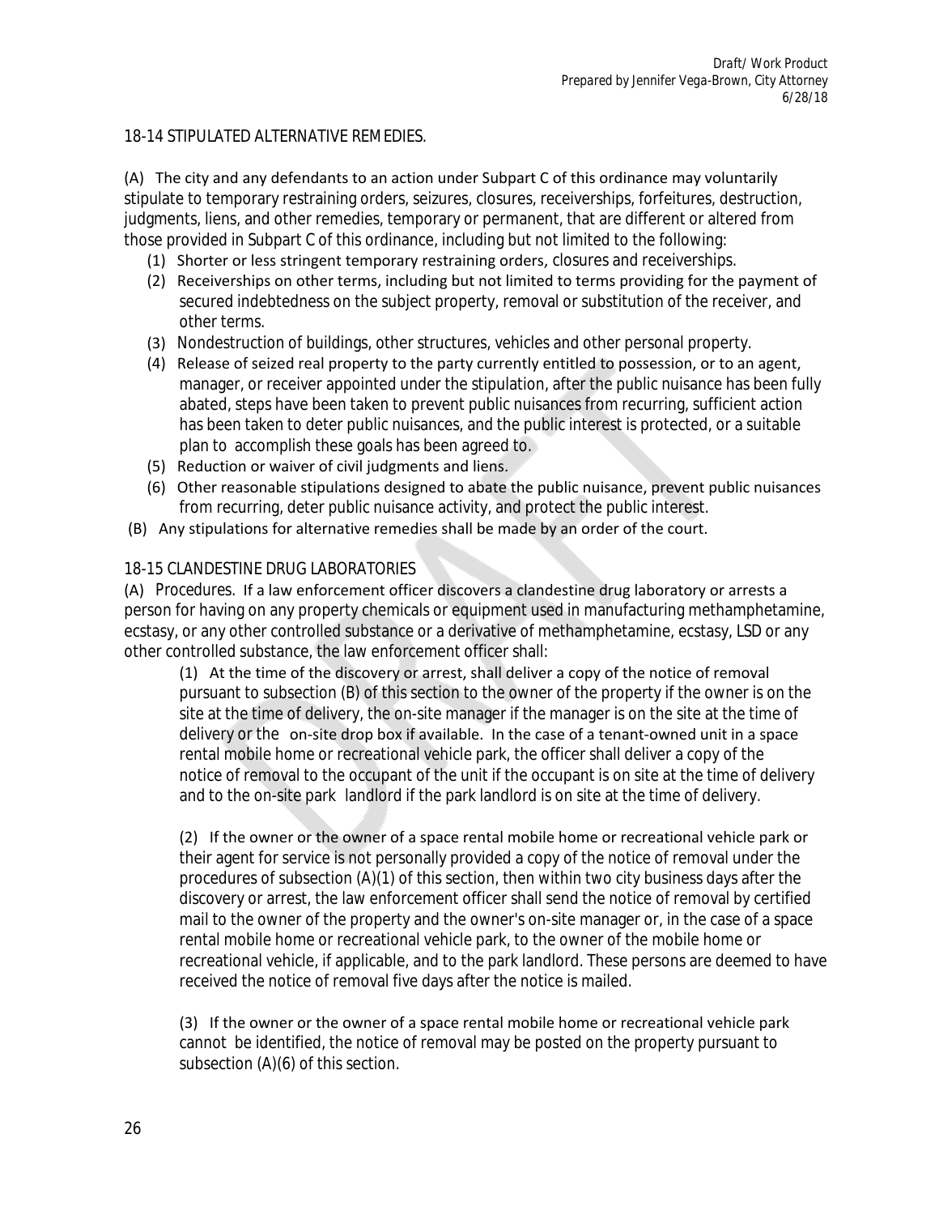## 18-14 STIPULATED ALTERNATIVE REMEDIES.

(A) The city and any defendants to an action under Subpart C of this ordinance may voluntarily stipulate to temporary restraining orders, seizures, closures, receiverships, forfeitures, destruction, judgments, liens, and other remedies, temporary or permanent, that are different or altered from those provided in Subpart C of this ordinance, including but not limited to the following:

(1) Shorter or less stringent temporary restraining orders, closures and receiverships.

(2) Receiverships on other terms, including but not limited to terms providing for the payment of secured indebtedness on the subject property, removal or substitution of the receiver, and other terms.

(3) Nondestruction of buildings, other structures, vehicles and other personal property.

(4) Release of seized real property to the party currently entitled to possession, or to an agent, manager, or receiver appointed under the stipulation, after the public nuisance has been fully abated, steps have been taken to prevent public nuisances from recurring, sufficient action has been taken to deter public nuisances, and the public interest is protected, or a suitable plan to accomplish these goals has been agreed to.

(5) Reduction or waiver of civil judgments and liens.

(6) Other reasonable stipulations designed to abate the public nuisance, prevent public nuisances from recurring, deter public nuisance activity, and protect the public interest.

(B) Any stipulations for alternative remedies shall be made by an order of the court.

## 18-15 CLANDESTINE DRUG LABORATORIES

(A) Procedures. If a law enforcement officer discovers a clandestine drug laboratory or arrests a person for having on any property chemicals or equipment used in manufacturing methamphetamine, ecstasy, or any other controlled substance or a derivative of methamphetamine, ecstasy, LSD or any other controlled substance, the law enforcement officer shall:

(1) At the time of the discovery or arrest, shall deliver a copy of the notice of removal pursuant to subsection (B) of this section to the owner of the property if the owner is on the site at the time of delivery, the on-site manager if the manager is on the site at the time of delivery or the on-site drop box if available. In the case of a tenant-owned unit in a space rental mobile home or recreational vehicle park, the officer shall deliver a copy of the notice of removal to the occupant of the unit if the occupant is on site at the time of delivery and to the on-site park landlord if the park landlord is on site at the time of delivery.

(2) If the owner or the owner of a space rental mobile home or recreational vehicle park or their agent for service is not personally provided a copy of the notice of removal under the procedures of subsection (A)(1) of this section, then within two city business days after the discovery or arrest, the law enforcement officer shall send the notice of removal by certified mail to the owner of the property and the owner's on-site manager or, in the case of a space rental mobile home or recreational vehicle park, to the owner of the mobile home or recreational vehicle, if applicable, and to the park landlord. These persons are deemed to have received the notice of removal five days after the notice is mailed.

(3) If the owner or the owner of a space rental mobile home or recreational vehicle park cannot be identified, the notice of removal may be posted on the property pursuant to subsection (A)(6) of this section.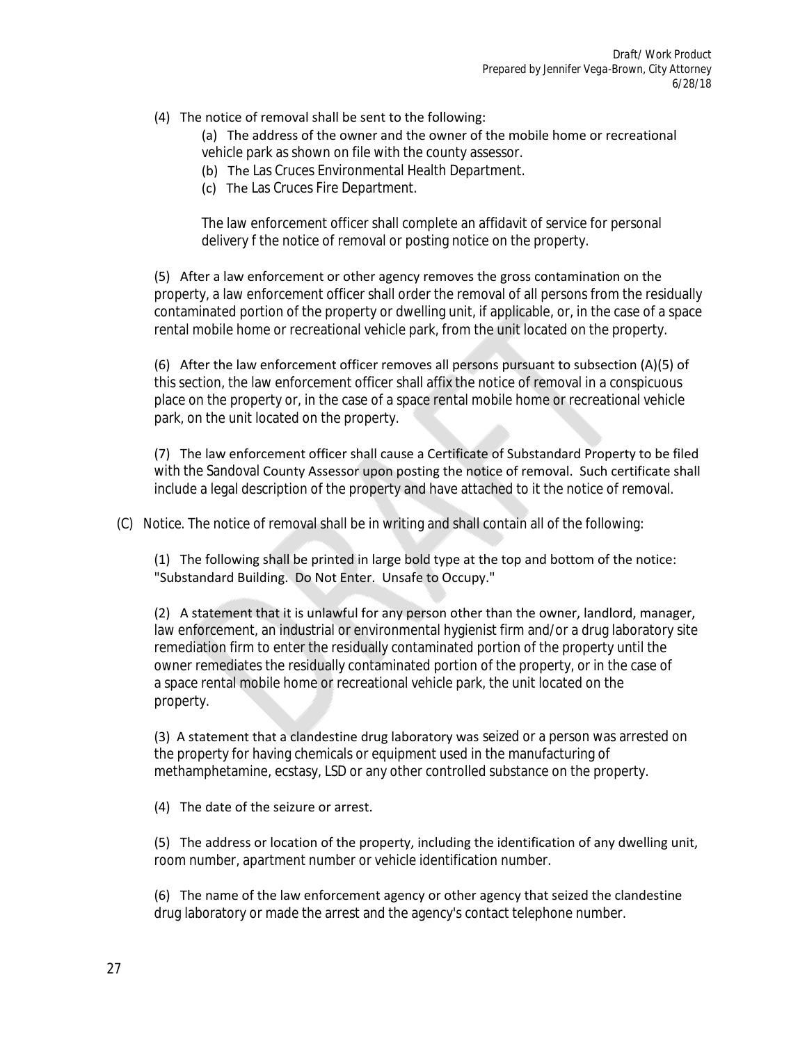(4) The notice of removal shall be sent to the following:

(a) The address of the owner and the owner of the mobile home or recreational vehicle park as shown on file with the county assessor.

(b) The Las Cruces Environmental Health Department.

(c) The Las Cruces Fire Department.

The law enforcement officer shall complete an affidavit of service for personal delivery f the notice of removal or posting notice on the property.

(5) After a law enforcement or other agency removes the gross contamination on the property, a law enforcement officer shall order the removal of all persons from the residually contaminated portion of the property or dwelling unit, if applicable, or, in the case of a space rental mobile home or recreational vehicle park, from the unit located on the property.

(6) After the law enforcement officer removes all persons pursuant to subsection (A)(5) of this section, the law enforcement officer shall affix the notice of removal in a conspicuous place on the property or, in the case of a space rental mobile home or recreational vehicle park, on the unit located on the property.

(7) The law enforcement officer shall cause a Certificate of Substandard Property to be filed with the Sandoval County Assessor upon posting the notice of removal. Such certificate shall include a legal description of the property and have attached to it the notice of removal.

(C) Notice. The notice of removal shall be in writing and shall contain all of the following:

(1) The following shall be printed in large bold type at the top and bottom of the notice: "Substandard Building. Do Not Enter. Unsafe to Occupy."

(2) A statement that it is unlawful for any person other than the owner, landlord, manager, law enforcement, an industrial or environmental hygienist firm and/or a drug laboratory site remediation firm to enter the residually contaminated portion of the property until the owner remediates the residually contaminated portion of the property, or in the case of a space rental mobile home or recreational vehicle park, the unit located on the property.

(3) A statement that a clandestine drug laboratory was seized or a person was arrested on the property for having chemicals or equipment used in the manufacturing of methamphetamine, ecstasy, LSD or any other controlled substance on the property.

(4) The date of the seizure or arrest.

(5) The address or location of the property, including the identification of any dwelling unit, room number, apartment number or vehicle identification number.

(6) The name of the law enforcement agency or other agency that seized the clandestine drug laboratory or made the arrest and the agency's contact telephone number.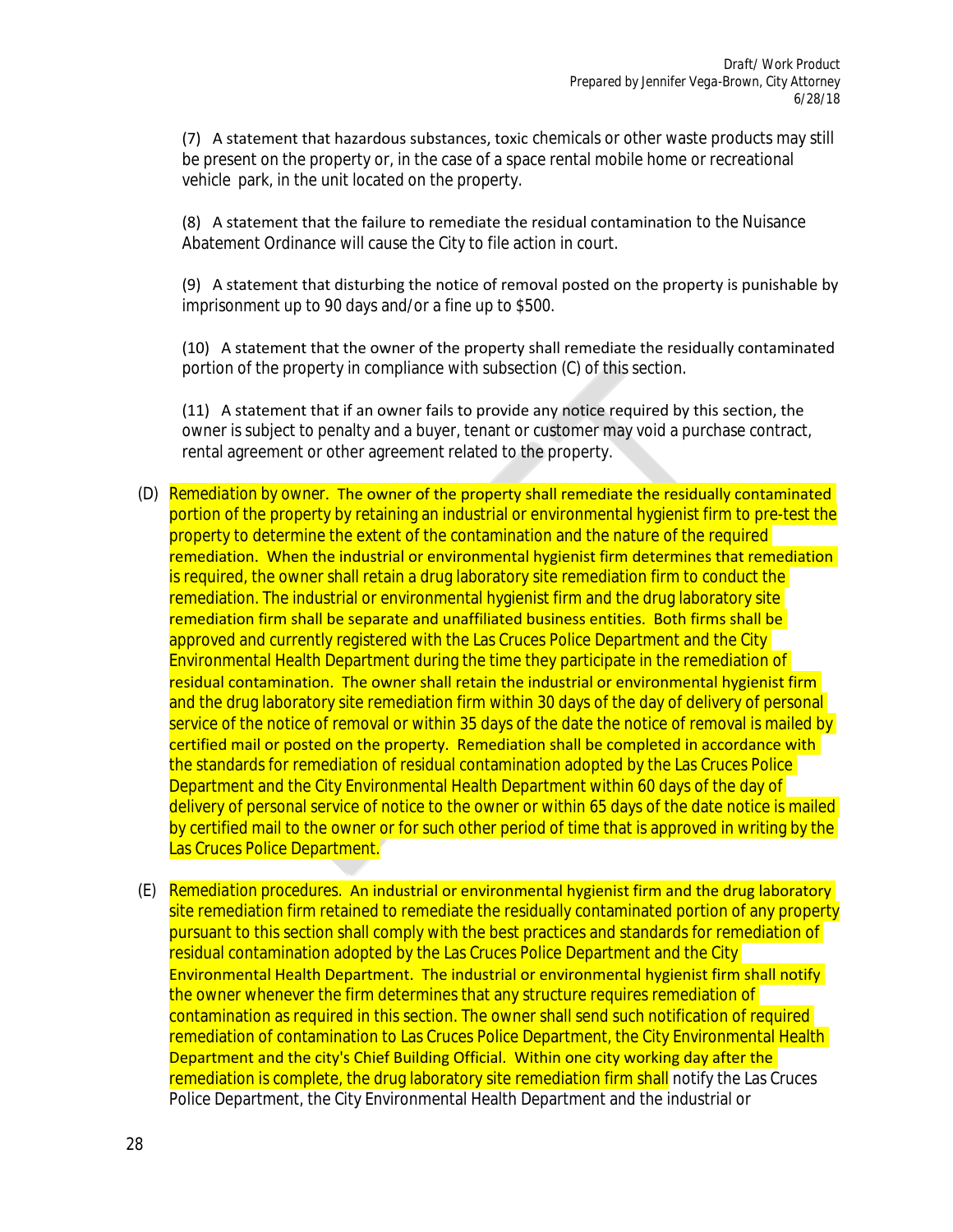(7) A statement that hazardous substances, toxic chemicals or other waste products may still be present on the property or, in the case of a space rental mobile home or recreational vehicle park, in the unit located on the property.

(8) A statement that the failure to remediate the residual contamination to the Nuisance Abatement Ordinance will cause the City to file action in court.

(9) A statement that disturbing the notice of removal posted on the property is punishable by imprisonment up to 90 days and/or a fine up to $500.

(10) A statement that the owner of the property shall remediate the residually contaminated portion of the property in compliance with subsection (C) of this section.

(11) A statement that if an owner fails to provide any notice required by this section, the owner is subject to penalty and a buyer, tenant or customer may void a purchase contract, rental agreement or other agreement related to the property.

(D) Remediation by owner. The owner of the property shall remediate the residually contaminated portion of the property by retaining an industrial or environmental hygienist firm to pre-test the property to determine the extent of the contamination and the nature of the required remediation. When the industrial or environmental hygienist firm determines that remediation is required, the owner shall retain a drug laboratory site remediation firm to conduct the remediation. The industrial or environmental hygienist firm and the drug laboratory site remediation firm shall be separate and unaffiliated business entities. Both firms shall be approved and currently registered with the Las Cruces Police Department and the City Environmental Health Department during the time they participate in the remediation of residual contamination. The owner shall retain the industrial or environmental hygienist firm and the drug laboratory site remediation firm within 30 days of the day of delivery of personal service of the notice of removal or within 35 days of the date the notice of removal is mailed by certified mail or posted on the property. Remediation shall be completed in accordance with the standards for remediation of residual contamination adopted by the Las Cruces Police Department and the City Environmental Health Department within 60 days of the day of delivery of personal service of notice to the owner or within 65 days of the date notice is mailed by certified mail to the owner or for such other period of time that is approved in writing by the Las Cruces Police Department.

(E) Remediation procedures. An industrial or environmental hygienist firm and the drug laboratory site remediation firm retained to remediate the residually contaminated portion of any property pursuant to this section shall comply with the best practices and standards for remediation of residual contamination adopted by the Las Cruces Police Department and the City Environmental Health Department. The industrial or environmental hygienist firm shall notify the owner whenever the firm determines that any structure requires remediation of contamination as required in this section. The owner shall send such notification of required remediation of contamination to Las Cruces Police Department, the City Environmental Health Department and the city's Chief Building Official. Within one city working day after the remediation is complete, the drug laboratory site remediation firm shall notify the Las Cruces Police Department, the City Environmental Health Department and the industrial or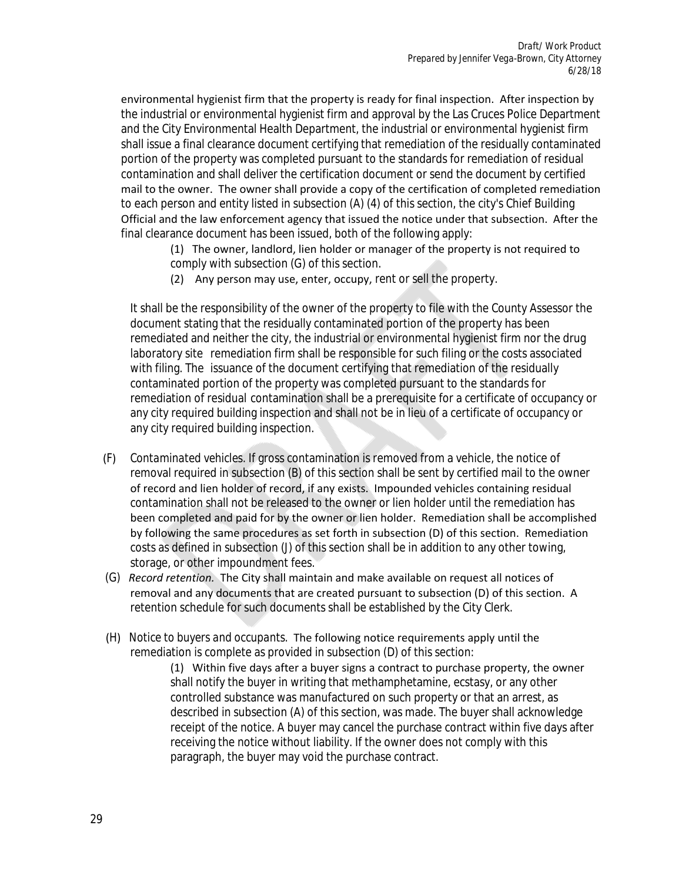environmental hygienist firm that the property is ready for final inspection. After inspection by the industrial or environmental hygienist firm and approval by the Las Cruces Police Department and the City Environmental Health Department, the industrial or environmental hygienist firm shall issue a final clearance document certifying that remediation of the residually contaminated portion of the property was completed pursuant to the standards for remediation of residual contamination and shall deliver the certification document or send the document by certified mail to the owner. The owner shall provide a copy of the certification of completed remediation to each person and entity listed in subsection (A) (4) of this section, the city's Chief Building Official and the law enforcement agency that issued the notice under that subsection. After the final clearance document has been issued, both of the following apply:

(1) The owner, landlord, lien holder or manager of the property is not required to comply with subsection (G) of this section.

(2) Any person may use, enter, occupy, rent or sell the property.

It shall be the responsibility of the owner of the property to file with the County Assessor the document stating that the residually contaminated portion of the property has been remediated and neither the city, the industrial or environmental hygienist firm nor the drug laboratory site remediation firm shall be responsible for such filing or the costs associated with filing. The issuance of the document certifying that remediation of the residually contaminated portion of the property was completed pursuant to the standards for remediation of residual contamination shall be a prerequisite for a certificate of occupancy or any city required building inspection and shall not be in lieu of a certificate of occupancy or any city required building inspection.

(F) Contaminated vehicles. If gross contamination is removed from a vehicle, the notice of removal required in subsection (B) of this section shall be sent by certified mail to the owner of record and lien holder of record, if any exists. Impounded vehicles containing residual contamination shall not be released to the owner or lien holder until the remediation has been completed and paid for by the owner or lien holder. Remediation shall be accomplished by following the same procedures as set forth in subsection (D) of this section. Remediation costs as defined in subsection (J) of this section shall be in addition to any other towing, storage, or other impoundment fees.

(G) *Record retention.* The City shall maintain and make available on request all notices of removal and any documents that are created pursuant to subsection (D) of this section. A retention schedule for such documents shall be established by the City Clerk.

(H) Notice to buyers and occupants. The following notice requirements apply until the remediation is complete as provided in subsection (D) of this section:

(1) Within five days after a buyer signs a contract to purchase property, the owner shall notify the buyer in writing that methamphetamine, ecstasy, or any other controlled substance was manufactured on such property or that an arrest, as described in subsection (A) of this section, was made. The buyer shall acknowledge receipt of the notice. A buyer may cancel the purchase contract within five days after receiving the notice without liability. If the owner does not comply with this paragraph, the buyer may void the purchase contract.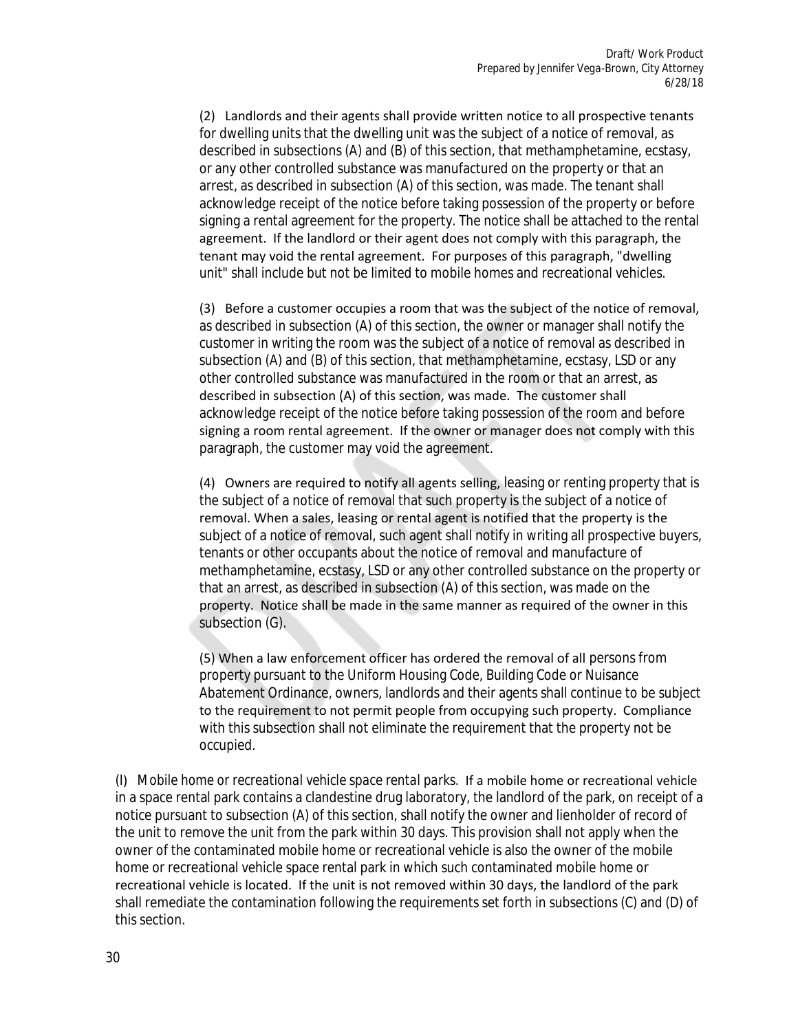(2) Landlords and their agents shall provide written notice to all prospective tenants for dwelling units that the dwelling unit was the subject of a notice of removal, as described in subsections (A) and (B) of this section, that methamphetamine, ecstasy, or any other controlled substance was manufactured on the property or that an arrest, as described in subsection (A) of this section, was made. The tenant shall acknowledge receipt of the notice before taking possession of the property or before signing a rental agreement for the property. The notice shall be attached to the rental agreement. If the landlord or their agent does not comply with this paragraph, the tenant may void the rental agreement. For purposes of this paragraph, "dwelling unit" shall include but not be limited to mobile homes and recreational vehicles.

(3) Before a customer occupies a room that was the subject of the notice of removal, as described in subsection (A) of this section, the owner or manager shall notify the customer in writing the room was the subject of a notice of removal as described in subsection (A) and (B) of this section, that methamphetamine, ecstasy, LSD or any other controlled substance was manufactured in the room or that an arrest, as described in subsection (A) of this section, was made. The customer shall acknowledge receipt of the notice before taking possession of the room and before signing a room rental agreement. If the owner or manager does not comply with this paragraph, the customer may void the agreement.

(4) Owners are required to notify all agents selling, leasing or renting property that is the subject of a notice of removal that such property is the subject of a notice of removal. When a sales, leasing or rental agent is notified that the property is the subject of a notice of removal, such agent shall notify in writing all prospective buyers, tenants or other occupants about the notice of removal and manufacture of methamphetamine, ecstasy, LSD or any other controlled substance on the property or that an arrest, as described in subsection (A) of this section, was made on the property. Notice shall be made in the same manner as required of the owner in this subsection (G).

(5) When a law enforcement officer has ordered the removal of all persons from property pursuant to the Uniform Housing Code, Building Code or Nuisance Abatement Ordinance, owners, landlords and their agents shall continue to be subject to the requirement to not permit people from occupying such property. Compliance with this subsection shall not eliminate the requirement that the property not be occupied.

(I) *Mobile home or recreational vehicle space rental parks.* If a mobile home or recreational vehicle in a space rental park contains a clandestine drug laboratory, the landlord of the park, on receipt of a notice pursuant to subsection (A) of this section, shall notify the owner and lienholder of record of the unit to remove the unit from the park within 30 days. This provision shall not apply when the owner of the contaminated mobile home or recreational vehicle is also the owner of the mobile home or recreational vehicle space rental park in which such contaminated mobile home or recreational vehicle is located. If the unit is not removed within 30 days, the landlord of the park shall remediate the contamination following the requirements set forth in subsections (C) and (D) of this section.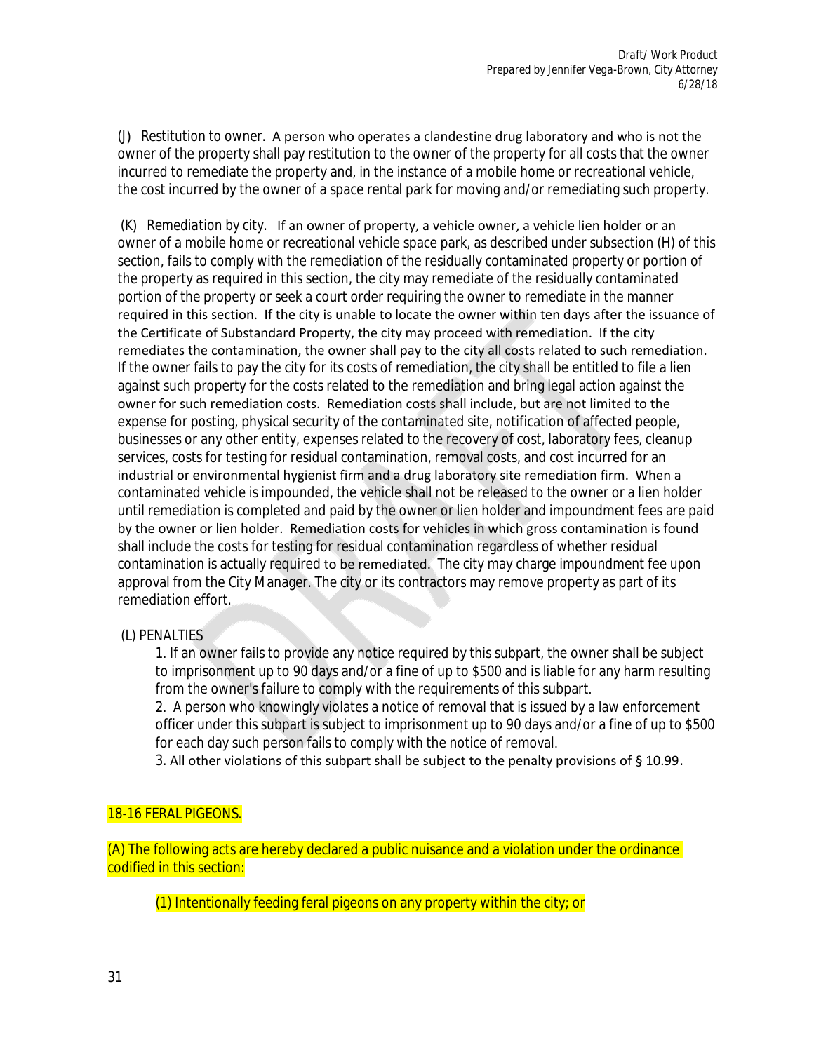(J) Restitution to owner. A person who operates a clandestine drug laboratory and who is not the owner of the property shall pay restitution to the owner of the property for all costs that the owner incurred to remediate the property and, in the instance of a mobile home or recreational vehicle, the cost incurred by the owner of a space rental park for moving and/or remediating such property.

(K) Remediation by city. If an owner of property, a vehicle owner, a vehicle lien holder or an owner of a mobile home or recreational vehicle space park, as described under subsection (H) of this section, fails to comply with the remediation of the residually contaminated property or portion of the property as required in this section, the city may remediate of the residually contaminated portion of the property or seek a court order requiring the owner to remediate in the manner required in this section. If the city is unable to locate the owner within ten days after the issuance of the Certificate of Substandard Property, the city may proceed with remediation. If the city remediates the contamination, the owner shall pay to the city all costs related to such remediation. If the owner fails to pay the city for its costs of remediation, the city shall be entitled to file a lien against such property for the costs related to the remediation and bring legal action against the owner for such remediation costs. Remediation costs shall include, but are not limited to the expense for posting, physical security of the contaminated site, notification of affected people, businesses or any other entity, expenses related to the recovery of cost, laboratory fees, cleanup services, costs for testing for residual contamination, removal costs, and cost incurred for an industrial or environmental hygienist firm and a drug laboratory site remediation firm. When a contaminated vehicle is impounded, the vehicle shall not be released to the owner or a lien holder until remediation is completed and paid by the owner or lien holder and impoundment fees are paid by the owner or lien holder. Remediation costs for vehicles in which gross contamination is found shall include the costs for testing for residual contamination regardless of whether residual contamination is actually required to be remediated. The city may charge impoundment fee upon approval from the City Manager. The city or its contractors may remove property as part of its remediation effort.

(L) PENALTIES

1. If an owner fails to provide any notice required by this subpart, the owner shall be subject to imprisonment up to 90 days and/or a fine of up to $500 and is liable for any harm resulting from the owner's failure to comply with the requirements of this subpart.
2. A person who knowingly violates a notice of removal that is issued by a law enforcement officer under this subpart is subject to imprisonment up to 90 days and/or a fine of up to $500 for each day such person fails to comply with the notice of removal.
3. All other violations of this subpart shall be subject to the penalty provisions of § 10.99.

18-16 FERAL PIGEONS.

(A) The following acts are hereby declared a public nuisance and a violation under the ordinance codified in this section:

(1) Intentionally feeding feral pigeons on any property within the city; or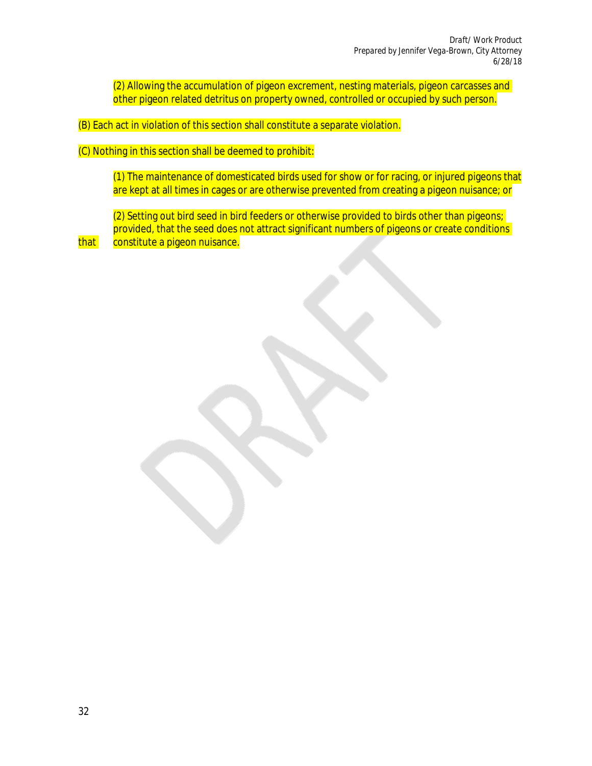(2) Allowing the accumulation of pigeon excrement, nesting materials, pigeon carcasses and other pigeon related detritus on property owned, controlled or occupied by such person.

(B) Each act in violation of this section shall constitute a separate violation.

(C) Nothing in this section shall be deemed to prohibit:

(1) The maintenance of domesticated birds used for show or for racing, or injured pigeons that are kept at all times in cages or are otherwise prevented from creating a pigeon nuisance; or

(2) Setting out bird seed in bird feeders or otherwise provided to birds other than pigeons; provided, that the seed does not attract significant numbers of pigeons or create conditions that constitute a pigeon nuisance.